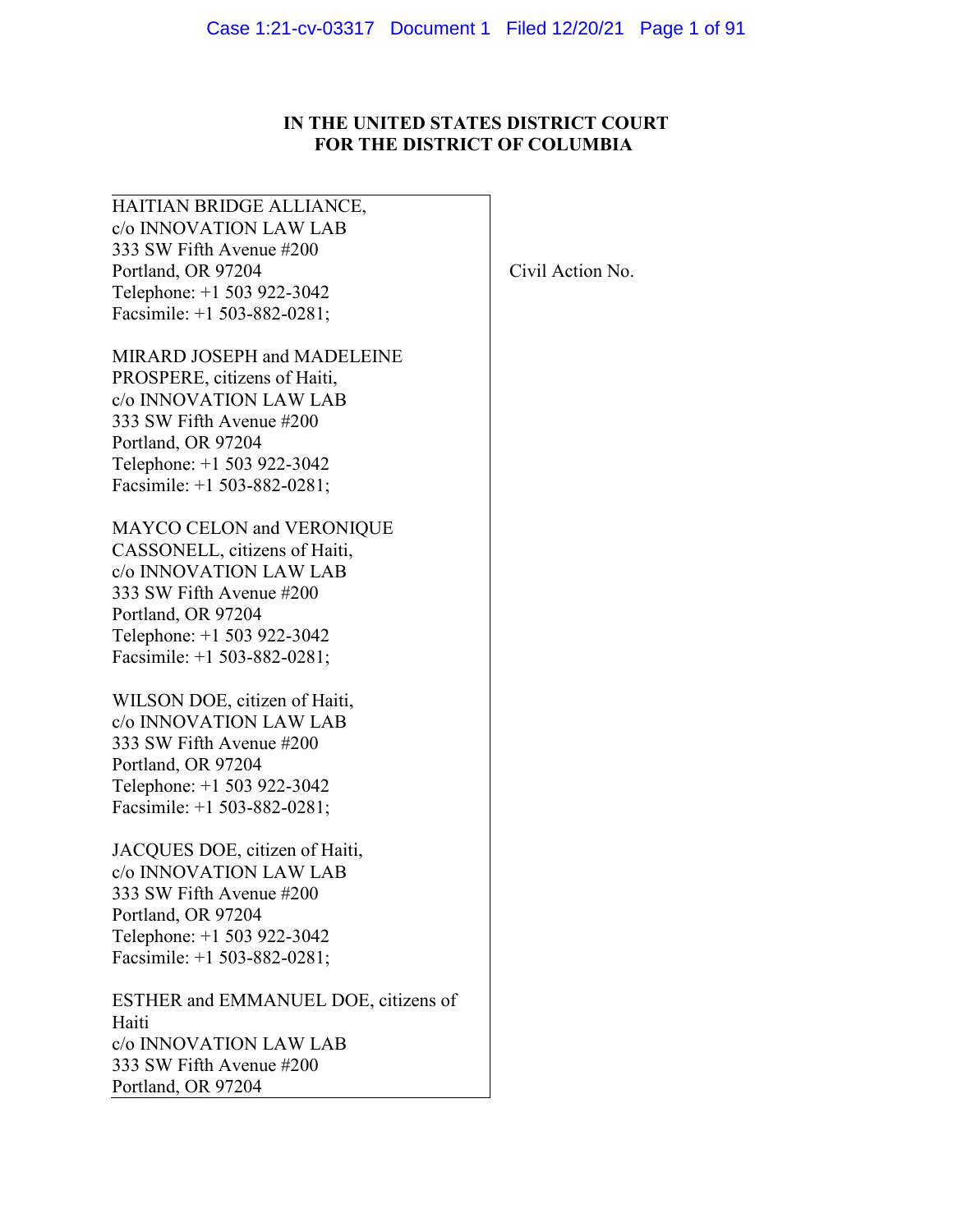**IN THE UNITED STATES DISTRICT COURT**
**FOR THE DISTRICT OF COLUMBIA**

HAITIAN BRIDGE ALLIANCE,
c/o INNOVATION LAW LAB
333 SW Fifth Avenue #200
Portland, OR 97204
Telephone: +1 503 922-3042
Facsimile: +1 503-882-0281;

MIRARD JOSEPH and MADELEINE PROSPERE, citizens of Haiti,
c/o INNOVATION LAW LAB
333 SW Fifth Avenue #200
Portland, OR 97204
Telephone: +1 503 922-3042
Facsimile: +1 503-882-0281;

MAYCO CELON and VERONIQUE CASSONELL, citizens of Haiti,
c/o INNOVATION LAW LAB
333 SW Fifth Avenue #200
Portland, OR 97204
Telephone: +1 503 922-3042
Facsimile: +1 503-882-0281;

WILSON DOE, citizen of Haiti,
c/o INNOVATION LAW LAB
333 SW Fifth Avenue #200
Portland, OR 97204
Telephone: +1 503 922-3042
Facsimile: +1 503-882-0281;

JACQUES DOE, citizen of Haiti,
c/o INNOVATION LAW LAB
333 SW Fifth Avenue #200
Portland, OR 97204
Telephone: +1 503 922-3042
Facsimile: +1 503-882-0281;

ESTHER and EMMANUEL DOE, citizens of Haiti
c/o INNOVATION LAW LAB
333 SW Fifth Avenue #200
Portland, OR 97204

Civil Action No.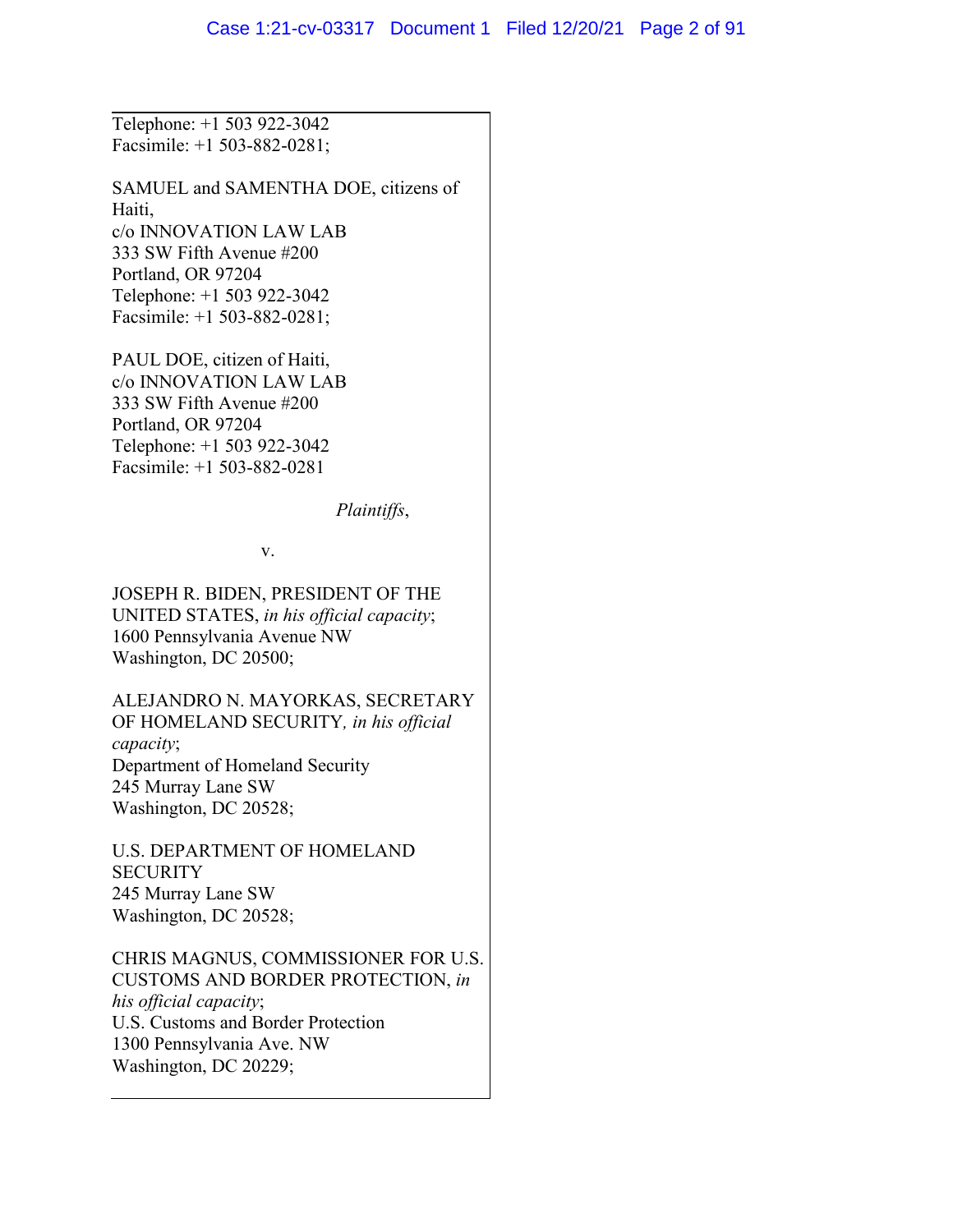Telephone: +1 503 922-3042
Facsimile: +1 503-882-0281;

SAMUEL and SAMENTHA DOE, citizens of Haiti,
c/o INNOVATION LAW LAB
333 SW Fifth Avenue #200
Portland, OR 97204
Telephone: +1 503 922-3042
Facsimile: +1 503-882-0281;

PAUL DOE, citizen of Haiti,
c/o INNOVATION LAW LAB
333 SW Fifth Avenue #200
Portland, OR 97204
Telephone: +1 503 922-3042
Facsimile: +1 503-882-0281

*Plaintiffs*,

v.

JOSEPH R. BIDEN, PRESIDENT OF THE UNITED STATES, *in his official capacity*;
1600 Pennsylvania Avenue NW
Washington, DC 20500;

ALEJANDRO N. MAYORKAS, SECRETARY OF HOMELAND SECURITY*, in his official capacity*;
Department of Homeland Security
245 Murray Lane SW
Washington, DC 20528;

U.S. DEPARTMENT OF HOMELAND SECURITY
245 Murray Lane SW
Washington, DC 20528;

CHRIS MAGNUS, COMMISSIONER FOR U.S. CUSTOMS AND BORDER PROTECTION, *in his official capacity*;
U.S. Customs and Border Protection
1300 Pennsylvania Ave. NW
Washington, DC 20229;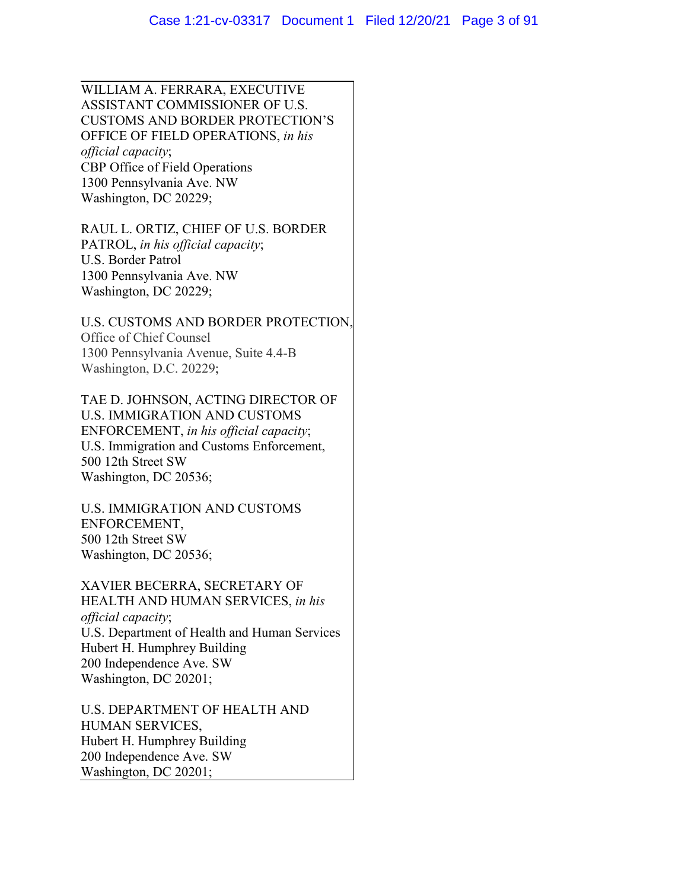WILLIAM A. FERRARA, EXECUTIVE ASSISTANT COMMISSIONER OF U.S. CUSTOMS AND BORDER PROTECTION'S OFFICE OF FIELD OPERATIONS, *in his official capacity*;
CBP Office of Field Operations
1300 Pennsylvania Ave. NW
Washington, DC 20229;

RAUL L. ORTIZ, CHIEF OF U.S. BORDER PATROL, *in his official capacity*;
U.S. Border Patrol
1300 Pennsylvania Ave. NW
Washington, DC 20229;

U.S. CUSTOMS AND BORDER PROTECTION,
Office of Chief Counsel
1300 Pennsylvania Avenue, Suite 4.4-B
Washington, D.C. 20229;

TAE D. JOHNSON, ACTING DIRECTOR OF U.S. IMMIGRATION AND CUSTOMS ENFORCEMENT, *in his official capacity*;
U.S. Immigration and Customs Enforcement,
500 12th Street SW
Washington, DC 20536;

U.S. IMMIGRATION AND CUSTOMS ENFORCEMENT,
500 12th Street SW
Washington, DC 20536;

XAVIER BECERRA, SECRETARY OF HEALTH AND HUMAN SERVICES, *in his official capacity*;
U.S. Department of Health and Human Services
Hubert H. Humphrey Building
200 Independence Ave. SW
Washington, DC 20201;

U.S. DEPARTMENT OF HEALTH AND HUMAN SERVICES,
Hubert H. Humphrey Building
200 Independence Ave. SW
Washington, DC 20201;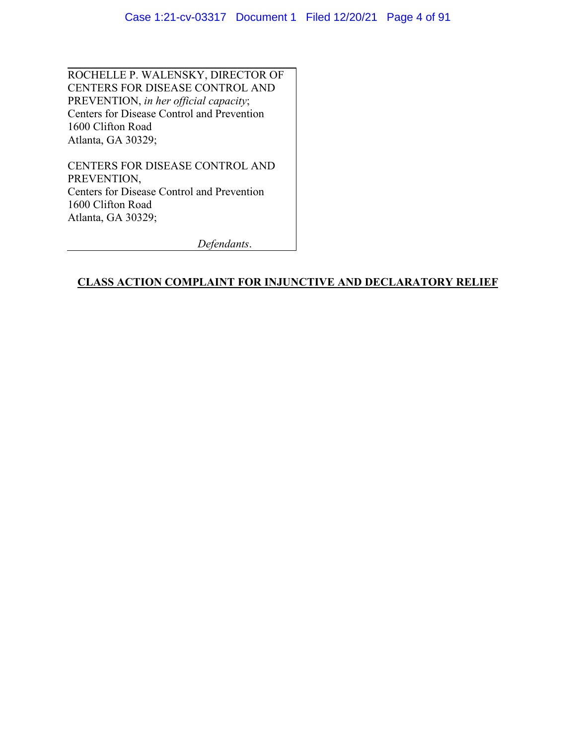ROCHELLE P. WALENSKY, DIRECTOR OF CENTERS FOR DISEASE CONTROL AND PREVENTION, *in her official capacity*;
Centers for Disease Control and Prevention
1600 Clifton Road
Atlanta, GA 30329;

CENTERS FOR DISEASE CONTROL AND PREVENTION,
Centers for Disease Control and Prevention
1600 Clifton Road
Atlanta, GA 30329;

*Defendants*.

**CLASS ACTION COMPLAINT FOR INJUNCTIVE AND DECLARATORY RELIEF**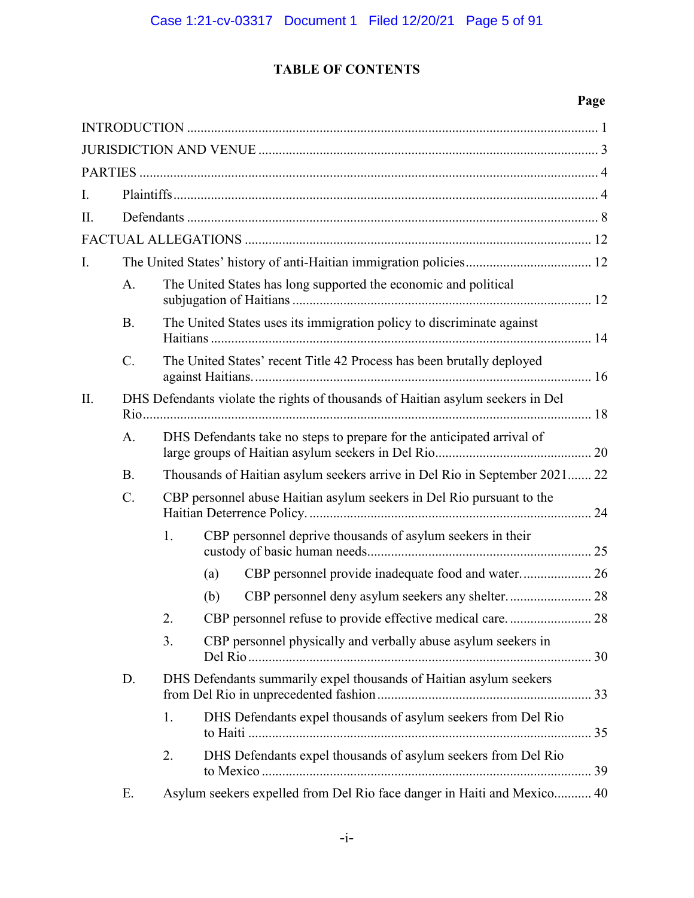# TABLE OF CONTENTS

**Page**

INTRODUCTION ........................................................................................................................ 1

JURISDICTION AND VENUE ................................................................................................... 3

PARTIES ...................................................................................................................................... 4

I. Plaintiffs ............................................................................................................................. 4

II. Defendants ......................................................................................................................... 8

FACTUAL ALLEGATIONS ..................................................................................................... 12

I. The United States' history of anti-Haitian immigration policies ..................................... 12

  A. The United States has long supported the economic and political subjugation of Haitians ........................................................................................ 12

  B. The United States uses its immigration policy to discriminate against Haitians ................................................................................................................ 14

  C. The United States' recent Title 42 Process has been brutally deployed against Haitians. .................................................................................................. 16

II. DHS Defendants violate the rights of thousands of Haitian asylum seekers in Del Rio ................................................................................................................................ 18

  A. DHS Defendants take no steps to prepare for the anticipated arrival of large groups of Haitian asylum seekers in Del Rio.............................................. 20

  B. Thousands of Haitian asylum seekers arrive in Del Rio in September 2021 ....... 22

  C. CBP personnel abuse Haitian asylum seekers in Del Rio pursuant to the Haitian Deterrence Policy. .................................................................................. 24

    1. CBP personnel deprive thousands of asylum seekers in their custody of basic human needs ................................................................ 25

      (a) CBP personnel provide inadequate food and water. ................... 26

      (b) CBP personnel deny asylum seekers any shelter. ....................... 28

    2. CBP personnel refuse to provide effective medical care. ....................... 28

    3. CBP personnel physically and verbally abuse asylum seekers in Del Rio ................................................................................................... 30

  D. DHS Defendants summarily expel thousands of Haitian asylum seekers from Del Rio in unprecedented fashion .............................................................. 33

    1. DHS Defendants expel thousands of asylum seekers from Del Rio to Haiti ................................................................................................... 35

    2. DHS Defendants expel thousands of asylum seekers from Del Rio to Mexico ............................................................................................... 39

  E. Asylum seekers expelled from Del Rio face danger in Haiti and Mexico........... 40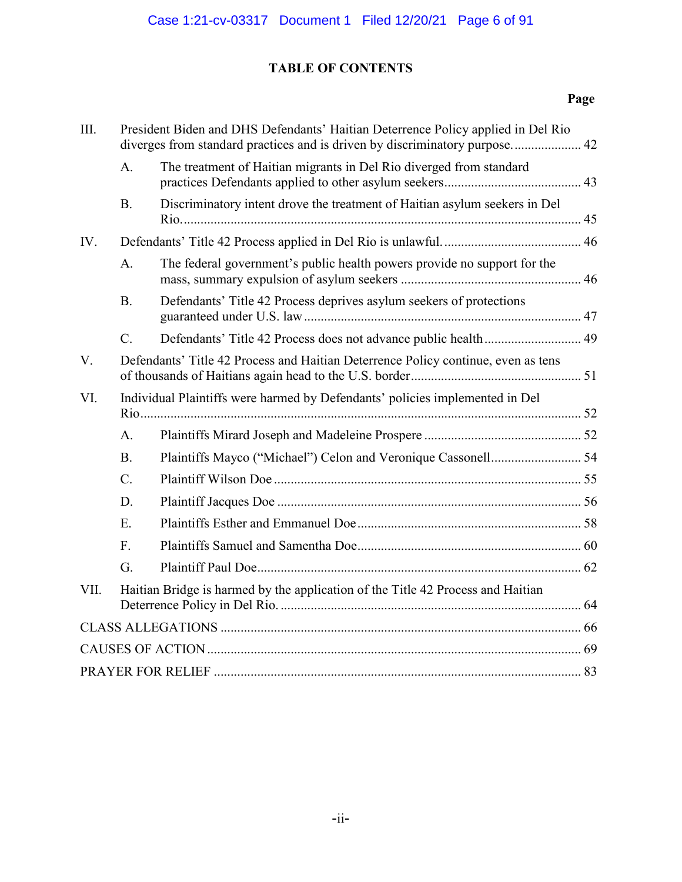## TABLE OF CONTENTS

| | | | Page |
|---|---|---|---|
| III. | | President Biden and DHS Defendants' Haitian Deterrence Policy applied in Del Rio diverges from standard practices and is driven by discriminatory purpose. | 42 |
| | A. | The treatment of Haitian migrants in Del Rio diverged from standard practices Defendants applied to other asylum seekers | 43 |
| | B. | Discriminatory intent drove the treatment of Haitian asylum seekers in Del Rio. | 45 |
| IV. | | Defendants' Title 42 Process applied in Del Rio is unlawful. | 46 |
| | A. | The federal government's public health powers provide no support for the mass, summary expulsion of asylum seekers | 46 |
| | B. | Defendants' Title 42 Process deprives asylum seekers of protections guaranteed under U.S. law | 47 |
| | C. | Defendants' Title 42 Process does not advance public health | 49 |
| V. | | Defendants' Title 42 Process and Haitian Deterrence Policy continue, even as tens of thousands of Haitians again head to the U.S. border | 51 |
| VI. | | Individual Plaintiffs were harmed by Defendants' policies implemented in Del Rio | 52 |
| | A. | Plaintiffs Mirard Joseph and Madeleine Prospere | 52 |
| | B. | Plaintiffs Mayco ("Michael") Celon and Veronique Cassonell | 54 |
| | C. | Plaintiff Wilson Doe | 55 |
| | D. | Plaintiff Jacques Doe | 56 |
| | E. | Plaintiffs Esther and Emmanuel Doe | 58 |
| | F. | Plaintiffs Samuel and Samentha Doe | 60 |
| | G. | Plaintiff Paul Doe | 62 |
| VII. | | Haitian Bridge is harmed by the application of the Title 42 Process and Haitian Deterrence Policy in Del Rio. | 64 |
| CLASS ALLEGATIONS | | | 66 |
| CAUSES OF ACTION | | | 69 |
| PRAYER FOR RELIEF | | | 83 |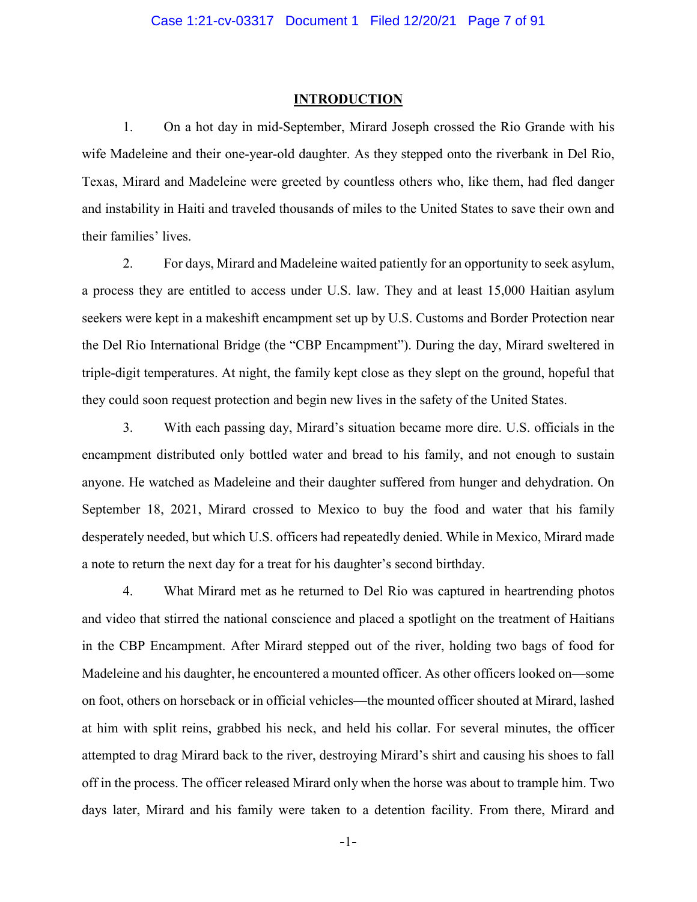## INTRODUCTION

1. On a hot day in mid-September, Mirard Joseph crossed the Rio Grande with his wife Madeleine and their one-year-old daughter. As they stepped onto the riverbank in Del Rio, Texas, Mirard and Madeleine were greeted by countless others who, like them, had fled danger and instability in Haiti and traveled thousands of miles to the United States to save their own and their families' lives.

2. For days, Mirard and Madeleine waited patiently for an opportunity to seek asylum, a process they are entitled to access under U.S. law. They and at least 15,000 Haitian asylum seekers were kept in a makeshift encampment set up by U.S. Customs and Border Protection near the Del Rio International Bridge (the "CBP Encampment"). During the day, Mirard sweltered in triple-digit temperatures. At night, the family kept close as they slept on the ground, hopeful that they could soon request protection and begin new lives in the safety of the United States.

3. With each passing day, Mirard's situation became more dire. U.S. officials in the encampment distributed only bottled water and bread to his family, and not enough to sustain anyone. He watched as Madeleine and their daughter suffered from hunger and dehydration. On September 18, 2021, Mirard crossed to Mexico to buy the food and water that his family desperately needed, but which U.S. officers had repeatedly denied. While in Mexico, Mirard made a note to return the next day for a treat for his daughter's second birthday.

4. What Mirard met as he returned to Del Rio was captured in heartrending photos and video that stirred the national conscience and placed a spotlight on the treatment of Haitians in the CBP Encampment. After Mirard stepped out of the river, holding two bags of food for Madeleine and his daughter, he encountered a mounted officer. As other officers looked on—some on foot, others on horseback or in official vehicles—the mounted officer shouted at Mirard, lashed at him with split reins, grabbed his neck, and held his collar. For several minutes, the officer attempted to drag Mirard back to the river, destroying Mirard's shirt and causing his shoes to fall off in the process. The officer released Mirard only when the horse was about to trample him. Two days later, Mirard and his family were taken to a detention facility. From there, Mirard and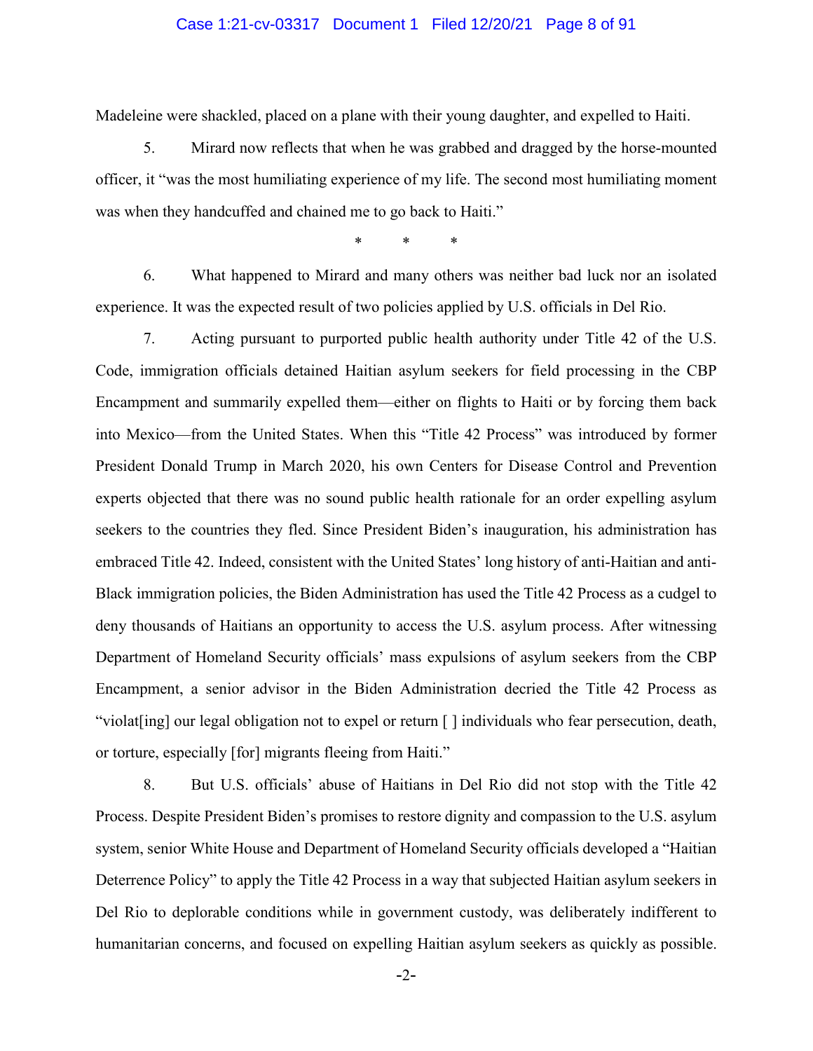Madeleine were shackled, placed on a plane with their young daughter, and expelled to Haiti.

5. Mirard now reflects that when he was grabbed and dragged by the horse-mounted officer, it "was the most humiliating experience of my life. The second most humiliating moment was when they handcuffed and chained me to go back to Haiti."

\* \* \*

6. What happened to Mirard and many others was neither bad luck nor an isolated experience. It was the expected result of two policies applied by U.S. officials in Del Rio.

7. Acting pursuant to purported public health authority under Title 42 of the U.S. Code, immigration officials detained Haitian asylum seekers for field processing in the CBP Encampment and summarily expelled them—either on flights to Haiti or by forcing them back into Mexico—from the United States. When this "Title 42 Process" was introduced by former President Donald Trump in March 2020, his own Centers for Disease Control and Prevention experts objected that there was no sound public health rationale for an order expelling asylum seekers to the countries they fled. Since President Biden's inauguration, his administration has embraced Title 42. Indeed, consistent with the United States' long history of anti-Haitian and anti-Black immigration policies, the Biden Administration has used the Title 42 Process as a cudgel to deny thousands of Haitians an opportunity to access the U.S. asylum process. After witnessing Department of Homeland Security officials' mass expulsions of asylum seekers from the CBP Encampment, a senior advisor in the Biden Administration decried the Title 42 Process as "violat[ing] our legal obligation not to expel or return [ ] individuals who fear persecution, death, or torture, especially [for] migrants fleeing from Haiti."

8. But U.S. officials' abuse of Haitians in Del Rio did not stop with the Title 42 Process. Despite President Biden's promises to restore dignity and compassion to the U.S. asylum system, senior White House and Department of Homeland Security officials developed a "Haitian Deterrence Policy" to apply the Title 42 Process in a way that subjected Haitian asylum seekers in Del Rio to deplorable conditions while in government custody, was deliberately indifferent to humanitarian concerns, and focused on expelling Haitian asylum seekers as quickly as possible.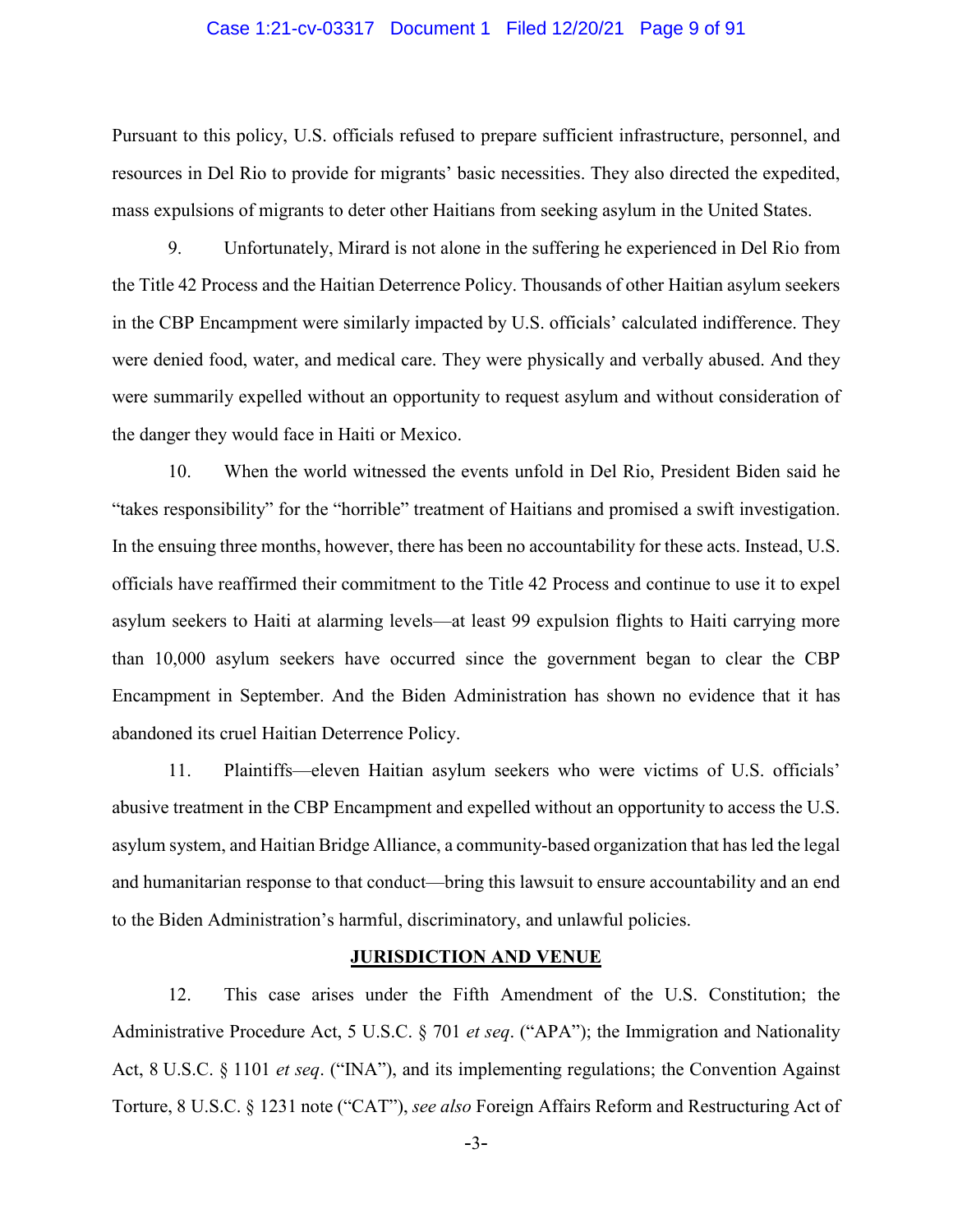Pursuant to this policy, U.S. officials refused to prepare sufficient infrastructure, personnel, and resources in Del Rio to provide for migrants' basic necessities. They also directed the expedited, mass expulsions of migrants to deter other Haitians from seeking asylum in the United States.

9. Unfortunately, Mirard is not alone in the suffering he experienced in Del Rio from the Title 42 Process and the Haitian Deterrence Policy. Thousands of other Haitian asylum seekers in the CBP Encampment were similarly impacted by U.S. officials' calculated indifference. They were denied food, water, and medical care. They were physically and verbally abused. And they were summarily expelled without an opportunity to request asylum and without consideration of the danger they would face in Haiti or Mexico.

10. When the world witnessed the events unfold in Del Rio, President Biden said he "takes responsibility" for the "horrible" treatment of Haitians and promised a swift investigation. In the ensuing three months, however, there has been no accountability for these acts. Instead, U.S. officials have reaffirmed their commitment to the Title 42 Process and continue to use it to expel asylum seekers to Haiti at alarming levels—at least 99 expulsion flights to Haiti carrying more than 10,000 asylum seekers have occurred since the government began to clear the CBP Encampment in September. And the Biden Administration has shown no evidence that it has abandoned its cruel Haitian Deterrence Policy.

11. Plaintiffs—eleven Haitian asylum seekers who were victims of U.S. officials' abusive treatment in the CBP Encampment and expelled without an opportunity to access the U.S. asylum system, and Haitian Bridge Alliance, a community-based organization that has led the legal and humanitarian response to that conduct—bring this lawsuit to ensure accountability and an end to the Biden Administration's harmful, discriminatory, and unlawful policies.

## JURISDICTION AND VENUE

12. This case arises under the Fifth Amendment of the U.S. Constitution; the Administrative Procedure Act, 5 U.S.C. § 701 *et seq*. ("APA"); the Immigration and Nationality Act, 8 U.S.C. § 1101 *et seq*. ("INA"), and its implementing regulations; the Convention Against Torture, 8 U.S.C. § 1231 note ("CAT"), *see also* Foreign Affairs Reform and Restructuring Act of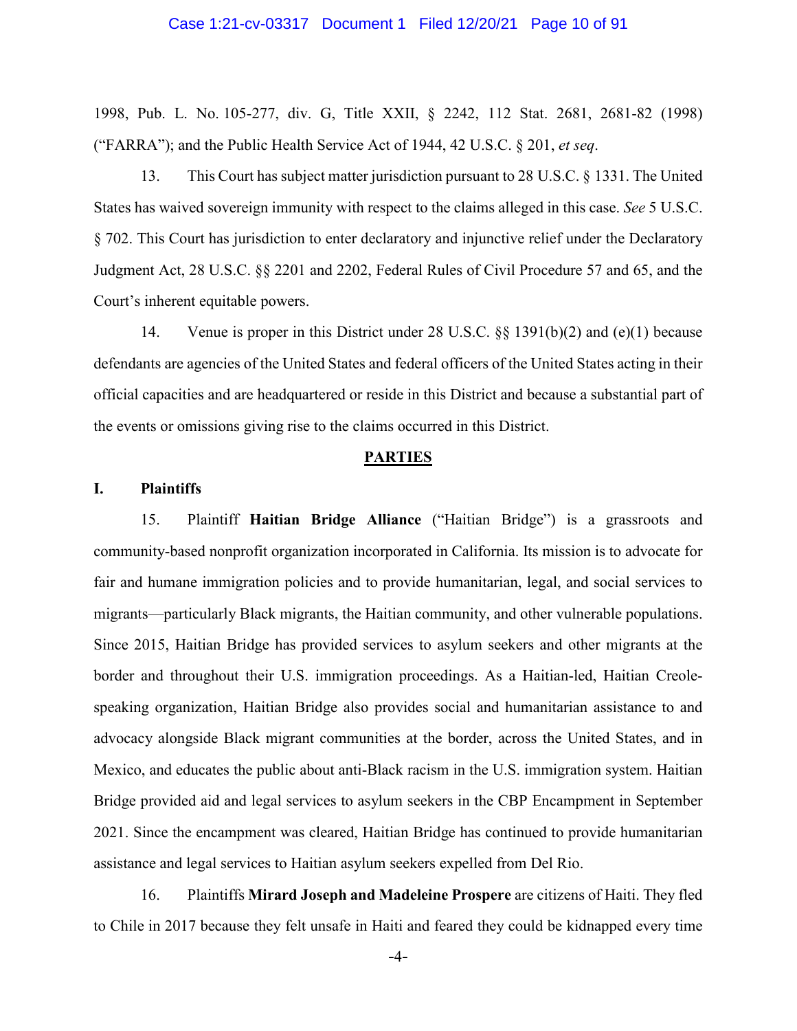1998, Pub. L. No. 105-277, div. G, Title XXII, § 2242, 112 Stat. 2681, 2681-82 (1998) ("FARRA"); and the Public Health Service Act of 1944, 42 U.S.C. § 201, *et seq*.

13. This Court has subject matter jurisdiction pursuant to 28 U.S.C. § 1331. The United States has waived sovereign immunity with respect to the claims alleged in this case. *See* 5 U.S.C. § 702. This Court has jurisdiction to enter declaratory and injunctive relief under the Declaratory Judgment Act, 28 U.S.C. §§ 2201 and 2202, Federal Rules of Civil Procedure 57 and 65, and the Court's inherent equitable powers.

14. Venue is proper in this District under 28 U.S.C. §§ 1391(b)(2) and (e)(1) because defendants are agencies of the United States and federal officers of the United States acting in their official capacities and are headquartered or reside in this District and because a substantial part of the events or omissions giving rise to the claims occurred in this District.

## PARTIES

### I. Plaintiffs

15. Plaintiff **Haitian Bridge Alliance** ("Haitian Bridge") is a grassroots and community-based nonprofit organization incorporated in California. Its mission is to advocate for fair and humane immigration policies and to provide humanitarian, legal, and social services to migrants—particularly Black migrants, the Haitian community, and other vulnerable populations. Since 2015, Haitian Bridge has provided services to asylum seekers and other migrants at the border and throughout their U.S. immigration proceedings. As a Haitian-led, Haitian Creole-speaking organization, Haitian Bridge also provides social and humanitarian assistance to and advocacy alongside Black migrant communities at the border, across the United States, and in Mexico, and educates the public about anti-Black racism in the U.S. immigration system. Haitian Bridge provided aid and legal services to asylum seekers in the CBP Encampment in September 2021. Since the encampment was cleared, Haitian Bridge has continued to provide humanitarian assistance and legal services to Haitian asylum seekers expelled from Del Rio.

16. Plaintiffs **Mirard Joseph and Madeleine Prospere** are citizens of Haiti. They fled to Chile in 2017 because they felt unsafe in Haiti and feared they could be kidnapped every time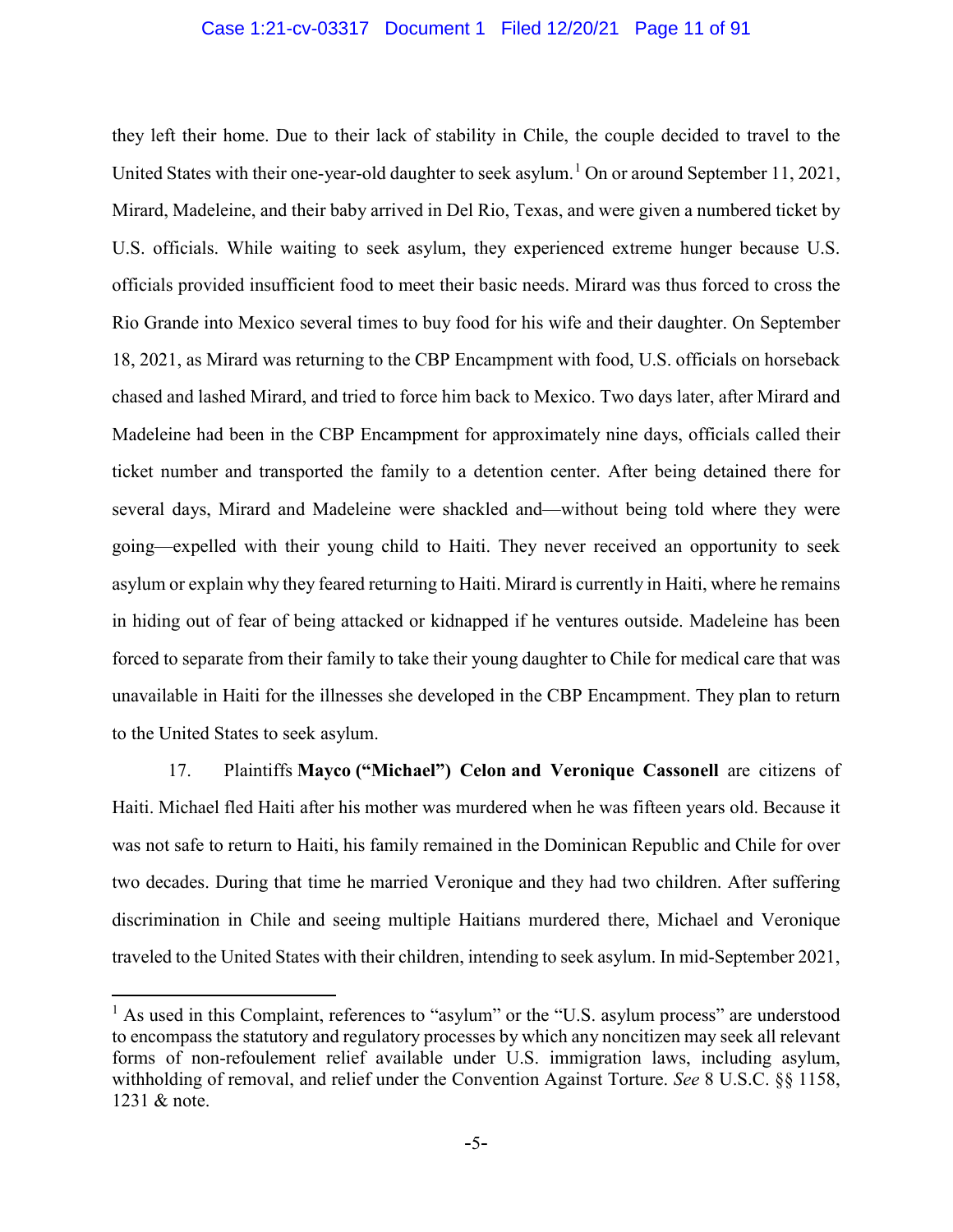they left their home. Due to their lack of stability in Chile, the couple decided to travel to the United States with their one-year-old daughter to seek asylum.[1] On or around September 11, 2021, Mirard, Madeleine, and their baby arrived in Del Rio, Texas, and were given a numbered ticket by U.S. officials. While waiting to seek asylum, they experienced extreme hunger because U.S. officials provided insufficient food to meet their basic needs. Mirard was thus forced to cross the Rio Grande into Mexico several times to buy food for his wife and their daughter. On September 18, 2021, as Mirard was returning to the CBP Encampment with food, U.S. officials on horseback chased and lashed Mirard, and tried to force him back to Mexico. Two days later, after Mirard and Madeleine had been in the CBP Encampment for approximately nine days, officials called their ticket number and transported the family to a detention center. After being detained there for several days, Mirard and Madeleine were shackled and—without being told where they were going—expelled with their young child to Haiti. They never received an opportunity to seek asylum or explain why they feared returning to Haiti. Mirard is currently in Haiti, where he remains in hiding out of fear of being attacked or kidnapped if he ventures outside. Madeleine has been forced to separate from their family to take their young daughter to Chile for medical care that was unavailable in Haiti for the illnesses she developed in the CBP Encampment. They plan to return to the United States to seek asylum.

17. Plaintiffs **Mayco ("Michael") Celon and Veronique Cassonell** are citizens of Haiti. Michael fled Haiti after his mother was murdered when he was fifteen years old. Because it was not safe to return to Haiti, his family remained in the Dominican Republic and Chile for over two decades. During that time he married Veronique and they had two children. After suffering discrimination in Chile and seeing multiple Haitians murdered there, Michael and Veronique traveled to the United States with their children, intending to seek asylum. In mid-September 2021,

---

[1] As used in this Complaint, references to "asylum" or the "U.S. asylum process" are understood to encompass the statutory and regulatory processes by which any noncitizen may seek all relevant forms of non-refoulement relief available under U.S. immigration laws, including asylum, withholding of removal, and relief under the Convention Against Torture. *See* 8 U.S.C. §§ 1158, 1231 & note.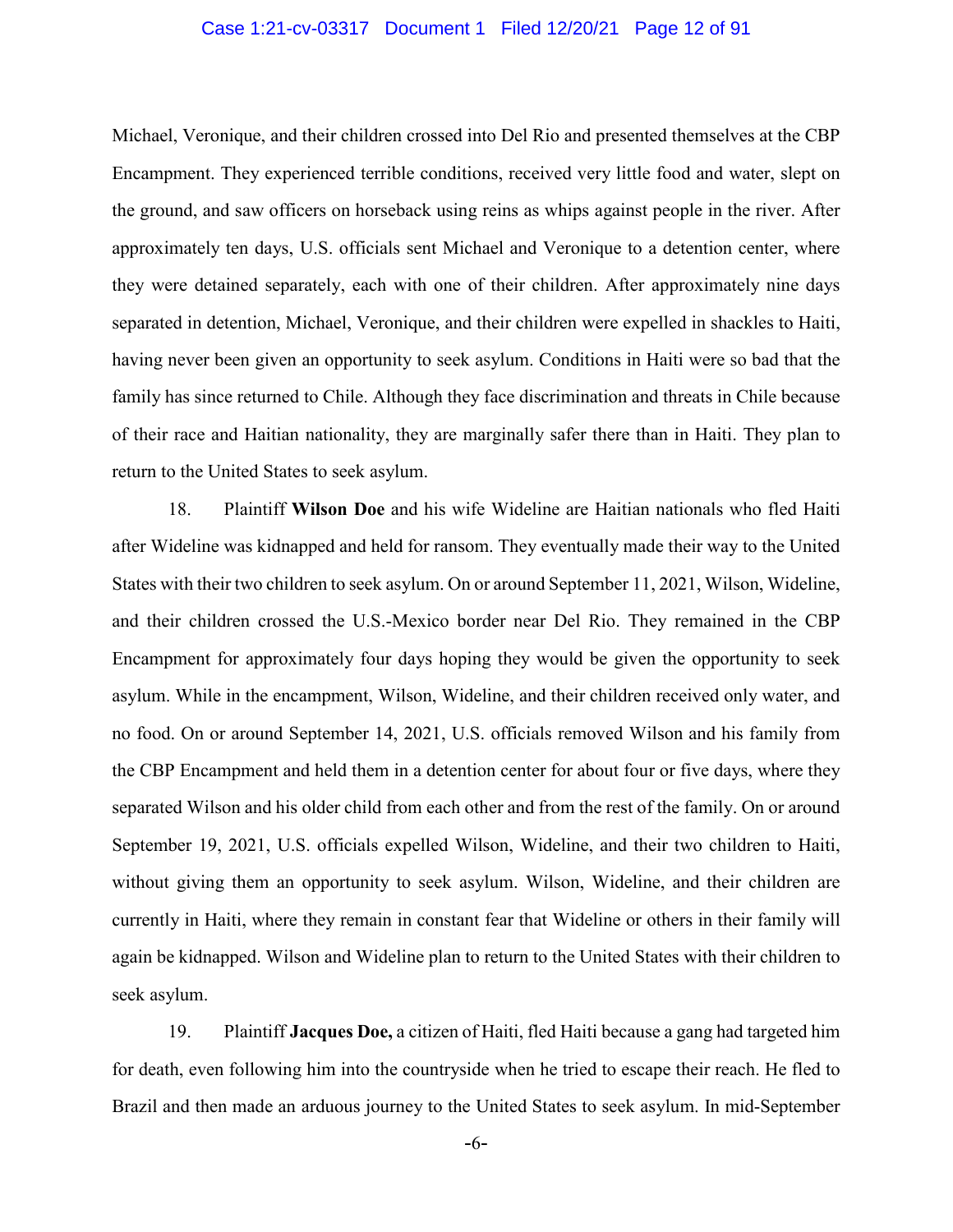Michael, Veronique, and their children crossed into Del Rio and presented themselves at the CBP Encampment. They experienced terrible conditions, received very little food and water, slept on the ground, and saw officers on horseback using reins as whips against people in the river. After approximately ten days, U.S. officials sent Michael and Veronique to a detention center, where they were detained separately, each with one of their children. After approximately nine days separated in detention, Michael, Veronique, and their children were expelled in shackles to Haiti, having never been given an opportunity to seek asylum. Conditions in Haiti were so bad that the family has since returned to Chile. Although they face discrimination and threats in Chile because of their race and Haitian nationality, they are marginally safer there than in Haiti. They plan to return to the United States to seek asylum.

18. Plaintiff **Wilson Doe** and his wife Wideline are Haitian nationals who fled Haiti after Wideline was kidnapped and held for ransom. They eventually made their way to the United States with their two children to seek asylum. On or around September 11, 2021, Wilson, Wideline, and their children crossed the U.S.-Mexico border near Del Rio. They remained in the CBP Encampment for approximately four days hoping they would be given the opportunity to seek asylum. While in the encampment, Wilson, Wideline, and their children received only water, and no food. On or around September 14, 2021, U.S. officials removed Wilson and his family from the CBP Encampment and held them in a detention center for about four or five days, where they separated Wilson and his older child from each other and from the rest of the family. On or around September 19, 2021, U.S. officials expelled Wilson, Wideline, and their two children to Haiti, without giving them an opportunity to seek asylum. Wilson, Wideline, and their children are currently in Haiti, where they remain in constant fear that Wideline or others in their family will again be kidnapped. Wilson and Wideline plan to return to the United States with their children to seek asylum.

19. Plaintiff **Jacques Doe,** a citizen of Haiti, fled Haiti because a gang had targeted him for death, even following him into the countryside when he tried to escape their reach. He fled to Brazil and then made an arduous journey to the United States to seek asylum. In mid-September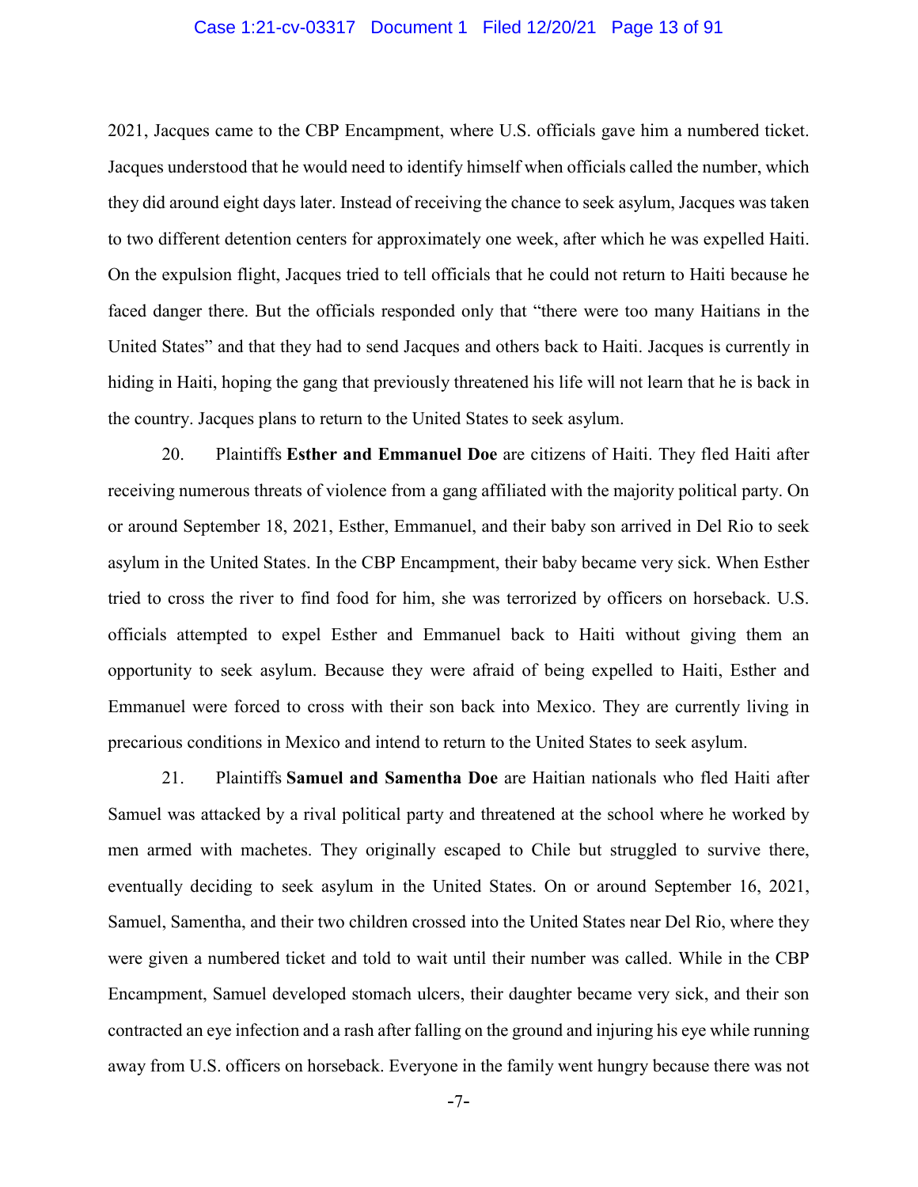2021, Jacques came to the CBP Encampment, where U.S. officials gave him a numbered ticket. Jacques understood that he would need to identify himself when officials called the number, which they did around eight days later. Instead of receiving the chance to seek asylum, Jacques was taken to two different detention centers for approximately one week, after which he was expelled Haiti. On the expulsion flight, Jacques tried to tell officials that he could not return to Haiti because he faced danger there. But the officials responded only that "there were too many Haitians in the United States" and that they had to send Jacques and others back to Haiti. Jacques is currently in hiding in Haiti, hoping the gang that previously threatened his life will not learn that he is back in the country. Jacques plans to return to the United States to seek asylum.

20. Plaintiffs **Esther and Emmanuel Doe** are citizens of Haiti. They fled Haiti after receiving numerous threats of violence from a gang affiliated with the majority political party. On or around September 18, 2021, Esther, Emmanuel, and their baby son arrived in Del Rio to seek asylum in the United States. In the CBP Encampment, their baby became very sick. When Esther tried to cross the river to find food for him, she was terrorized by officers on horseback. U.S. officials attempted to expel Esther and Emmanuel back to Haiti without giving them an opportunity to seek asylum. Because they were afraid of being expelled to Haiti, Esther and Emmanuel were forced to cross with their son back into Mexico. They are currently living in precarious conditions in Mexico and intend to return to the United States to seek asylum.

21. Plaintiffs **Samuel and Samentha Doe** are Haitian nationals who fled Haiti after Samuel was attacked by a rival political party and threatened at the school where he worked by men armed with machetes. They originally escaped to Chile but struggled to survive there, eventually deciding to seek asylum in the United States. On or around September 16, 2021, Samuel, Samentha, and their two children crossed into the United States near Del Rio, where they were given a numbered ticket and told to wait until their number was called. While in the CBP Encampment, Samuel developed stomach ulcers, their daughter became very sick, and their son contracted an eye infection and a rash after falling on the ground and injuring his eye while running away from U.S. officers on horseback. Everyone in the family went hungry because there was not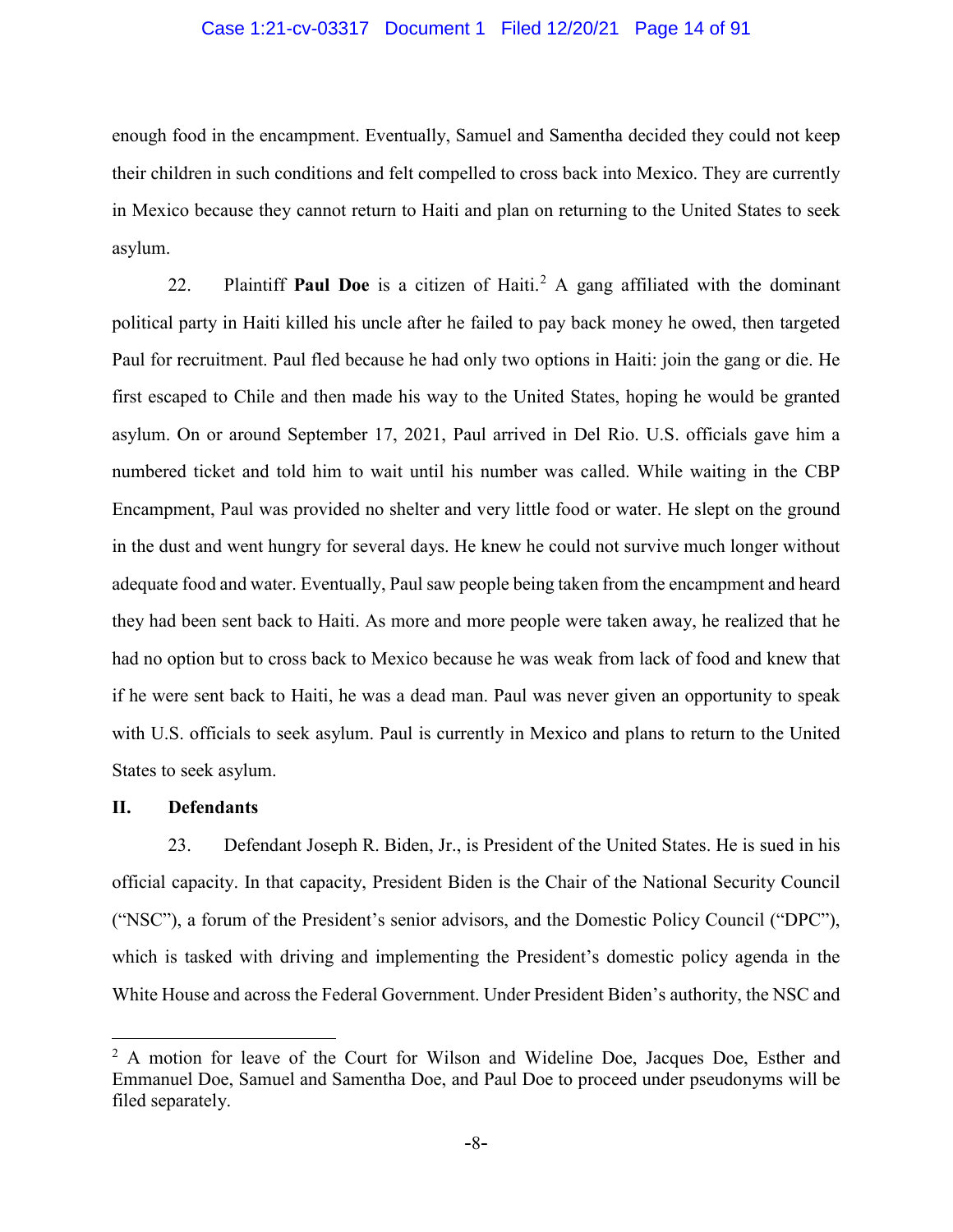enough food in the encampment. Eventually, Samuel and Samentha decided they could not keep their children in such conditions and felt compelled to cross back into Mexico. They are currently in Mexico because they cannot return to Haiti and plan on returning to the United States to seek asylum.

22. Plaintiff **Paul Doe** is a citizen of Haiti.[2] A gang affiliated with the dominant political party in Haiti killed his uncle after he failed to pay back money he owed, then targeted Paul for recruitment. Paul fled because he had only two options in Haiti: join the gang or die. He first escaped to Chile and then made his way to the United States, hoping he would be granted asylum. On or around September 17, 2021, Paul arrived in Del Rio. U.S. officials gave him a numbered ticket and told him to wait until his number was called. While waiting in the CBP Encampment, Paul was provided no shelter and very little food or water. He slept on the ground in the dust and went hungry for several days. He knew he could not survive much longer without adequate food and water. Eventually, Paul saw people being taken from the encampment and heard they had been sent back to Haiti. As more and more people were taken away, he realized that he had no option but to cross back to Mexico because he was weak from lack of food and knew that if he were sent back to Haiti, he was a dead man. Paul was never given an opportunity to speak with U.S. officials to seek asylum. Paul is currently in Mexico and plans to return to the United States to seek asylum.

## II. Defendants

23. Defendant Joseph R. Biden, Jr., is President of the United States. He is sued in his official capacity. In that capacity, President Biden is the Chair of the National Security Council ("NSC"), a forum of the President's senior advisors, and the Domestic Policy Council ("DPC"), which is tasked with driving and implementing the President's domestic policy agenda in the White House and across the Federal Government. Under President Biden's authority, the NSC and

---

[2] A motion for leave of the Court for Wilson and Wideline Doe, Jacques Doe, Esther and Emmanuel Doe, Samuel and Samentha Doe, and Paul Doe to proceed under pseudonyms will be filed separately.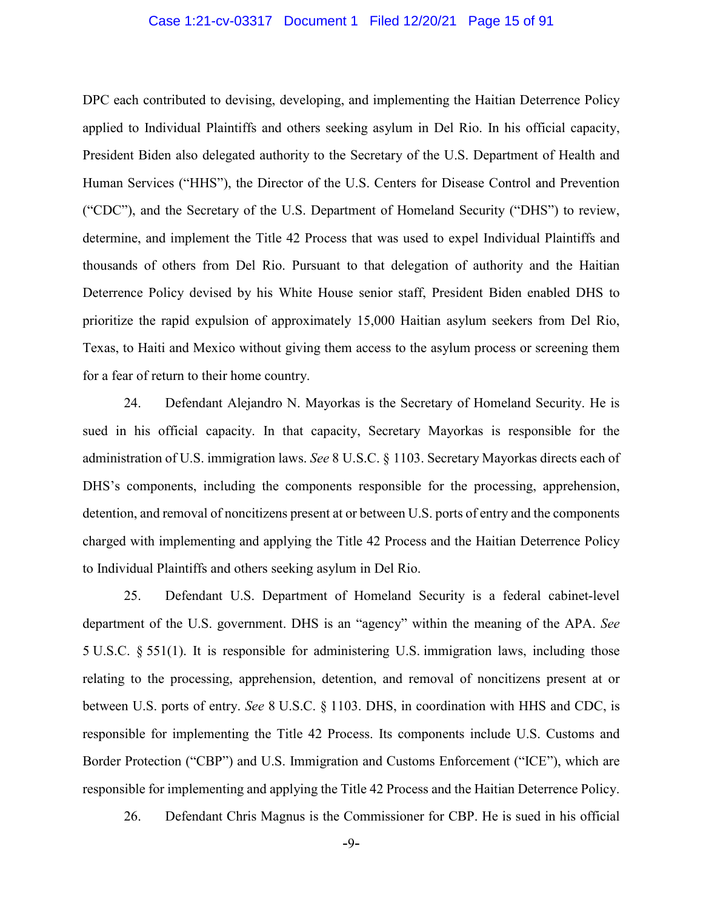DPC each contributed to devising, developing, and implementing the Haitian Deterrence Policy applied to Individual Plaintiffs and others seeking asylum in Del Rio. In his official capacity, President Biden also delegated authority to the Secretary of the U.S. Department of Health and Human Services ("HHS"), the Director of the U.S. Centers for Disease Control and Prevention ("CDC"), and the Secretary of the U.S. Department of Homeland Security ("DHS") to review, determine, and implement the Title 42 Process that was used to expel Individual Plaintiffs and thousands of others from Del Rio. Pursuant to that delegation of authority and the Haitian Deterrence Policy devised by his White House senior staff, President Biden enabled DHS to prioritize the rapid expulsion of approximately 15,000 Haitian asylum seekers from Del Rio, Texas, to Haiti and Mexico without giving them access to the asylum process or screening them for a fear of return to their home country.

24. Defendant Alejandro N. Mayorkas is the Secretary of Homeland Security. He is sued in his official capacity. In that capacity, Secretary Mayorkas is responsible for the administration of U.S. immigration laws. *See* 8 U.S.C. § 1103. Secretary Mayorkas directs each of DHS's components, including the components responsible for the processing, apprehension, detention, and removal of noncitizens present at or between U.S. ports of entry and the components charged with implementing and applying the Title 42 Process and the Haitian Deterrence Policy to Individual Plaintiffs and others seeking asylum in Del Rio.

25. Defendant U.S. Department of Homeland Security is a federal cabinet-level department of the U.S. government. DHS is an "agency" within the meaning of the APA. *See* 5 U.S.C. § 551(1). It is responsible for administering U.S. immigration laws, including those relating to the processing, apprehension, detention, and removal of noncitizens present at or between U.S. ports of entry. *See* 8 U.S.C. § 1103. DHS, in coordination with HHS and CDC, is responsible for implementing the Title 42 Process. Its components include U.S. Customs and Border Protection ("CBP") and U.S. Immigration and Customs Enforcement ("ICE"), which are responsible for implementing and applying the Title 42 Process and the Haitian Deterrence Policy.

26. Defendant Chris Magnus is the Commissioner for CBP. He is sued in his official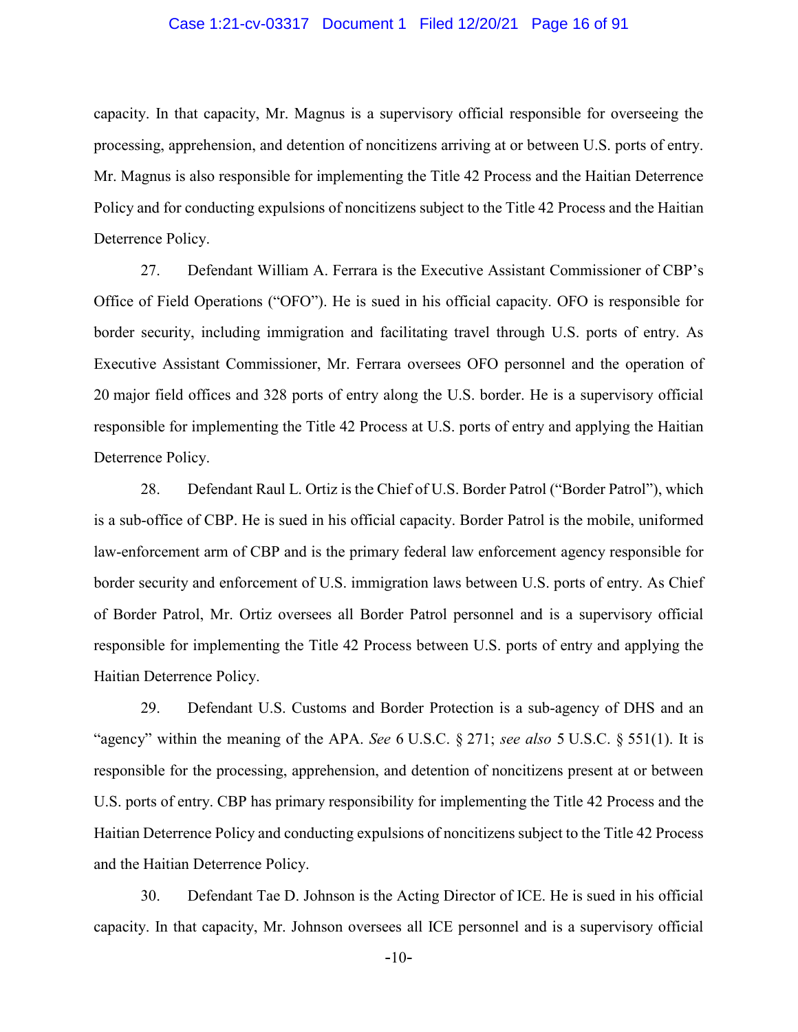capacity. In that capacity, Mr. Magnus is a supervisory official responsible for overseeing the processing, apprehension, and detention of noncitizens arriving at or between U.S. ports of entry. Mr. Magnus is also responsible for implementing the Title 42 Process and the Haitian Deterrence Policy and for conducting expulsions of noncitizens subject to the Title 42 Process and the Haitian Deterrence Policy.

27. Defendant William A. Ferrara is the Executive Assistant Commissioner of CBP's Office of Field Operations ("OFO"). He is sued in his official capacity. OFO is responsible for border security, including immigration and facilitating travel through U.S. ports of entry. As Executive Assistant Commissioner, Mr. Ferrara oversees OFO personnel and the operation of 20 major field offices and 328 ports of entry along the U.S. border. He is a supervisory official responsible for implementing the Title 42 Process at U.S. ports of entry and applying the Haitian Deterrence Policy.

28. Defendant Raul L. Ortiz is the Chief of U.S. Border Patrol ("Border Patrol"), which is a sub-office of CBP. He is sued in his official capacity. Border Patrol is the mobile, uniformed law-enforcement arm of CBP and is the primary federal law enforcement agency responsible for border security and enforcement of U.S. immigration laws between U.S. ports of entry. As Chief of Border Patrol, Mr. Ortiz oversees all Border Patrol personnel and is a supervisory official responsible for implementing the Title 42 Process between U.S. ports of entry and applying the Haitian Deterrence Policy.

29. Defendant U.S. Customs and Border Protection is a sub-agency of DHS and an "agency" within the meaning of the APA. *See* 6 U.S.C. § 271; *see also* 5 U.S.C. § 551(1). It is responsible for the processing, apprehension, and detention of noncitizens present at or between U.S. ports of entry. CBP has primary responsibility for implementing the Title 42 Process and the Haitian Deterrence Policy and conducting expulsions of noncitizens subject to the Title 42 Process and the Haitian Deterrence Policy.

30. Defendant Tae D. Johnson is the Acting Director of ICE. He is sued in his official capacity. In that capacity, Mr. Johnson oversees all ICE personnel and is a supervisory official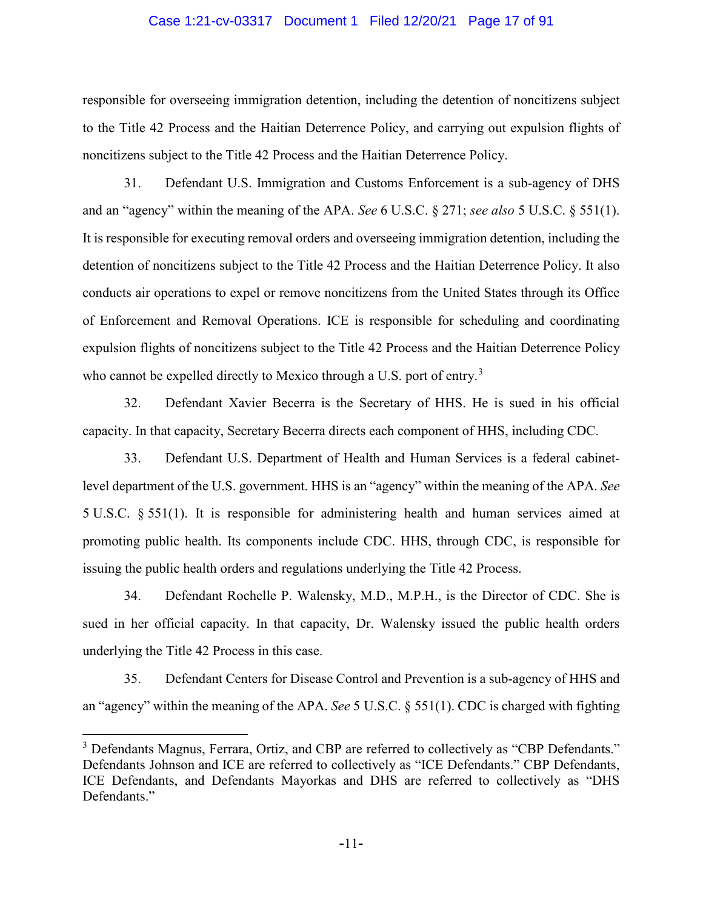responsible for overseeing immigration detention, including the detention of noncitizens subject to the Title 42 Process and the Haitian Deterrence Policy, and carrying out expulsion flights of noncitizens subject to the Title 42 Process and the Haitian Deterrence Policy.

31. Defendant U.S. Immigration and Customs Enforcement is a sub-agency of DHS and an "agency" within the meaning of the APA. *See* 6 U.S.C. § 271; *see also* 5 U.S.C. § 551(1). It is responsible for executing removal orders and overseeing immigration detention, including the detention of noncitizens subject to the Title 42 Process and the Haitian Deterrence Policy. It also conducts air operations to expel or remove noncitizens from the United States through its Office of Enforcement and Removal Operations. ICE is responsible for scheduling and coordinating expulsion flights of noncitizens subject to the Title 42 Process and the Haitian Deterrence Policy who cannot be expelled directly to Mexico through a U.S. port of entry.[3]

32. Defendant Xavier Becerra is the Secretary of HHS. He is sued in his official capacity. In that capacity, Secretary Becerra directs each component of HHS, including CDC.

33. Defendant U.S. Department of Health and Human Services is a federal cabinet-level department of the U.S. government. HHS is an "agency" within the meaning of the APA. *See* 5 U.S.C. § 551(1). It is responsible for administering health and human services aimed at promoting public health. Its components include CDC. HHS, through CDC, is responsible for issuing the public health orders and regulations underlying the Title 42 Process.

34. Defendant Rochelle P. Walensky, M.D., M.P.H., is the Director of CDC. She is sued in her official capacity. In that capacity, Dr. Walensky issued the public health orders underlying the Title 42 Process in this case.

35. Defendant Centers for Disease Control and Prevention is a sub-agency of HHS and an "agency" within the meaning of the APA. *See* 5 U.S.C. § 551(1). CDC is charged with fighting

---

[3] Defendants Magnus, Ferrara, Ortiz, and CBP are referred to collectively as "CBP Defendants." Defendants Johnson and ICE are referred to collectively as "ICE Defendants." CBP Defendants, ICE Defendants, and Defendants Mayorkas and DHS are referred to collectively as "DHS Defendants."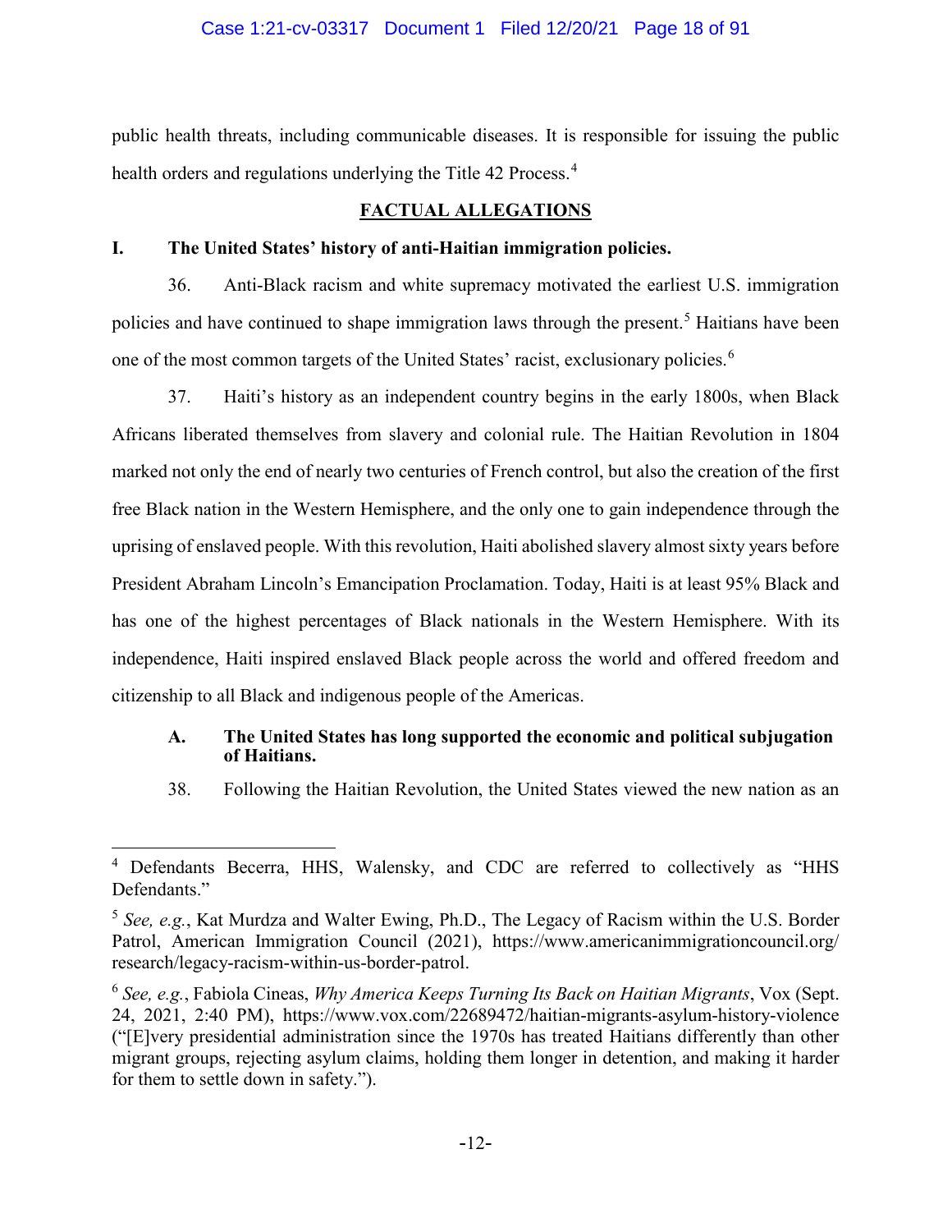public health threats, including communicable diseases. It is responsible for issuing the public health orders and regulations underlying the Title 42 Process.[4]

## FACTUAL ALLEGATIONS

### I. The United States' history of anti-Haitian immigration policies.

36. Anti-Black racism and white supremacy motivated the earliest U.S. immigration policies and have continued to shape immigration laws through the present.[5] Haitians have been one of the most common targets of the United States' racist, exclusionary policies.[6]

37. Haiti's history as an independent country begins in the early 1800s, when Black Africans liberated themselves from slavery and colonial rule. The Haitian Revolution in 1804 marked not only the end of nearly two centuries of French control, but also the creation of the first free Black nation in the Western Hemisphere, and the only one to gain independence through the uprising of enslaved people. With this revolution, Haiti abolished slavery almost sixty years before President Abraham Lincoln's Emancipation Proclamation. Today, Haiti is at least 95% Black and has one of the highest percentages of Black nationals in the Western Hemisphere. With its independence, Haiti inspired enslaved Black people across the world and offered freedom and citizenship to all Black and indigenous people of the Americas.

#### A. The United States has long supported the economic and political subjugation of Haitians.

38. Following the Haitian Revolution, the United States viewed the new nation as an

---

[4] Defendants Becerra, HHS, Walensky, and CDC are referred to collectively as "HHS Defendants."

[5] *See, e.g.*, Kat Murdza and Walter Ewing, Ph.D., The Legacy of Racism within the U.S. Border Patrol, American Immigration Council (2021), https://www.americanimmigrationcouncil.org/research/legacy-racism-within-us-border-patrol.

[6] *See, e.g.*, Fabiola Cineas, *Why America Keeps Turning Its Back on Haitian Migrants*, Vox (Sept. 24, 2021, 2:40 PM), https://www.vox.com/22689472/haitian-migrants-asylum-history-violence ("[E]very presidential administration since the 1970s has treated Haitians differently than other migrant groups, rejecting asylum claims, holding them longer in detention, and making it harder for them to settle down in safety.").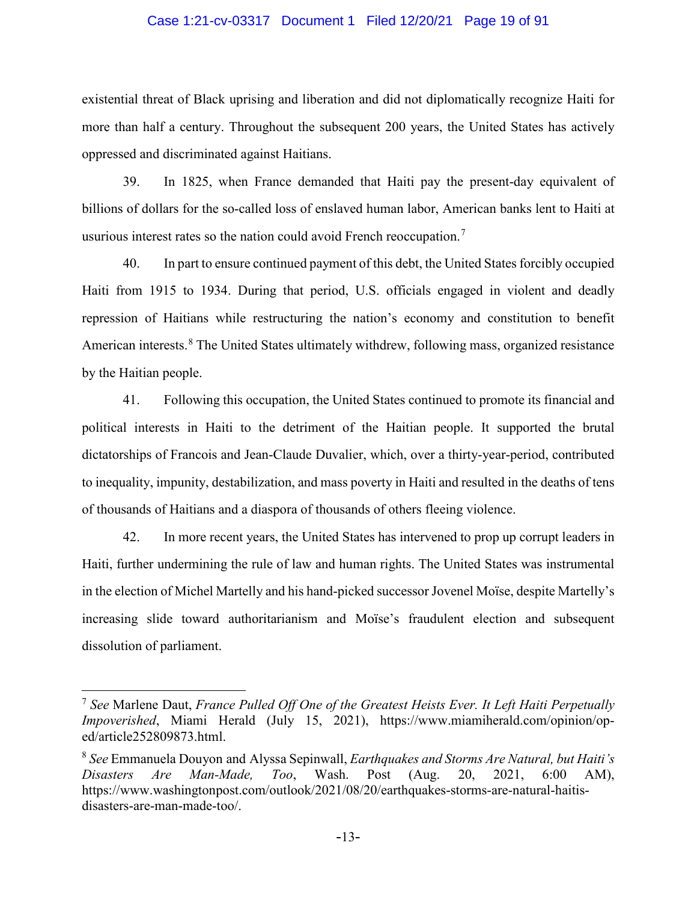existential threat of Black uprising and liberation and did not diplomatically recognize Haiti for more than half a century. Throughout the subsequent 200 years, the United States has actively oppressed and discriminated against Haitians.

39. In 1825, when France demanded that Haiti pay the present-day equivalent of billions of dollars for the so-called loss of enslaved human labor, American banks lent to Haiti at usurious interest rates so the nation could avoid French reoccupation.[7]

40. In part to ensure continued payment of this debt, the United States forcibly occupied Haiti from 1915 to 1934. During that period, U.S. officials engaged in violent and deadly repression of Haitians while restructuring the nation's economy and constitution to benefit American interests.[8] The United States ultimately withdrew, following mass, organized resistance by the Haitian people.

41. Following this occupation, the United States continued to promote its financial and political interests in Haiti to the detriment of the Haitian people. It supported the brutal dictatorships of Francois and Jean-Claude Duvalier, which, over a thirty-year-period, contributed to inequality, impunity, destabilization, and mass poverty in Haiti and resulted in the deaths of tens of thousands of Haitians and a diaspora of thousands of others fleeing violence.

42. In more recent years, the United States has intervened to prop up corrupt leaders in Haiti, further undermining the rule of law and human rights. The United States was instrumental in the election of Michel Martelly and his hand-picked successor Jovenel Moïse, despite Martelly's increasing slide toward authoritarianism and Moïse's fraudulent election and subsequent dissolution of parliament.

---

[7] *See* Marlene Daut, *France Pulled Off One of the Greatest Heists Ever. It Left Haiti Perpetually Impoverished*, Miami Herald (July 15, 2021), https://www.miamiherald.com/opinion/op-ed/article252809873.html.

[8] *See* Emmanuela Douyon and Alyssa Sepinwall, *Earthquakes and Storms Are Natural, but Haiti's Disasters Are Man-Made, Too*, Wash. Post (Aug. 20, 2021, 6:00 AM), https://www.washingtonpost.com/outlook/2021/08/20/earthquakes-storms-are-natural-haitis-disasters-are-man-made-too/.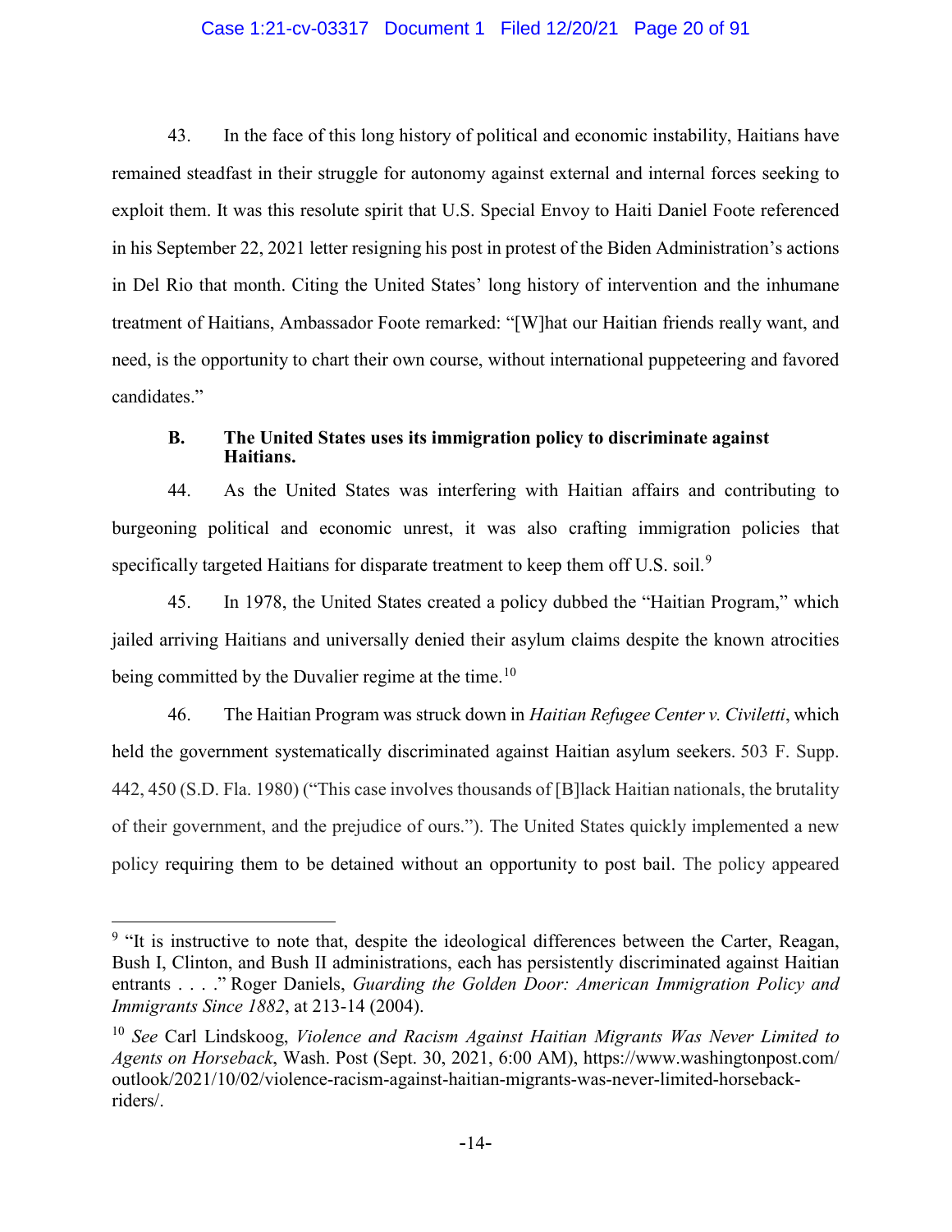43. In the face of this long history of political and economic instability, Haitians have remained steadfast in their struggle for autonomy against external and internal forces seeking to exploit them. It was this resolute spirit that U.S. Special Envoy to Haiti Daniel Foote referenced in his September 22, 2021 letter resigning his post in protest of the Biden Administration's actions in Del Rio that month. Citing the United States' long history of intervention and the inhumane treatment of Haitians, Ambassador Foote remarked: "[W]hat our Haitian friends really want, and need, is the opportunity to chart their own course, without international puppeteering and favored candidates."

### B. The United States uses its immigration policy to discriminate against Haitians.

44. As the United States was interfering with Haitian affairs and contributing to burgeoning political and economic unrest, it was also crafting immigration policies that specifically targeted Haitians for disparate treatment to keep them off U.S. soil.[9]

45. In 1978, the United States created a policy dubbed the "Haitian Program," which jailed arriving Haitians and universally denied their asylum claims despite the known atrocities being committed by the Duvalier regime at the time.[10]

46. The Haitian Program was struck down in *Haitian Refugee Center v. Civiletti*, which held the government systematically discriminated against Haitian asylum seekers. 503 F. Supp. 442, 450 (S.D. Fla. 1980) ("This case involves thousands of [B]lack Haitian nationals, the brutality of their government, and the prejudice of ours."). The United States quickly implemented a new policy requiring them to be detained without an opportunity to post bail. The policy appeared

---

[9] "It is instructive to note that, despite the ideological differences between the Carter, Reagan, Bush I, Clinton, and Bush II administrations, each has persistently discriminated against Haitian entrants . . . ." Roger Daniels, *Guarding the Golden Door: American Immigration Policy and Immigrants Since 1882*, at 213-14 (2004).

[10] *See* Carl Lindskoog, *Violence and Racism Against Haitian Migrants Was Never Limited to Agents on Horseback*, Wash. Post (Sept. 30, 2021, 6:00 AM), https://www.washingtonpost.com/outlook/2021/10/02/violence-racism-against-haitian-migrants-was-never-limited-horseback-riders/.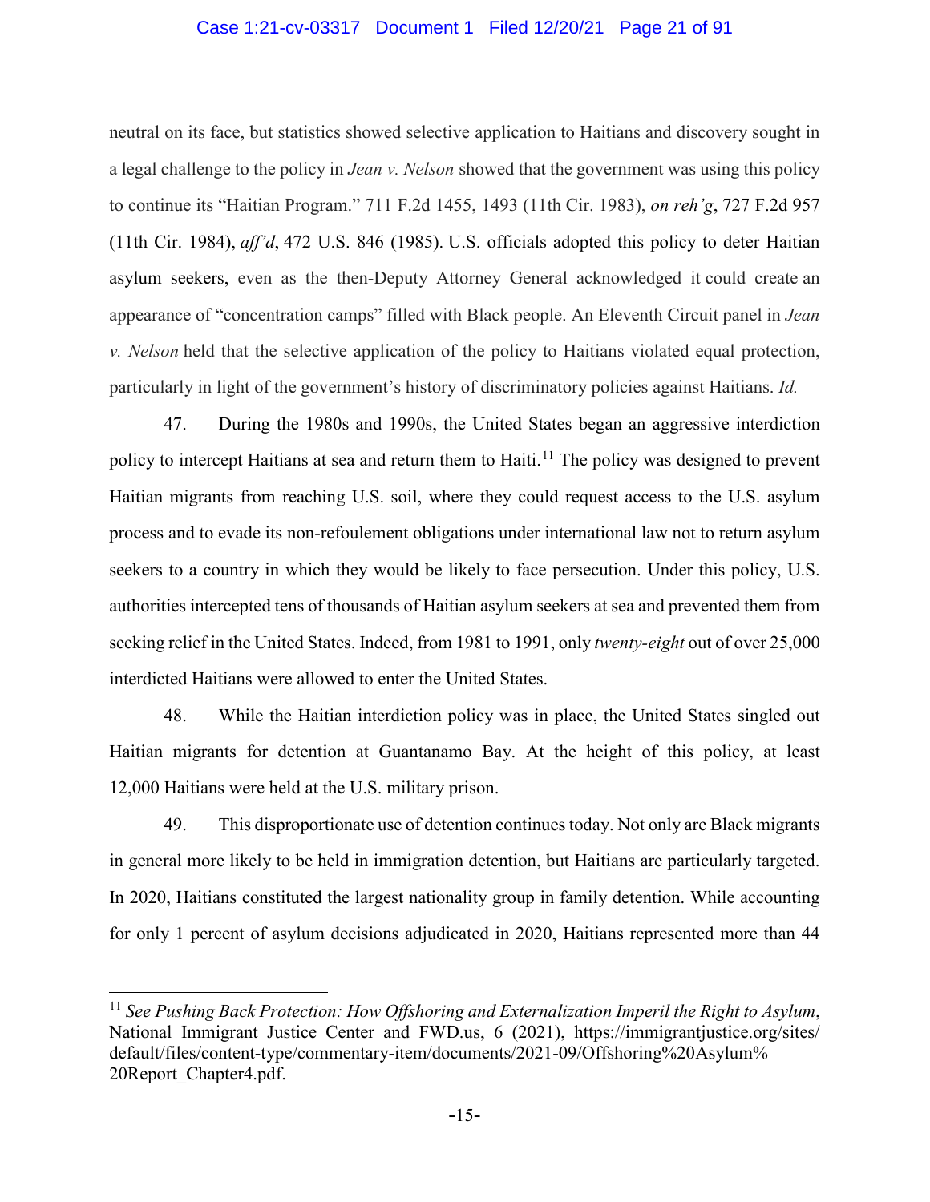neutral on its face, but statistics showed selective application to Haitians and discovery sought in a legal challenge to the policy in *Jean v. Nelson* showed that the government was using this policy to continue its "Haitian Program." 711 F.2d 1455, 1493 (11th Cir. 1983), *on reh'g*, 727 F.2d 957 (11th Cir. 1984), *aff'd*, 472 U.S. 846 (1985). U.S. officials adopted this policy to deter Haitian asylum seekers, even as the then-Deputy Attorney General acknowledged it could create an appearance of "concentration camps" filled with Black people. An Eleventh Circuit panel in *Jean v. Nelson* held that the selective application of the policy to Haitians violated equal protection, particularly in light of the government's history of discriminatory policies against Haitians. *Id.*

47. During the 1980s and 1990s, the United States began an aggressive interdiction policy to intercept Haitians at sea and return them to Haiti.[11] The policy was designed to prevent Haitian migrants from reaching U.S. soil, where they could request access to the U.S. asylum process and to evade its non-refoulement obligations under international law not to return asylum seekers to a country in which they would be likely to face persecution. Under this policy, U.S. authorities intercepted tens of thousands of Haitian asylum seekers at sea and prevented them from seeking relief in the United States. Indeed, from 1981 to 1991, only *twenty-eight* out of over 25,000 interdicted Haitians were allowed to enter the United States.

48. While the Haitian interdiction policy was in place, the United States singled out Haitian migrants for detention at Guantanamo Bay. At the height of this policy, at least 12,000 Haitians were held at the U.S. military prison.

49. This disproportionate use of detention continues today. Not only are Black migrants in general more likely to be held in immigration detention, but Haitians are particularly targeted. In 2020, Haitians constituted the largest nationality group in family detention. While accounting for only 1 percent of asylum decisions adjudicated in 2020, Haitians represented more than 44

[11] *See Pushing Back Protection: How Offshoring and Externalization Imperil the Right to Asylum*, National Immigrant Justice Center and FWD.us, 6 (2021), https://immigrantjustice.org/sites/default/files/content-type/commentary-item/documents/2021-09/Offshoring%20Asylum%20Report_Chapter4.pdf.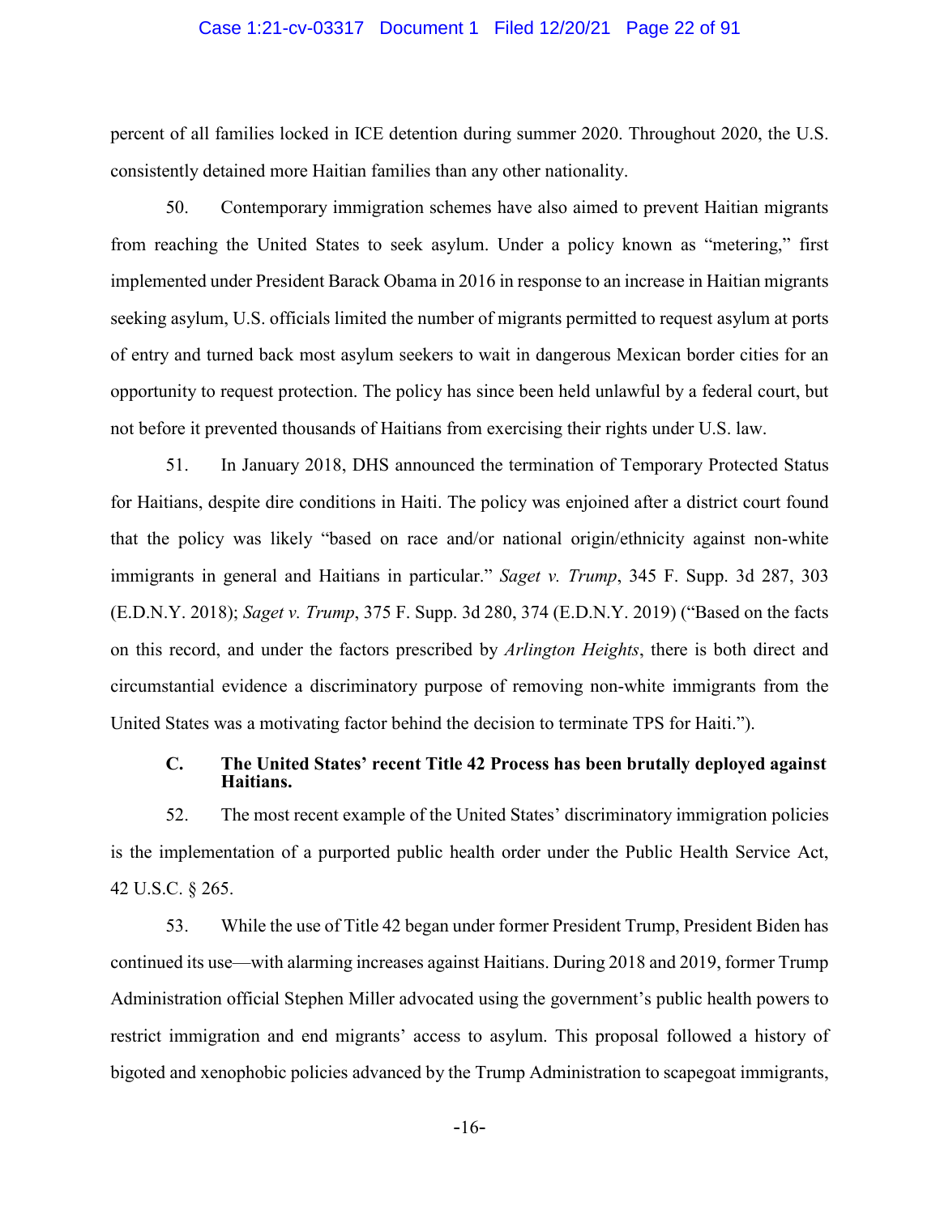percent of all families locked in ICE detention during summer 2020. Throughout 2020, the U.S. consistently detained more Haitian families than any other nationality.

50. Contemporary immigration schemes have also aimed to prevent Haitian migrants from reaching the United States to seek asylum. Under a policy known as "metering," first implemented under President Barack Obama in 2016 in response to an increase in Haitian migrants seeking asylum, U.S. officials limited the number of migrants permitted to request asylum at ports of entry and turned back most asylum seekers to wait in dangerous Mexican border cities for an opportunity to request protection. The policy has since been held unlawful by a federal court, but not before it prevented thousands of Haitians from exercising their rights under U.S. law.

51. In January 2018, DHS announced the termination of Temporary Protected Status for Haitians, despite dire conditions in Haiti. The policy was enjoined after a district court found that the policy was likely "based on race and/or national origin/ethnicity against non-white immigrants in general and Haitians in particular." *Saget v. Trump*, 345 F. Supp. 3d 287, 303 (E.D.N.Y. 2018); *Saget v. Trump*, 375 F. Supp. 3d 280, 374 (E.D.N.Y. 2019) ("Based on the facts on this record, and under the factors prescribed by *Arlington Heights*, there is both direct and circumstantial evidence a discriminatory purpose of removing non-white immigrants from the United States was a motivating factor behind the decision to terminate TPS for Haiti.").

### C. The United States' recent Title 42 Process has been brutally deployed against Haitians.

52. The most recent example of the United States' discriminatory immigration policies is the implementation of a purported public health order under the Public Health Service Act, 42 U.S.C. § 265.

53. While the use of Title 42 began under former President Trump, President Biden has continued its use—with alarming increases against Haitians. During 2018 and 2019, former Trump Administration official Stephen Miller advocated using the government's public health powers to restrict immigration and end migrants' access to asylum. This proposal followed a history of bigoted and xenophobic policies advanced by the Trump Administration to scapegoat immigrants,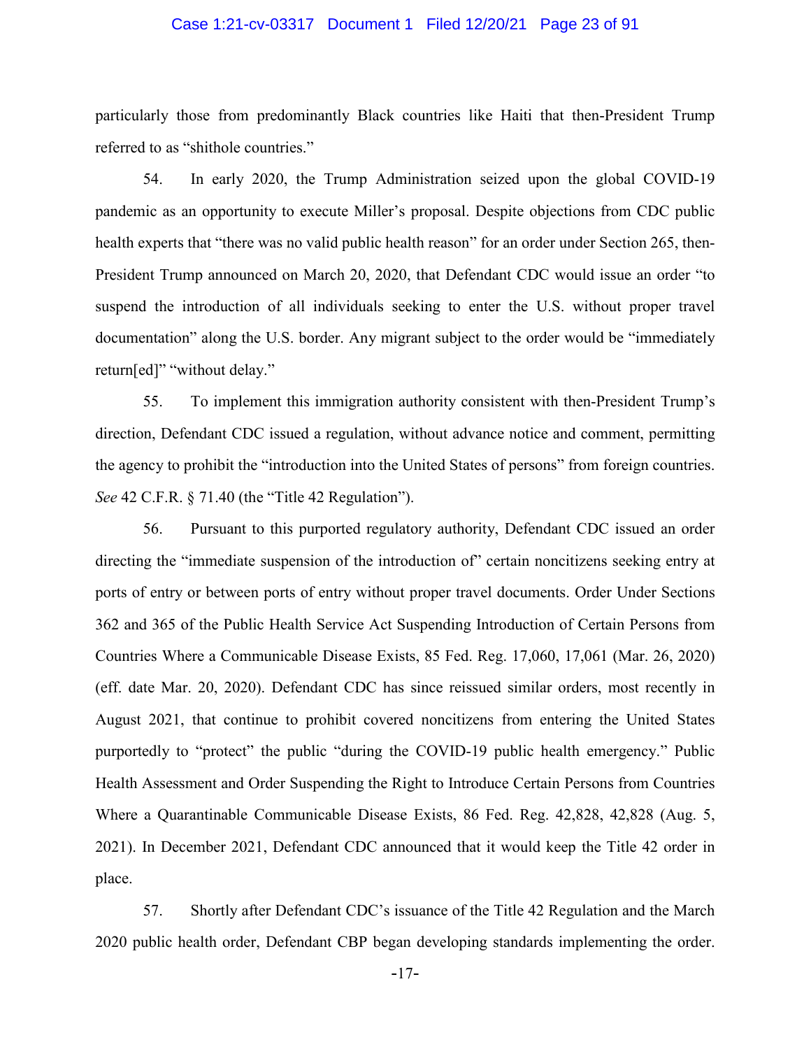particularly those from predominantly Black countries like Haiti that then-President Trump referred to as "shithole countries."

54. In early 2020, the Trump Administration seized upon the global COVID-19 pandemic as an opportunity to execute Miller's proposal. Despite objections from CDC public health experts that "there was no valid public health reason" for an order under Section 265, then-President Trump announced on March 20, 2020, that Defendant CDC would issue an order "to suspend the introduction of all individuals seeking to enter the U.S. without proper travel documentation" along the U.S. border. Any migrant subject to the order would be "immediately return[ed]" "without delay."

55. To implement this immigration authority consistent with then-President Trump's direction, Defendant CDC issued a regulation, without advance notice and comment, permitting the agency to prohibit the "introduction into the United States of persons" from foreign countries. *See* 42 C.F.R. § 71.40 (the "Title 42 Regulation").

56. Pursuant to this purported regulatory authority, Defendant CDC issued an order directing the "immediate suspension of the introduction of" certain noncitizens seeking entry at ports of entry or between ports of entry without proper travel documents. Order Under Sections 362 and 365 of the Public Health Service Act Suspending Introduction of Certain Persons from Countries Where a Communicable Disease Exists, 85 Fed. Reg. 17,060, 17,061 (Mar. 26, 2020) (eff. date Mar. 20, 2020). Defendant CDC has since reissued similar orders, most recently in August 2021, that continue to prohibit covered noncitizens from entering the United States purportedly to "protect" the public "during the COVID-19 public health emergency." Public Health Assessment and Order Suspending the Right to Introduce Certain Persons from Countries Where a Quarantinable Communicable Disease Exists, 86 Fed. Reg. 42,828, 42,828 (Aug. 5, 2021). In December 2021, Defendant CDC announced that it would keep the Title 42 order in place.

57. Shortly after Defendant CDC's issuance of the Title 42 Regulation and the March 2020 public health order, Defendant CBP began developing standards implementing the order.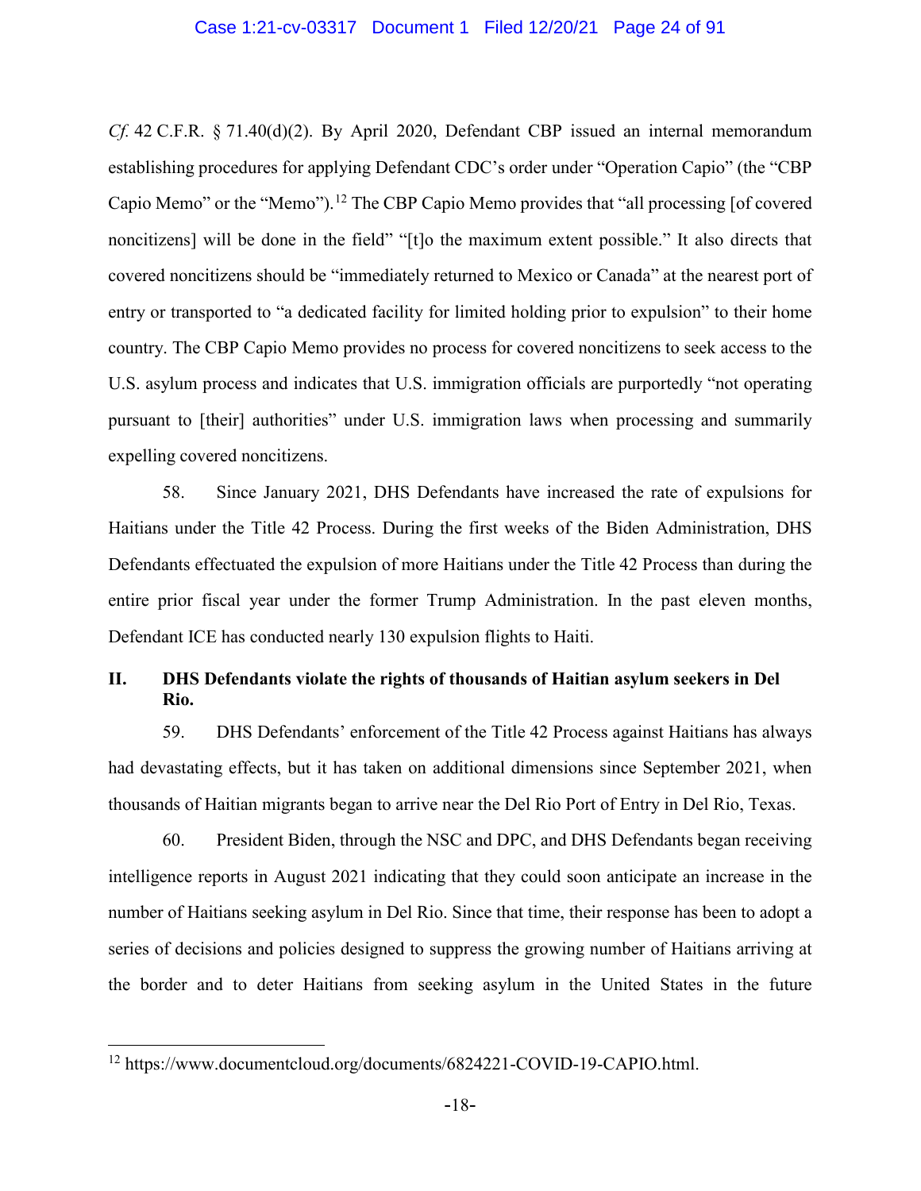*Cf.* 42 C.F.R. § 71.40(d)(2). By April 2020, Defendant CBP issued an internal memorandum establishing procedures for applying Defendant CDC's order under "Operation Capio" (the "CBP Capio Memo" or the "Memo").[12] The CBP Capio Memo provides that "all processing [of covered noncitizens] will be done in the field" "[t]o the maximum extent possible." It also directs that covered noncitizens should be "immediately returned to Mexico or Canada" at the nearest port of entry or transported to "a dedicated facility for limited holding prior to expulsion" to their home country. The CBP Capio Memo provides no process for covered noncitizens to seek access to the U.S. asylum process and indicates that U.S. immigration officials are purportedly "not operating pursuant to [their] authorities" under U.S. immigration laws when processing and summarily expelling covered noncitizens.

58. Since January 2021, DHS Defendants have increased the rate of expulsions for Haitians under the Title 42 Process. During the first weeks of the Biden Administration, DHS Defendants effectuated the expulsion of more Haitians under the Title 42 Process than during the entire prior fiscal year under the former Trump Administration. In the past eleven months, Defendant ICE has conducted nearly 130 expulsion flights to Haiti.

## II. DHS Defendants violate the rights of thousands of Haitian asylum seekers in Del Rio.

59. DHS Defendants' enforcement of the Title 42 Process against Haitians has always had devastating effects, but it has taken on additional dimensions since September 2021, when thousands of Haitian migrants began to arrive near the Del Rio Port of Entry in Del Rio, Texas.

60. President Biden, through the NSC and DPC, and DHS Defendants began receiving intelligence reports in August 2021 indicating that they could soon anticipate an increase in the number of Haitians seeking asylum in Del Rio. Since that time, their response has been to adopt a series of decisions and policies designed to suppress the growing number of Haitians arriving at the border and to deter Haitians from seeking asylum in the United States in the future

[12] https://www.documentcloud.org/documents/6824221-COVID-19-CAPIO.html.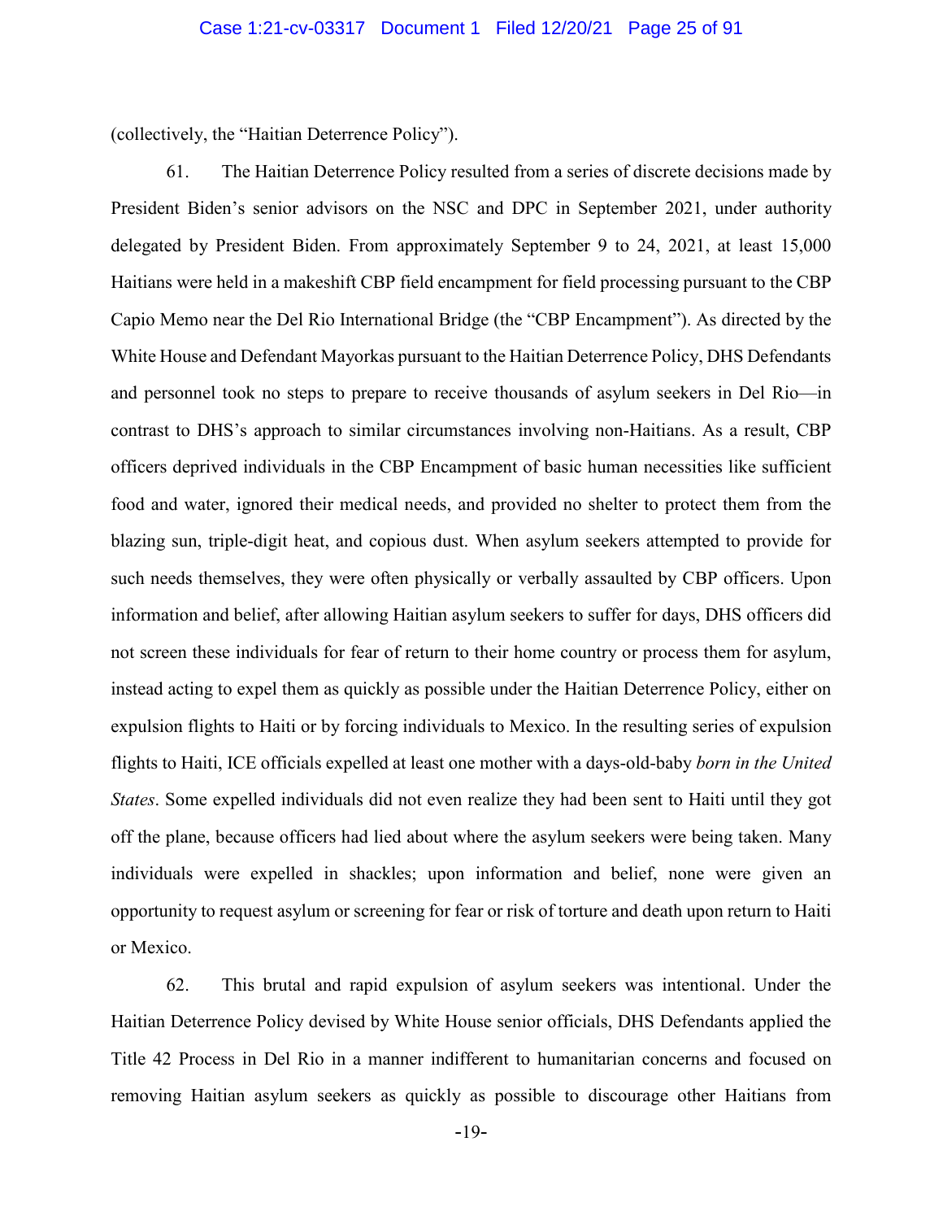(collectively, the "Haitian Deterrence Policy").

61. The Haitian Deterrence Policy resulted from a series of discrete decisions made by President Biden's senior advisors on the NSC and DPC in September 2021, under authority delegated by President Biden. From approximately September 9 to 24, 2021, at least 15,000 Haitians were held in a makeshift CBP field encampment for field processing pursuant to the CBP Capio Memo near the Del Rio International Bridge (the "CBP Encampment"). As directed by the White House and Defendant Mayorkas pursuant to the Haitian Deterrence Policy, DHS Defendants and personnel took no steps to prepare to receive thousands of asylum seekers in Del Rio—in contrast to DHS's approach to similar circumstances involving non-Haitians. As a result, CBP officers deprived individuals in the CBP Encampment of basic human necessities like sufficient food and water, ignored their medical needs, and provided no shelter to protect them from the blazing sun, triple-digit heat, and copious dust. When asylum seekers attempted to provide for such needs themselves, they were often physically or verbally assaulted by CBP officers. Upon information and belief, after allowing Haitian asylum seekers to suffer for days, DHS officers did not screen these individuals for fear of return to their home country or process them for asylum, instead acting to expel them as quickly as possible under the Haitian Deterrence Policy, either on expulsion flights to Haiti or by forcing individuals to Mexico. In the resulting series of expulsion flights to Haiti, ICE officials expelled at least one mother with a days-old-baby *born in the United States*. Some expelled individuals did not even realize they had been sent to Haiti until they got off the plane, because officers had lied about where the asylum seekers were being taken. Many individuals were expelled in shackles; upon information and belief, none were given an opportunity to request asylum or screening for fear or risk of torture and death upon return to Haiti or Mexico.

62. This brutal and rapid expulsion of asylum seekers was intentional. Under the Haitian Deterrence Policy devised by White House senior officials, DHS Defendants applied the Title 42 Process in Del Rio in a manner indifferent to humanitarian concerns and focused on removing Haitian asylum seekers as quickly as possible to discourage other Haitians from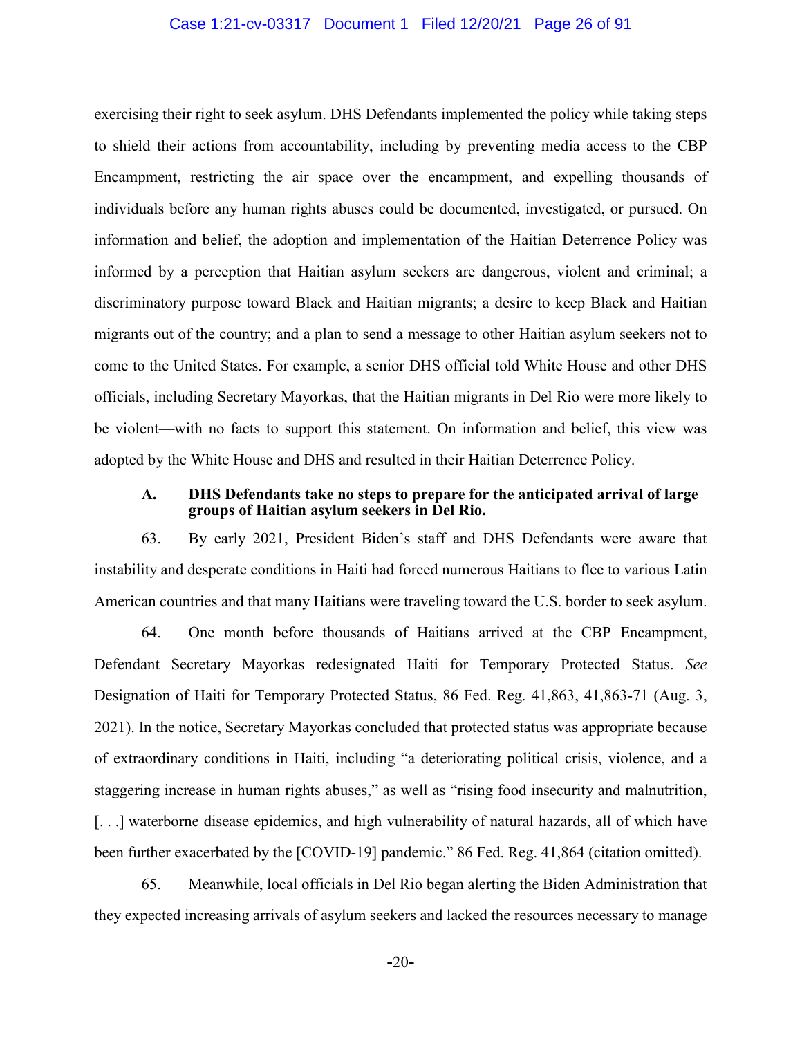exercising their right to seek asylum. DHS Defendants implemented the policy while taking steps to shield their actions from accountability, including by preventing media access to the CBP Encampment, restricting the air space over the encampment, and expelling thousands of individuals before any human rights abuses could be documented, investigated, or pursued. On information and belief, the adoption and implementation of the Haitian Deterrence Policy was informed by a perception that Haitian asylum seekers are dangerous, violent and criminal; a discriminatory purpose toward Black and Haitian migrants; a desire to keep Black and Haitian migrants out of the country; and a plan to send a message to other Haitian asylum seekers not to come to the United States. For example, a senior DHS official told White House and other DHS officials, including Secretary Mayorkas, that the Haitian migrants in Del Rio were more likely to be violent—with no facts to support this statement. On information and belief, this view was adopted by the White House and DHS and resulted in their Haitian Deterrence Policy.

### A. DHS Defendants take no steps to prepare for the anticipated arrival of large groups of Haitian asylum seekers in Del Rio.

63. By early 2021, President Biden's staff and DHS Defendants were aware that instability and desperate conditions in Haiti had forced numerous Haitians to flee to various Latin American countries and that many Haitians were traveling toward the U.S. border to seek asylum.

64. One month before thousands of Haitians arrived at the CBP Encampment, Defendant Secretary Mayorkas redesignated Haiti for Temporary Protected Status. *See* Designation of Haiti for Temporary Protected Status, 86 Fed. Reg. 41,863, 41,863-71 (Aug. 3, 2021). In the notice, Secretary Mayorkas concluded that protected status was appropriate because of extraordinary conditions in Haiti, including "a deteriorating political crisis, violence, and a staggering increase in human rights abuses," as well as "rising food insecurity and malnutrition, [. . .] waterborne disease epidemics, and high vulnerability of natural hazards, all of which have been further exacerbated by the [COVID-19] pandemic." 86 Fed. Reg. 41,864 (citation omitted).

65. Meanwhile, local officials in Del Rio began alerting the Biden Administration that they expected increasing arrivals of asylum seekers and lacked the resources necessary to manage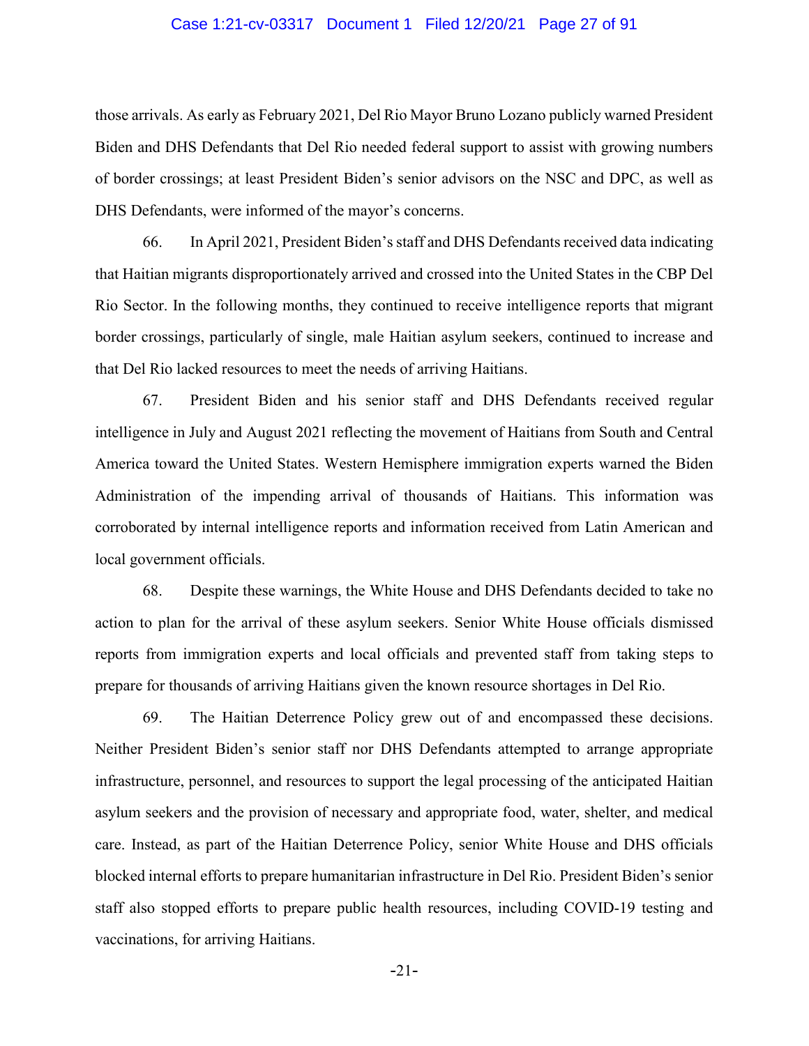those arrivals. As early as February 2021, Del Rio Mayor Bruno Lozano publicly warned President Biden and DHS Defendants that Del Rio needed federal support to assist with growing numbers of border crossings; at least President Biden's senior advisors on the NSC and DPC, as well as DHS Defendants, were informed of the mayor's concerns.

66. In April 2021, President Biden's staff and DHS Defendants received data indicating that Haitian migrants disproportionately arrived and crossed into the United States in the CBP Del Rio Sector. In the following months, they continued to receive intelligence reports that migrant border crossings, particularly of single, male Haitian asylum seekers, continued to increase and that Del Rio lacked resources to meet the needs of arriving Haitians.

67. President Biden and his senior staff and DHS Defendants received regular intelligence in July and August 2021 reflecting the movement of Haitians from South and Central America toward the United States. Western Hemisphere immigration experts warned the Biden Administration of the impending arrival of thousands of Haitians. This information was corroborated by internal intelligence reports and information received from Latin American and local government officials.

68. Despite these warnings, the White House and DHS Defendants decided to take no action to plan for the arrival of these asylum seekers. Senior White House officials dismissed reports from immigration experts and local officials and prevented staff from taking steps to prepare for thousands of arriving Haitians given the known resource shortages in Del Rio.

69. The Haitian Deterrence Policy grew out of and encompassed these decisions. Neither President Biden's senior staff nor DHS Defendants attempted to arrange appropriate infrastructure, personnel, and resources to support the legal processing of the anticipated Haitian asylum seekers and the provision of necessary and appropriate food, water, shelter, and medical care. Instead, as part of the Haitian Deterrence Policy, senior White House and DHS officials blocked internal efforts to prepare humanitarian infrastructure in Del Rio. President Biden's senior staff also stopped efforts to prepare public health resources, including COVID-19 testing and vaccinations, for arriving Haitians.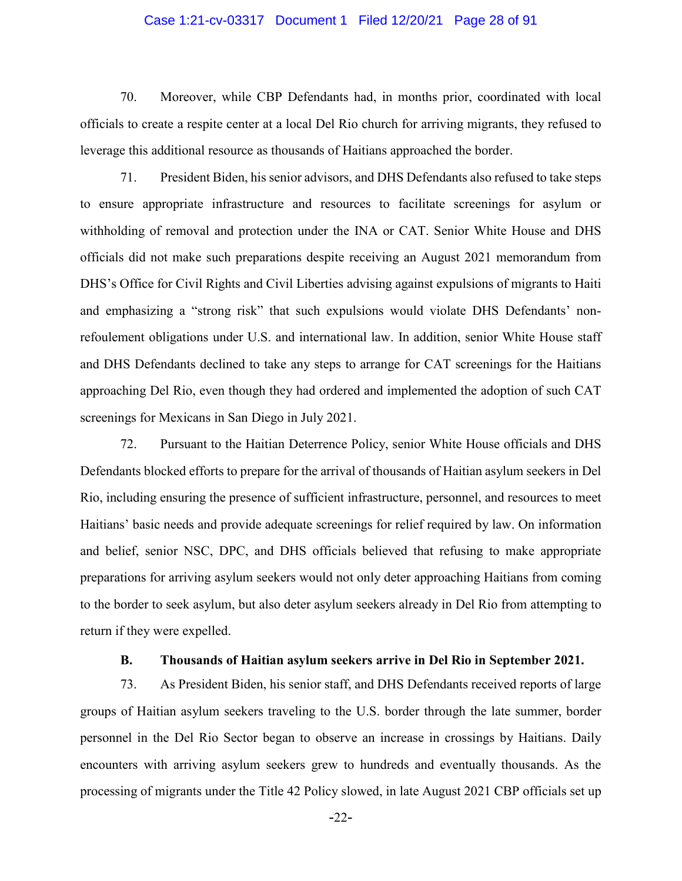70. Moreover, while CBP Defendants had, in months prior, coordinated with local officials to create a respite center at a local Del Rio church for arriving migrants, they refused to leverage this additional resource as thousands of Haitians approached the border.

71. President Biden, his senior advisors, and DHS Defendants also refused to take steps to ensure appropriate infrastructure and resources to facilitate screenings for asylum or withholding of removal and protection under the INA or CAT. Senior White House and DHS officials did not make such preparations despite receiving an August 2021 memorandum from DHS's Office for Civil Rights and Civil Liberties advising against expulsions of migrants to Haiti and emphasizing a "strong risk" that such expulsions would violate DHS Defendants' non-refoulement obligations under U.S. and international law. In addition, senior White House staff and DHS Defendants declined to take any steps to arrange for CAT screenings for the Haitians approaching Del Rio, even though they had ordered and implemented the adoption of such CAT screenings for Mexicans in San Diego in July 2021.

72. Pursuant to the Haitian Deterrence Policy, senior White House officials and DHS Defendants blocked efforts to prepare for the arrival of thousands of Haitian asylum seekers in Del Rio, including ensuring the presence of sufficient infrastructure, personnel, and resources to meet Haitians' basic needs and provide adequate screenings for relief required by law. On information and belief, senior NSC, DPC, and DHS officials believed that refusing to make appropriate preparations for arriving asylum seekers would not only deter approaching Haitians from coming to the border to seek asylum, but also deter asylum seekers already in Del Rio from attempting to return if they were expelled.

**B. Thousands of Haitian asylum seekers arrive in Del Rio in September 2021.**

73. As President Biden, his senior staff, and DHS Defendants received reports of large groups of Haitian asylum seekers traveling to the U.S. border through the late summer, border personnel in the Del Rio Sector began to observe an increase in crossings by Haitians. Daily encounters with arriving asylum seekers grew to hundreds and eventually thousands. As the processing of migrants under the Title 42 Policy slowed, in late August 2021 CBP officials set up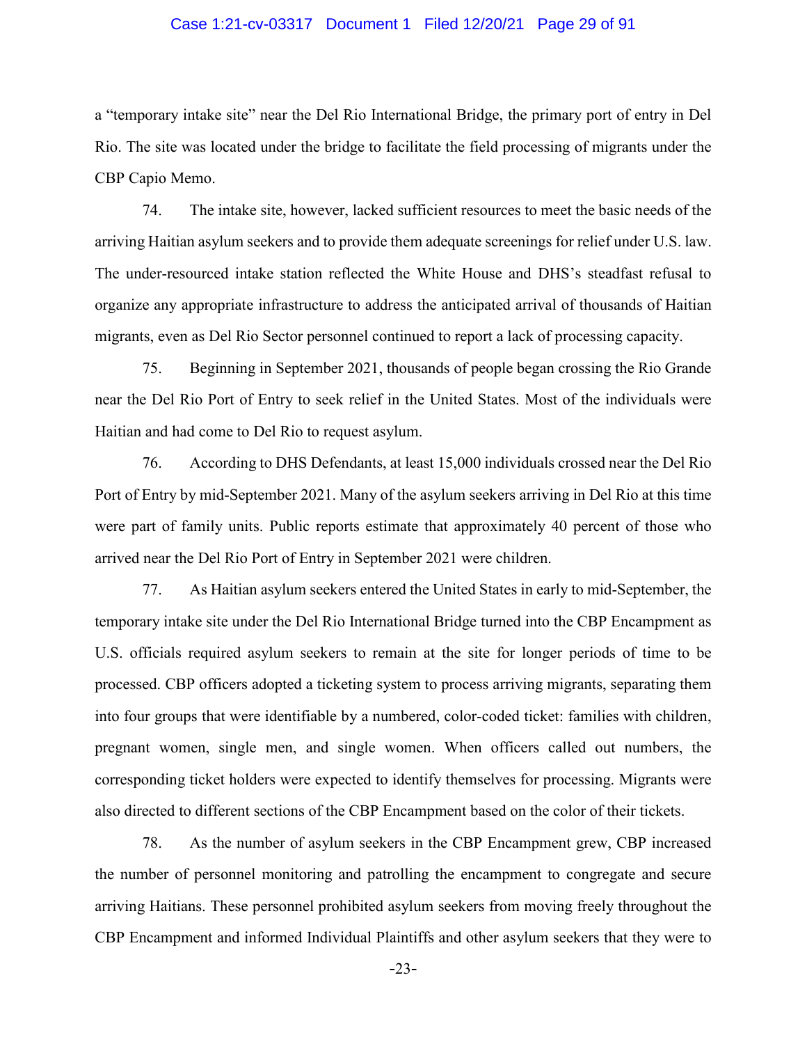a "temporary intake site" near the Del Rio International Bridge, the primary port of entry in Del Rio. The site was located under the bridge to facilitate the field processing of migrants under the CBP Capio Memo.

74. The intake site, however, lacked sufficient resources to meet the basic needs of the arriving Haitian asylum seekers and to provide them adequate screenings for relief under U.S. law. The under-resourced intake station reflected the White House and DHS's steadfast refusal to organize any appropriate infrastructure to address the anticipated arrival of thousands of Haitian migrants, even as Del Rio Sector personnel continued to report a lack of processing capacity.

75. Beginning in September 2021, thousands of people began crossing the Rio Grande near the Del Rio Port of Entry to seek relief in the United States. Most of the individuals were Haitian and had come to Del Rio to request asylum.

76. According to DHS Defendants, at least 15,000 individuals crossed near the Del Rio Port of Entry by mid-September 2021. Many of the asylum seekers arriving in Del Rio at this time were part of family units. Public reports estimate that approximately 40 percent of those who arrived near the Del Rio Port of Entry in September 2021 were children.

77. As Haitian asylum seekers entered the United States in early to mid-September, the temporary intake site under the Del Rio International Bridge turned into the CBP Encampment as U.S. officials required asylum seekers to remain at the site for longer periods of time to be processed. CBP officers adopted a ticketing system to process arriving migrants, separating them into four groups that were identifiable by a numbered, color-coded ticket: families with children, pregnant women, single men, and single women. When officers called out numbers, the corresponding ticket holders were expected to identify themselves for processing. Migrants were also directed to different sections of the CBP Encampment based on the color of their tickets.

78. As the number of asylum seekers in the CBP Encampment grew, CBP increased the number of personnel monitoring and patrolling the encampment to congregate and secure arriving Haitians. These personnel prohibited asylum seekers from moving freely throughout the CBP Encampment and informed Individual Plaintiffs and other asylum seekers that they were to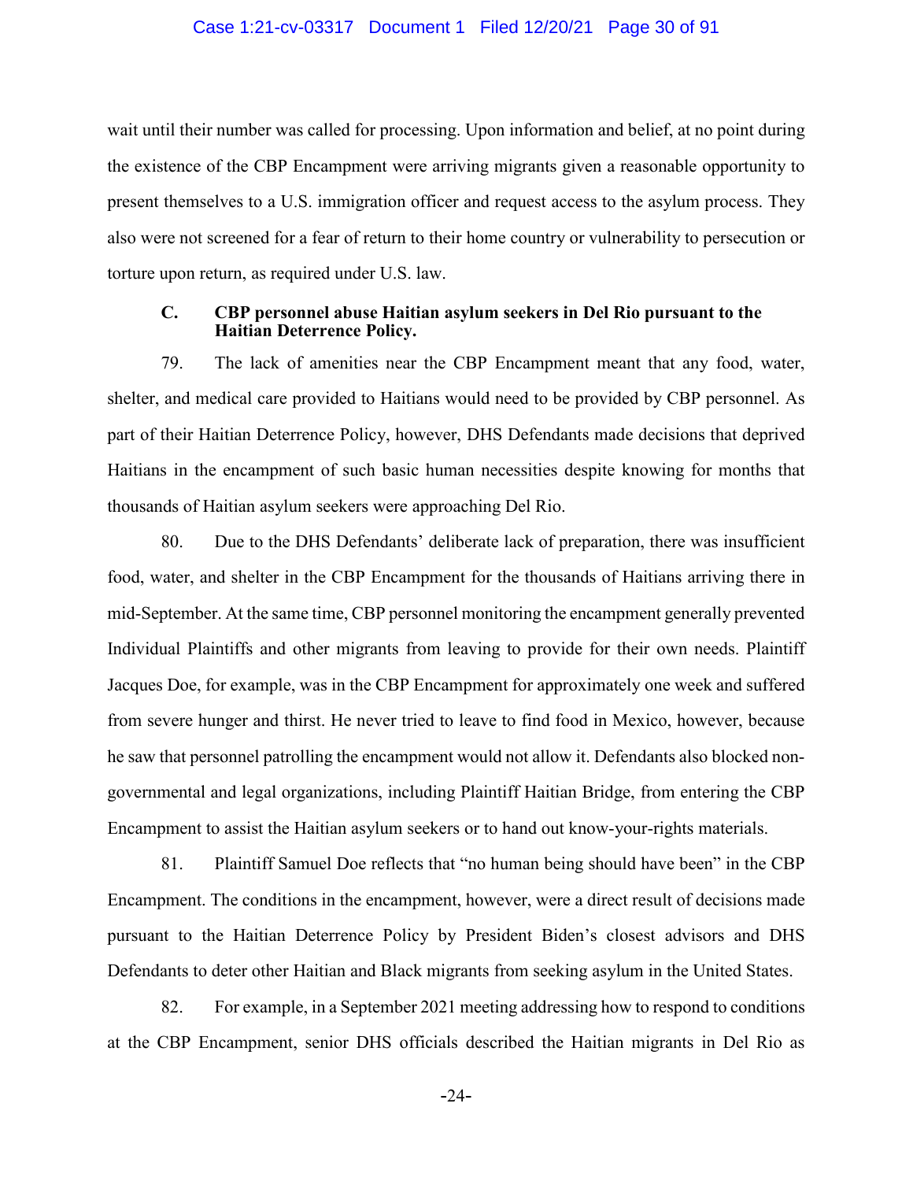wait until their number was called for processing. Upon information and belief, at no point during the existence of the CBP Encampment were arriving migrants given a reasonable opportunity to present themselves to a U.S. immigration officer and request access to the asylum process. They also were not screened for a fear of return to their home country or vulnerability to persecution or torture upon return, as required under U.S. law.

### C. CBP personnel abuse Haitian asylum seekers in Del Rio pursuant to the Haitian Deterrence Policy.

79. The lack of amenities near the CBP Encampment meant that any food, water, shelter, and medical care provided to Haitians would need to be provided by CBP personnel. As part of their Haitian Deterrence Policy, however, DHS Defendants made decisions that deprived Haitians in the encampment of such basic human necessities despite knowing for months that thousands of Haitian asylum seekers were approaching Del Rio.

80. Due to the DHS Defendants' deliberate lack of preparation, there was insufficient food, water, and shelter in the CBP Encampment for the thousands of Haitians arriving there in mid-September. At the same time, CBP personnel monitoring the encampment generally prevented Individual Plaintiffs and other migrants from leaving to provide for their own needs. Plaintiff Jacques Doe, for example, was in the CBP Encampment for approximately one week and suffered from severe hunger and thirst. He never tried to leave to find food in Mexico, however, because he saw that personnel patrolling the encampment would not allow it. Defendants also blocked non-governmental and legal organizations, including Plaintiff Haitian Bridge, from entering the CBP Encampment to assist the Haitian asylum seekers or to hand out know-your-rights materials.

81. Plaintiff Samuel Doe reflects that "no human being should have been" in the CBP Encampment. The conditions in the encampment, however, were a direct result of decisions made pursuant to the Haitian Deterrence Policy by President Biden's closest advisors and DHS Defendants to deter other Haitian and Black migrants from seeking asylum in the United States.

82. For example, in a September 2021 meeting addressing how to respond to conditions at the CBP Encampment, senior DHS officials described the Haitian migrants in Del Rio as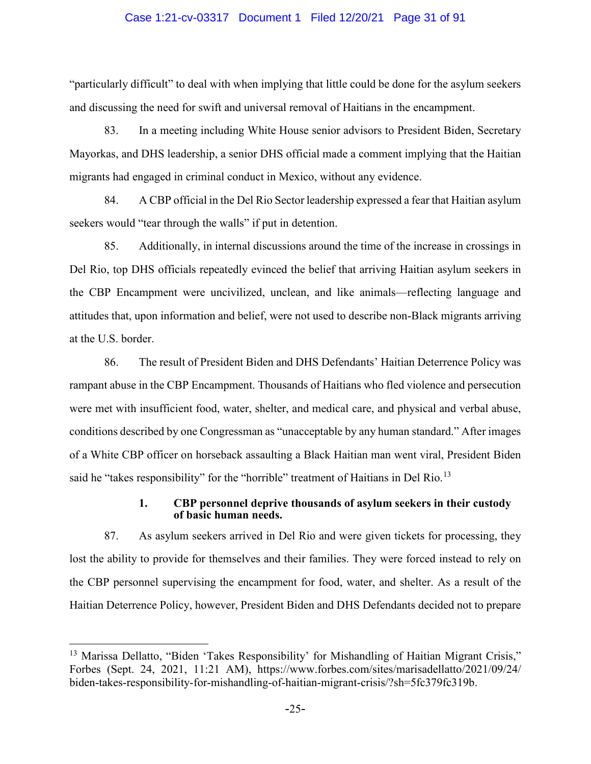"particularly difficult" to deal with when implying that little could be done for the asylum seekers and discussing the need for swift and universal removal of Haitians in the encampment.

83. In a meeting including White House senior advisors to President Biden, Secretary Mayorkas, and DHS leadership, a senior DHS official made a comment implying that the Haitian migrants had engaged in criminal conduct in Mexico, without any evidence.

84. A CBP official in the Del Rio Sector leadership expressed a fear that Haitian asylum seekers would "tear through the walls" if put in detention.

85. Additionally, in internal discussions around the time of the increase in crossings in Del Rio, top DHS officials repeatedly evinced the belief that arriving Haitian asylum seekers in the CBP Encampment were uncivilized, unclean, and like animals—reflecting language and attitudes that, upon information and belief, were not used to describe non-Black migrants arriving at the U.S. border.

86. The result of President Biden and DHS Defendants' Haitian Deterrence Policy was rampant abuse in the CBP Encampment. Thousands of Haitians who fled violence and persecution were met with insufficient food, water, shelter, and medical care, and physical and verbal abuse, conditions described by one Congressman as "unacceptable by any human standard." After images of a White CBP officer on horseback assaulting a Black Haitian man went viral, President Biden said he "takes responsibility" for the "horrible" treatment of Haitians in Del Rio.[13]

**1. CBP personnel deprive thousands of asylum seekers in their custody of basic human needs.**

87. As asylum seekers arrived in Del Rio and were given tickets for processing, they lost the ability to provide for themselves and their families. They were forced instead to rely on the CBP personnel supervising the encampment for food, water, and shelter. As a result of the Haitian Deterrence Policy, however, President Biden and DHS Defendants decided not to prepare

---

[13] Marissa Dellatto, "Biden 'Takes Responsibility' for Mishandling of Haitian Migrant Crisis," Forbes (Sept. 24, 2021, 11:21 AM), https://www.forbes.com/sites/marisadellatto/2021/09/24/biden-takes-responsibility-for-mishandling-of-haitian-migrant-crisis/?sh=5fc379fc319b.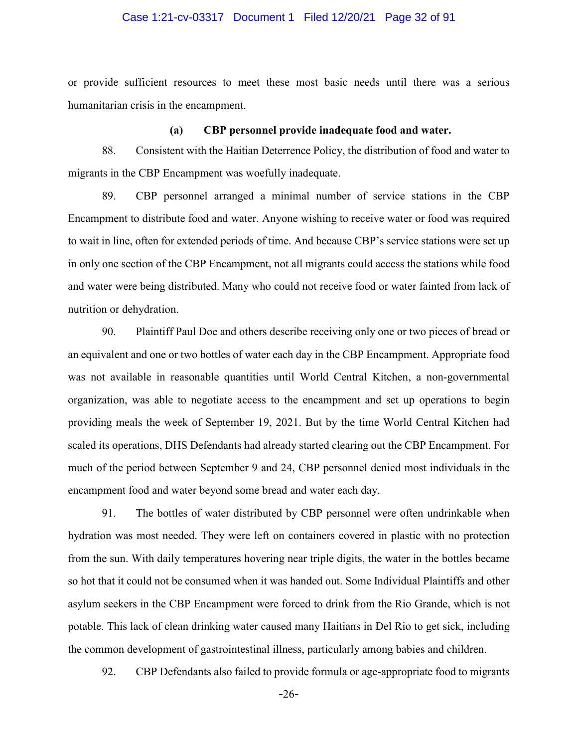or provide sufficient resources to meet these most basic needs until there was a serious humanitarian crisis in the encampment.

**(a) CBP personnel provide inadequate food and water.**

88. Consistent with the Haitian Deterrence Policy, the distribution of food and water to migrants in the CBP Encampment was woefully inadequate.

89. CBP personnel arranged a minimal number of service stations in the CBP Encampment to distribute food and water. Anyone wishing to receive water or food was required to wait in line, often for extended periods of time. And because CBP's service stations were set up in only one section of the CBP Encampment, not all migrants could access the stations while food and water were being distributed. Many who could not receive food or water fainted from lack of nutrition or dehydration.

90. Plaintiff Paul Doe and others describe receiving only one or two pieces of bread or an equivalent and one or two bottles of water each day in the CBP Encampment. Appropriate food was not available in reasonable quantities until World Central Kitchen, a non-governmental organization, was able to negotiate access to the encampment and set up operations to begin providing meals the week of September 19, 2021. But by the time World Central Kitchen had scaled its operations, DHS Defendants had already started clearing out the CBP Encampment. For much of the period between September 9 and 24, CBP personnel denied most individuals in the encampment food and water beyond some bread and water each day.

91. The bottles of water distributed by CBP personnel were often undrinkable when hydration was most needed. They were left on containers covered in plastic with no protection from the sun. With daily temperatures hovering near triple digits, the water in the bottles became so hot that it could not be consumed when it was handed out. Some Individual Plaintiffs and other asylum seekers in the CBP Encampment were forced to drink from the Rio Grande, which is not potable. This lack of clean drinking water caused many Haitians in Del Rio to get sick, including the common development of gastrointestinal illness, particularly among babies and children.

92. CBP Defendants also failed to provide formula or age-appropriate food to migrants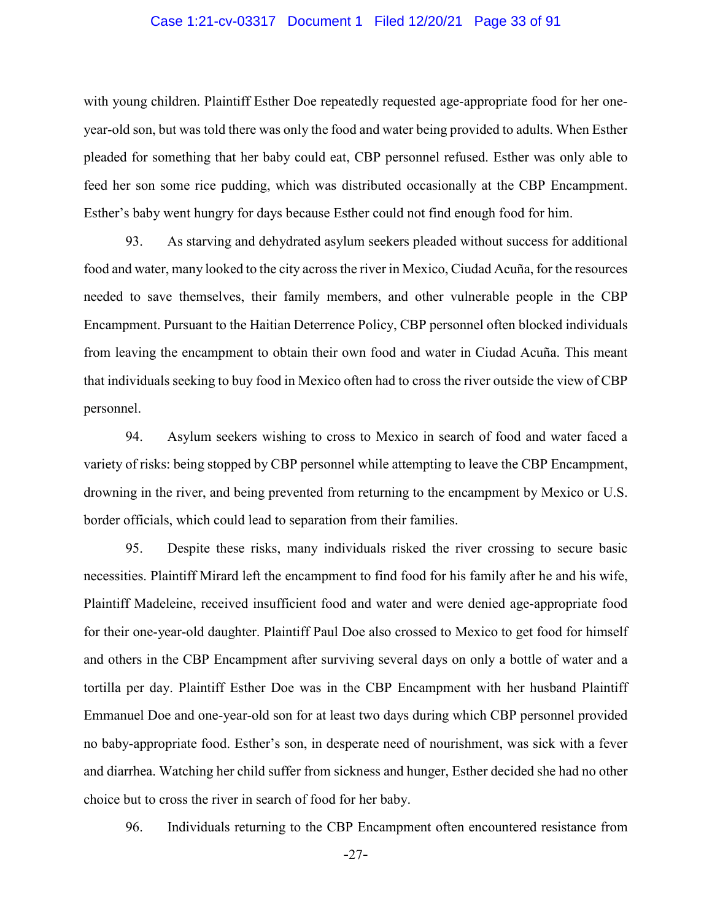with young children. Plaintiff Esther Doe repeatedly requested age-appropriate food for her one-year-old son, but was told there was only the food and water being provided to adults. When Esther pleaded for something that her baby could eat, CBP personnel refused. Esther was only able to feed her son some rice pudding, which was distributed occasionally at the CBP Encampment. Esther's baby went hungry for days because Esther could not find enough food for him.

93. As starving and dehydrated asylum seekers pleaded without success for additional food and water, many looked to the city across the river in Mexico, Ciudad Acuña, for the resources needed to save themselves, their family members, and other vulnerable people in the CBP Encampment. Pursuant to the Haitian Deterrence Policy, CBP personnel often blocked individuals from leaving the encampment to obtain their own food and water in Ciudad Acuña. This meant that individuals seeking to buy food in Mexico often had to cross the river outside the view of CBP personnel.

94. Asylum seekers wishing to cross to Mexico in search of food and water faced a variety of risks: being stopped by CBP personnel while attempting to leave the CBP Encampment, drowning in the river, and being prevented from returning to the encampment by Mexico or U.S. border officials, which could lead to separation from their families.

95. Despite these risks, many individuals risked the river crossing to secure basic necessities. Plaintiff Mirard left the encampment to find food for his family after he and his wife, Plaintiff Madeleine, received insufficient food and water and were denied age-appropriate food for their one-year-old daughter. Plaintiff Paul Doe also crossed to Mexico to get food for himself and others in the CBP Encampment after surviving several days on only a bottle of water and a tortilla per day. Plaintiff Esther Doe was in the CBP Encampment with her husband Plaintiff Emmanuel Doe and one-year-old son for at least two days during which CBP personnel provided no baby-appropriate food. Esther's son, in desperate need of nourishment, was sick with a fever and diarrhea. Watching her child suffer from sickness and hunger, Esther decided she had no other choice but to cross the river in search of food for her baby.

96. Individuals returning to the CBP Encampment often encountered resistance from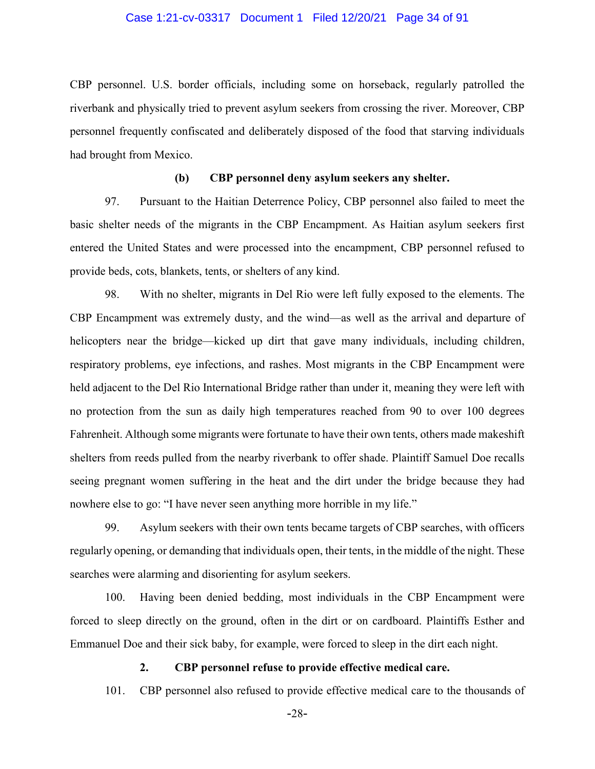CBP personnel. U.S. border officials, including some on horseback, regularly patrolled the riverbank and physically tried to prevent asylum seekers from crossing the river. Moreover, CBP personnel frequently confiscated and deliberately disposed of the food that starving individuals had brought from Mexico.

**(b) CBP personnel deny asylum seekers any shelter.**

97. Pursuant to the Haitian Deterrence Policy, CBP personnel also failed to meet the basic shelter needs of the migrants in the CBP Encampment. As Haitian asylum seekers first entered the United States and were processed into the encampment, CBP personnel refused to provide beds, cots, blankets, tents, or shelters of any kind.

98. With no shelter, migrants in Del Rio were left fully exposed to the elements. The CBP Encampment was extremely dusty, and the wind—as well as the arrival and departure of helicopters near the bridge—kicked up dirt that gave many individuals, including children, respiratory problems, eye infections, and rashes. Most migrants in the CBP Encampment were held adjacent to the Del Rio International Bridge rather than under it, meaning they were left with no protection from the sun as daily high temperatures reached from 90 to over 100 degrees Fahrenheit. Although some migrants were fortunate to have their own tents, others made makeshift shelters from reeds pulled from the nearby riverbank to offer shade. Plaintiff Samuel Doe recalls seeing pregnant women suffering in the heat and the dirt under the bridge because they had nowhere else to go: "I have never seen anything more horrible in my life."

99. Asylum seekers with their own tents became targets of CBP searches, with officers regularly opening, or demanding that individuals open, their tents, in the middle of the night. These searches were alarming and disorienting for asylum seekers.

100. Having been denied bedding, most individuals in the CBP Encampment were forced to sleep directly on the ground, often in the dirt or on cardboard. Plaintiffs Esther and Emmanuel Doe and their sick baby, for example, were forced to sleep in the dirt each night.

**2. CBP personnel refuse to provide effective medical care.**

101. CBP personnel also refused to provide effective medical care to the thousands of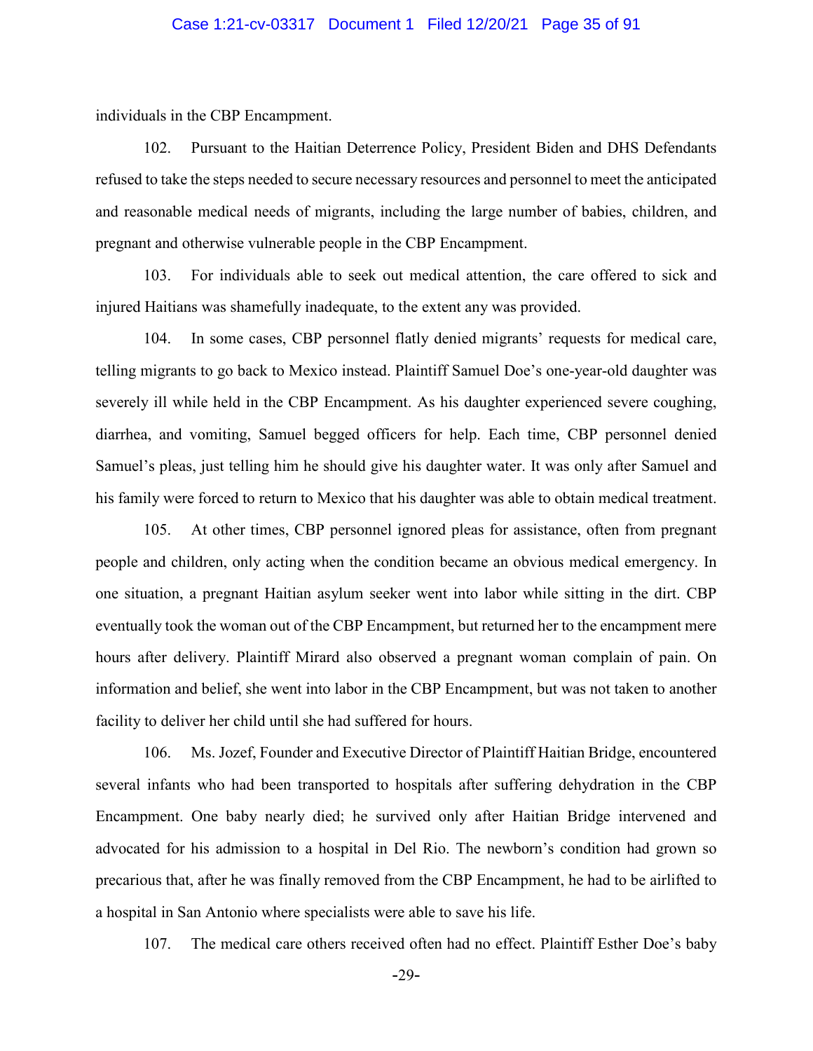individuals in the CBP Encampment.

102. Pursuant to the Haitian Deterrence Policy, President Biden and DHS Defendants refused to take the steps needed to secure necessary resources and personnel to meet the anticipated and reasonable medical needs of migrants, including the large number of babies, children, and pregnant and otherwise vulnerable people in the CBP Encampment.

103. For individuals able to seek out medical attention, the care offered to sick and injured Haitians was shamefully inadequate, to the extent any was provided.

104. In some cases, CBP personnel flatly denied migrants' requests for medical care, telling migrants to go back to Mexico instead. Plaintiff Samuel Doe's one-year-old daughter was severely ill while held in the CBP Encampment. As his daughter experienced severe coughing, diarrhea, and vomiting, Samuel begged officers for help. Each time, CBP personnel denied Samuel's pleas, just telling him he should give his daughter water. It was only after Samuel and his family were forced to return to Mexico that his daughter was able to obtain medical treatment.

105. At other times, CBP personnel ignored pleas for assistance, often from pregnant people and children, only acting when the condition became an obvious medical emergency. In one situation, a pregnant Haitian asylum seeker went into labor while sitting in the dirt. CBP eventually took the woman out of the CBP Encampment, but returned her to the encampment mere hours after delivery. Plaintiff Mirard also observed a pregnant woman complain of pain. On information and belief, she went into labor in the CBP Encampment, but was not taken to another facility to deliver her child until she had suffered for hours.

106. Ms. Jozef, Founder and Executive Director of Plaintiff Haitian Bridge, encountered several infants who had been transported to hospitals after suffering dehydration in the CBP Encampment. One baby nearly died; he survived only after Haitian Bridge intervened and advocated for his admission to a hospital in Del Rio. The newborn's condition had grown so precarious that, after he was finally removed from the CBP Encampment, he had to be airlifted to a hospital in San Antonio where specialists were able to save his life.

107. The medical care others received often had no effect. Plaintiff Esther Doe's baby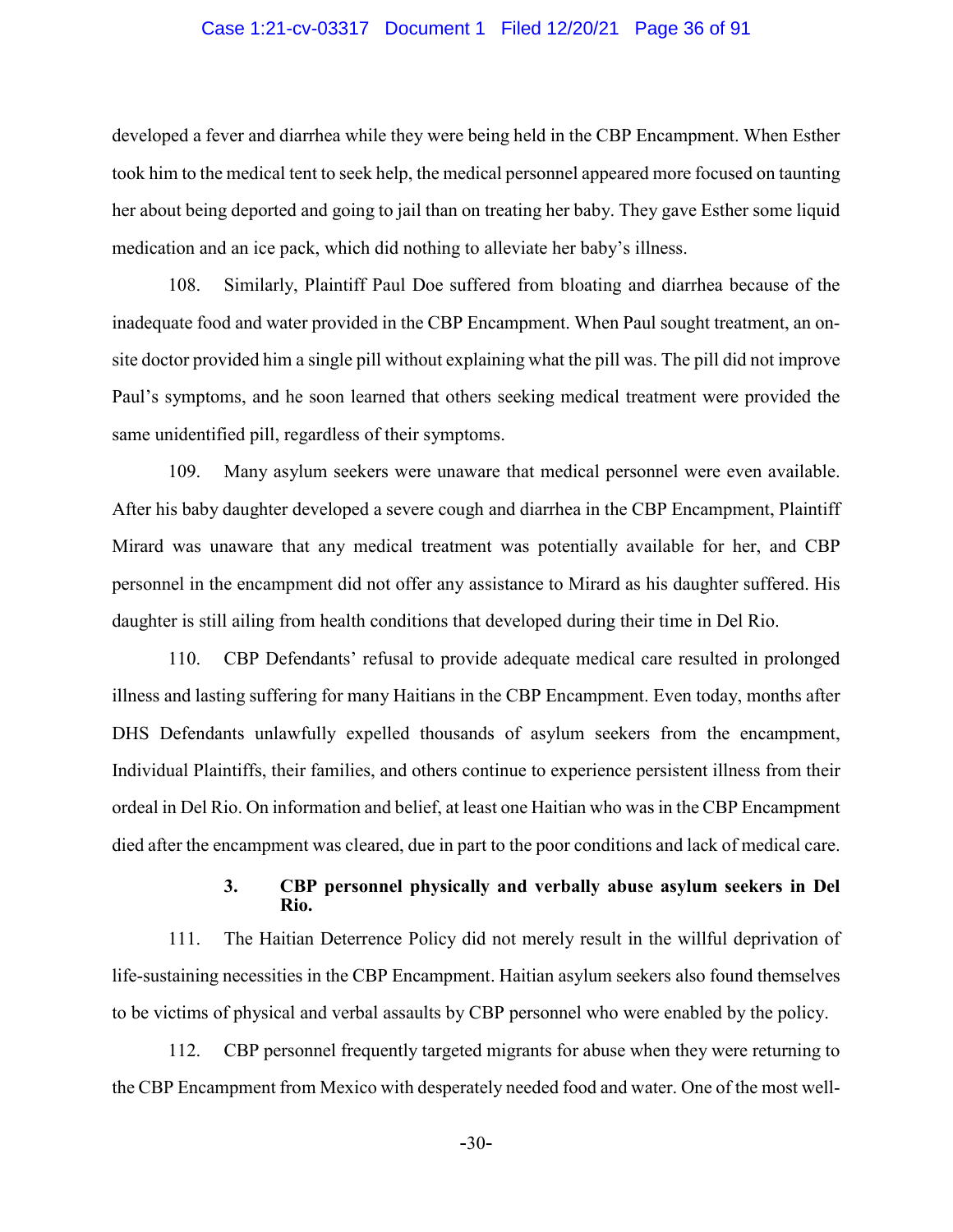developed a fever and diarrhea while they were being held in the CBP Encampment. When Esther took him to the medical tent to seek help, the medical personnel appeared more focused on taunting her about being deported and going to jail than on treating her baby. They gave Esther some liquid medication and an ice pack, which did nothing to alleviate her baby's illness.

108. Similarly, Plaintiff Paul Doe suffered from bloating and diarrhea because of the inadequate food and water provided in the CBP Encampment. When Paul sought treatment, an on-site doctor provided him a single pill without explaining what the pill was. The pill did not improve Paul's symptoms, and he soon learned that others seeking medical treatment were provided the same unidentified pill, regardless of their symptoms.

109. Many asylum seekers were unaware that medical personnel were even available. After his baby daughter developed a severe cough and diarrhea in the CBP Encampment, Plaintiff Mirard was unaware that any medical treatment was potentially available for her, and CBP personnel in the encampment did not offer any assistance to Mirard as his daughter suffered. His daughter is still ailing from health conditions that developed during their time in Del Rio.

110. CBP Defendants' refusal to provide adequate medical care resulted in prolonged illness and lasting suffering for many Haitians in the CBP Encampment. Even today, months after DHS Defendants unlawfully expelled thousands of asylum seekers from the encampment, Individual Plaintiffs, their families, and others continue to experience persistent illness from their ordeal in Del Rio. On information and belief, at least one Haitian who was in the CBP Encampment died after the encampment was cleared, due in part to the poor conditions and lack of medical care.

### 3. CBP personnel physically and verbally abuse asylum seekers in Del Rio.

111. The Haitian Deterrence Policy did not merely result in the willful deprivation of life-sustaining necessities in the CBP Encampment. Haitian asylum seekers also found themselves to be victims of physical and verbal assaults by CBP personnel who were enabled by the policy.

112. CBP personnel frequently targeted migrants for abuse when they were returning to the CBP Encampment from Mexico with desperately needed food and water. One of the most well-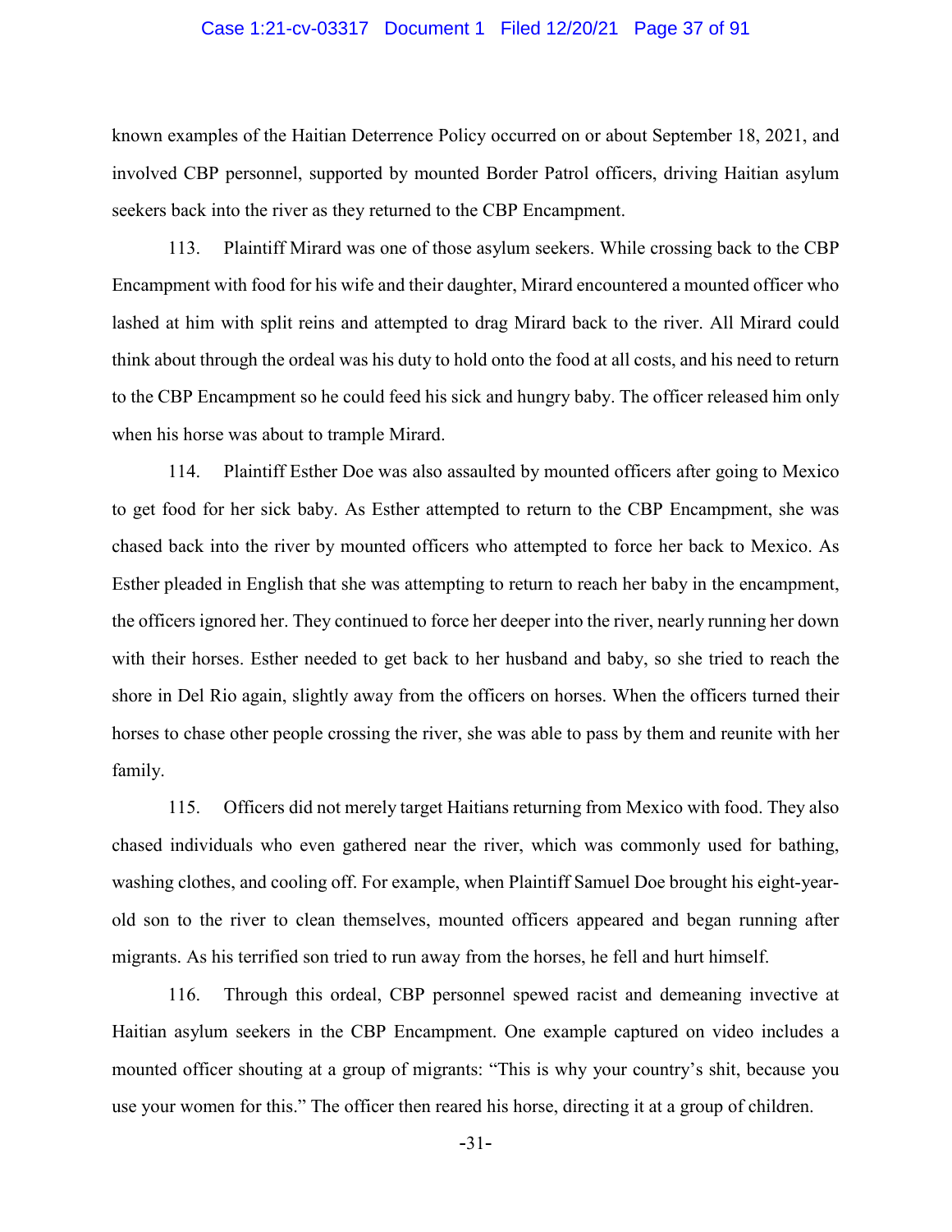known examples of the Haitian Deterrence Policy occurred on or about September 18, 2021, and involved CBP personnel, supported by mounted Border Patrol officers, driving Haitian asylum seekers back into the river as they returned to the CBP Encampment.

113. Plaintiff Mirard was one of those asylum seekers. While crossing back to the CBP Encampment with food for his wife and their daughter, Mirard encountered a mounted officer who lashed at him with split reins and attempted to drag Mirard back to the river. All Mirard could think about through the ordeal was his duty to hold onto the food at all costs, and his need to return to the CBP Encampment so he could feed his sick and hungry baby. The officer released him only when his horse was about to trample Mirard.

114. Plaintiff Esther Doe was also assaulted by mounted officers after going to Mexico to get food for her sick baby. As Esther attempted to return to the CBP Encampment, she was chased back into the river by mounted officers who attempted to force her back to Mexico. As Esther pleaded in English that she was attempting to return to reach her baby in the encampment, the officers ignored her. They continued to force her deeper into the river, nearly running her down with their horses. Esther needed to get back to her husband and baby, so she tried to reach the shore in Del Rio again, slightly away from the officers on horses. When the officers turned their horses to chase other people crossing the river, she was able to pass by them and reunite with her family.

115. Officers did not merely target Haitians returning from Mexico with food. They also chased individuals who even gathered near the river, which was commonly used for bathing, washing clothes, and cooling off. For example, when Plaintiff Samuel Doe brought his eight-year-old son to the river to clean themselves, mounted officers appeared and began running after migrants. As his terrified son tried to run away from the horses, he fell and hurt himself.

116. Through this ordeal, CBP personnel spewed racist and demeaning invective at Haitian asylum seekers in the CBP Encampment. One example captured on video includes a mounted officer shouting at a group of migrants: "This is why your country's shit, because you use your women for this." The officer then reared his horse, directing it at a group of children.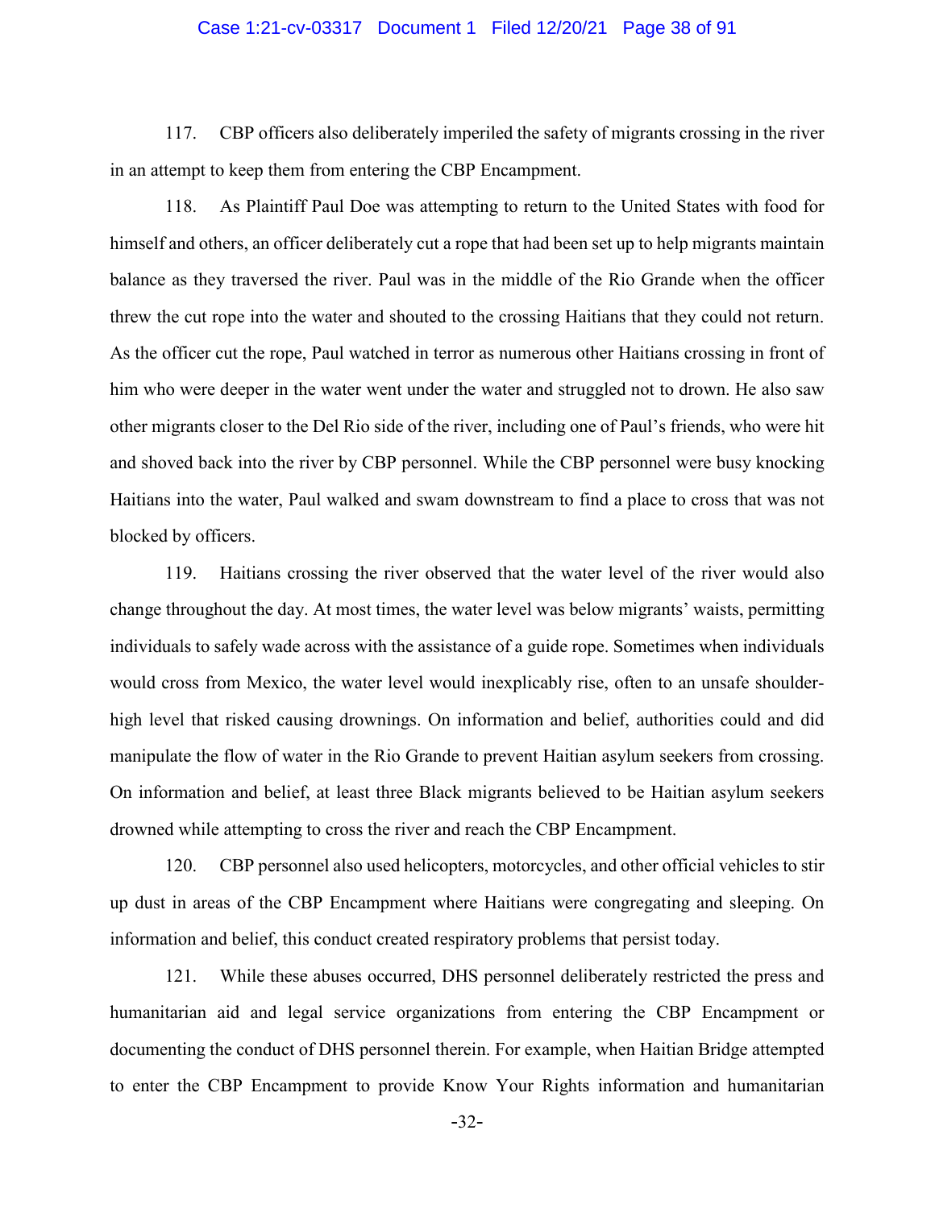117. CBP officers also deliberately imperiled the safety of migrants crossing in the river in an attempt to keep them from entering the CBP Encampment.

118. As Plaintiff Paul Doe was attempting to return to the United States with food for himself and others, an officer deliberately cut a rope that had been set up to help migrants maintain balance as they traversed the river. Paul was in the middle of the Rio Grande when the officer threw the cut rope into the water and shouted to the crossing Haitians that they could not return. As the officer cut the rope, Paul watched in terror as numerous other Haitians crossing in front of him who were deeper in the water went under the water and struggled not to drown. He also saw other migrants closer to the Del Rio side of the river, including one of Paul's friends, who were hit and shoved back into the river by CBP personnel. While the CBP personnel were busy knocking Haitians into the water, Paul walked and swam downstream to find a place to cross that was not blocked by officers.

119. Haitians crossing the river observed that the water level of the river would also change throughout the day. At most times, the water level was below migrants' waists, permitting individuals to safely wade across with the assistance of a guide rope. Sometimes when individuals would cross from Mexico, the water level would inexplicably rise, often to an unsafe shoulder-high level that risked causing drownings. On information and belief, authorities could and did manipulate the flow of water in the Rio Grande to prevent Haitian asylum seekers from crossing. On information and belief, at least three Black migrants believed to be Haitian asylum seekers drowned while attempting to cross the river and reach the CBP Encampment.

120. CBP personnel also used helicopters, motorcycles, and other official vehicles to stir up dust in areas of the CBP Encampment where Haitians were congregating and sleeping. On information and belief, this conduct created respiratory problems that persist today.

121. While these abuses occurred, DHS personnel deliberately restricted the press and humanitarian aid and legal service organizations from entering the CBP Encampment or documenting the conduct of DHS personnel therein. For example, when Haitian Bridge attempted to enter the CBP Encampment to provide Know Your Rights information and humanitarian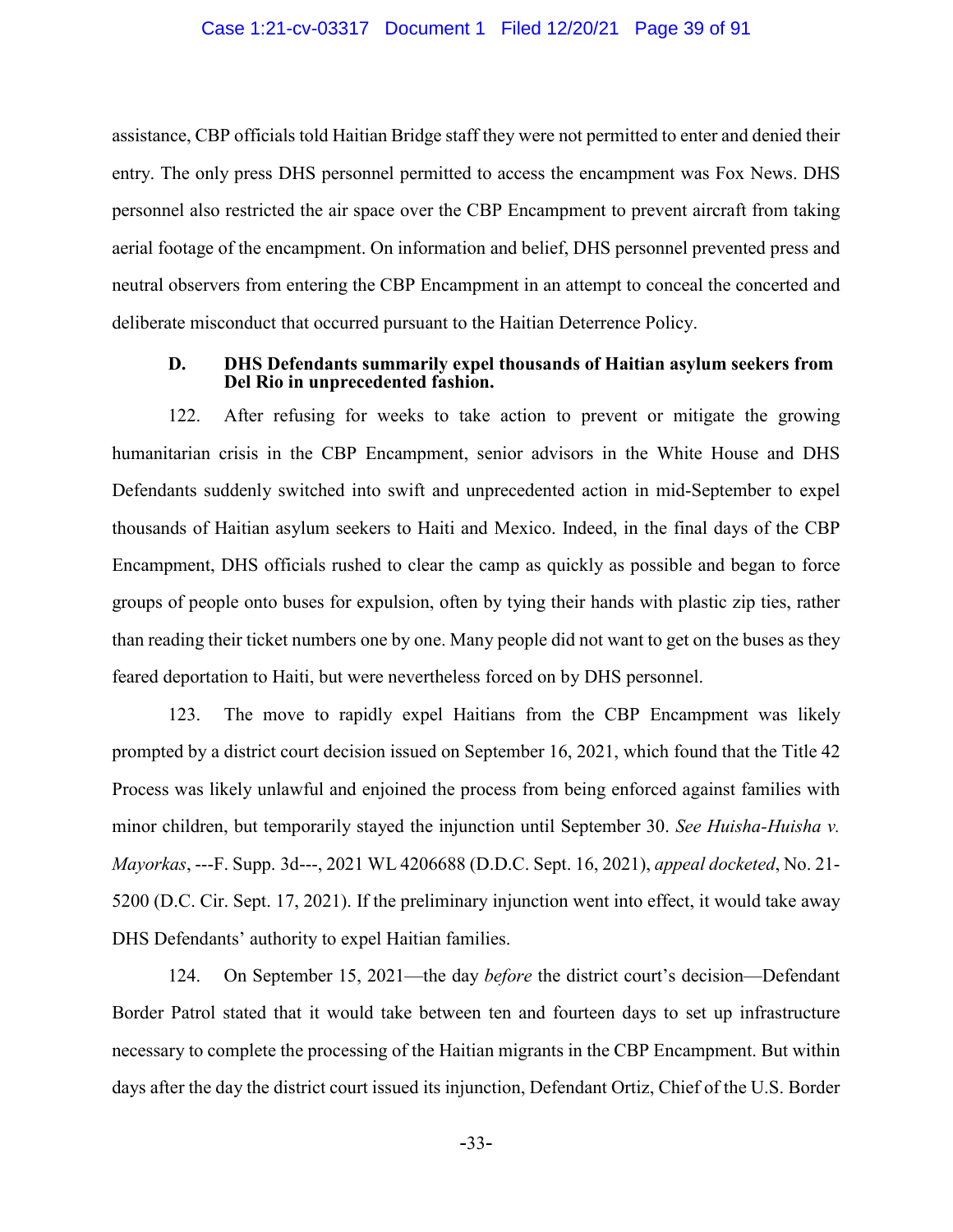assistance, CBP officials told Haitian Bridge staff they were not permitted to enter and denied their entry. The only press DHS personnel permitted to access the encampment was Fox News. DHS personnel also restricted the air space over the CBP Encampment to prevent aircraft from taking aerial footage of the encampment. On information and belief, DHS personnel prevented press and neutral observers from entering the CBP Encampment in an attempt to conceal the concerted and deliberate misconduct that occurred pursuant to the Haitian Deterrence Policy.

### D. DHS Defendants summarily expel thousands of Haitian asylum seekers from Del Rio in unprecedented fashion.

122. After refusing for weeks to take action to prevent or mitigate the growing humanitarian crisis in the CBP Encampment, senior advisors in the White House and DHS Defendants suddenly switched into swift and unprecedented action in mid-September to expel thousands of Haitian asylum seekers to Haiti and Mexico. Indeed, in the final days of the CBP Encampment, DHS officials rushed to clear the camp as quickly as possible and began to force groups of people onto buses for expulsion, often by tying their hands with plastic zip ties, rather than reading their ticket numbers one by one. Many people did not want to get on the buses as they feared deportation to Haiti, but were nevertheless forced on by DHS personnel.

123. The move to rapidly expel Haitians from the CBP Encampment was likely prompted by a district court decision issued on September 16, 2021, which found that the Title 42 Process was likely unlawful and enjoined the process from being enforced against families with minor children, but temporarily stayed the injunction until September 30. *See Huisha-Huisha v. Mayorkas*, ---F. Supp. 3d---, 2021 WL 4206688 (D.D.C. Sept. 16, 2021), *appeal docketed*, No. 21-5200 (D.C. Cir. Sept. 17, 2021). If the preliminary injunction went into effect, it would take away DHS Defendants' authority to expel Haitian families.

124. On September 15, 2021—the day *before* the district court's decision—Defendant Border Patrol stated that it would take between ten and fourteen days to set up infrastructure necessary to complete the processing of the Haitian migrants in the CBP Encampment. But within days after the day the district court issued its injunction, Defendant Ortiz, Chief of the U.S. Border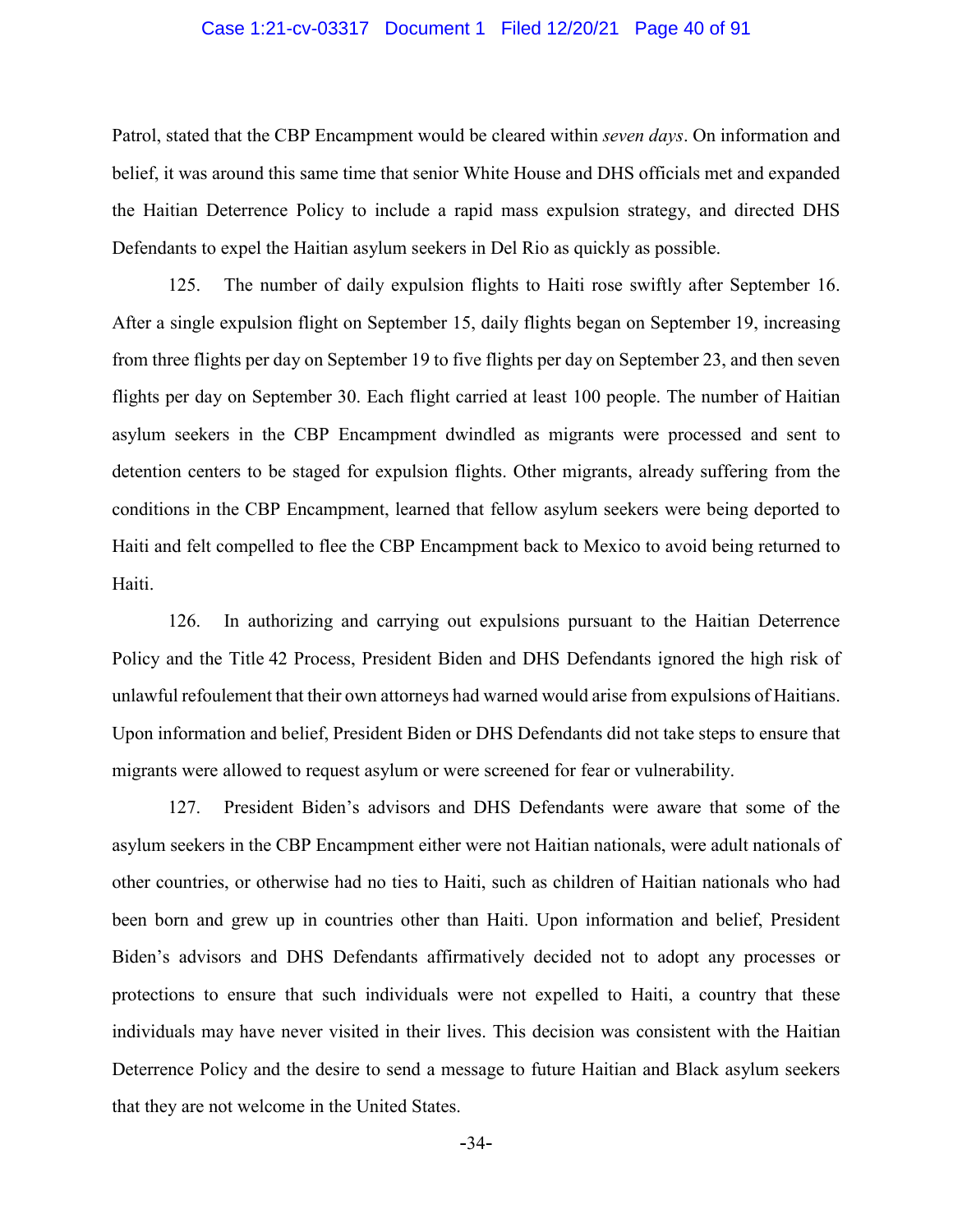Patrol, stated that the CBP Encampment would be cleared within *seven days*. On information and belief, it was around this same time that senior White House and DHS officials met and expanded the Haitian Deterrence Policy to include a rapid mass expulsion strategy, and directed DHS Defendants to expel the Haitian asylum seekers in Del Rio as quickly as possible.

125. The number of daily expulsion flights to Haiti rose swiftly after September 16. After a single expulsion flight on September 15, daily flights began on September 19, increasing from three flights per day on September 19 to five flights per day on September 23, and then seven flights per day on September 30. Each flight carried at least 100 people. The number of Haitian asylum seekers in the CBP Encampment dwindled as migrants were processed and sent to detention centers to be staged for expulsion flights. Other migrants, already suffering from the conditions in the CBP Encampment, learned that fellow asylum seekers were being deported to Haiti and felt compelled to flee the CBP Encampment back to Mexico to avoid being returned to Haiti.

126. In authorizing and carrying out expulsions pursuant to the Haitian Deterrence Policy and the Title 42 Process, President Biden and DHS Defendants ignored the high risk of unlawful refoulement that their own attorneys had warned would arise from expulsions of Haitians. Upon information and belief, President Biden or DHS Defendants did not take steps to ensure that migrants were allowed to request asylum or were screened for fear or vulnerability.

127. President Biden's advisors and DHS Defendants were aware that some of the asylum seekers in the CBP Encampment either were not Haitian nationals, were adult nationals of other countries, or otherwise had no ties to Haiti, such as children of Haitian nationals who had been born and grew up in countries other than Haiti. Upon information and belief, President Biden's advisors and DHS Defendants affirmatively decided not to adopt any processes or protections to ensure that such individuals were not expelled to Haiti, a country that these individuals may have never visited in their lives. This decision was consistent with the Haitian Deterrence Policy and the desire to send a message to future Haitian and Black asylum seekers that they are not welcome in the United States.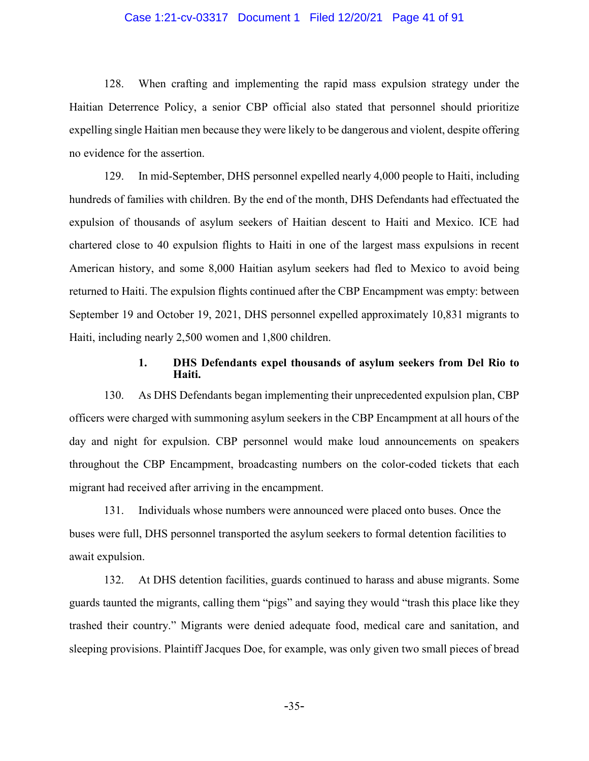128. When crafting and implementing the rapid mass expulsion strategy under the Haitian Deterrence Policy, a senior CBP official also stated that personnel should prioritize expelling single Haitian men because they were likely to be dangerous and violent, despite offering no evidence for the assertion.

129. In mid-September, DHS personnel expelled nearly 4,000 people to Haiti, including hundreds of families with children. By the end of the month, DHS Defendants had effectuated the expulsion of thousands of asylum seekers of Haitian descent to Haiti and Mexico. ICE had chartered close to 40 expulsion flights to Haiti in one of the largest mass expulsions in recent American history, and some 8,000 Haitian asylum seekers had fled to Mexico to avoid being returned to Haiti. The expulsion flights continued after the CBP Encampment was empty: between September 19 and October 19, 2021, DHS personnel expelled approximately 10,831 migrants to Haiti, including nearly 2,500 women and 1,800 children.

### 1. DHS Defendants expel thousands of asylum seekers from Del Rio to Haiti.

130. As DHS Defendants began implementing their unprecedented expulsion plan, CBP officers were charged with summoning asylum seekers in the CBP Encampment at all hours of the day and night for expulsion. CBP personnel would make loud announcements on speakers throughout the CBP Encampment, broadcasting numbers on the color-coded tickets that each migrant had received after arriving in the encampment.

131. Individuals whose numbers were announced were placed onto buses. Once the buses were full, DHS personnel transported the asylum seekers to formal detention facilities to await expulsion.

132. At DHS detention facilities, guards continued to harass and abuse migrants. Some guards taunted the migrants, calling them "pigs" and saying they would "trash this place like they trashed their country." Migrants were denied adequate food, medical care and sanitation, and sleeping provisions. Plaintiff Jacques Doe, for example, was only given two small pieces of bread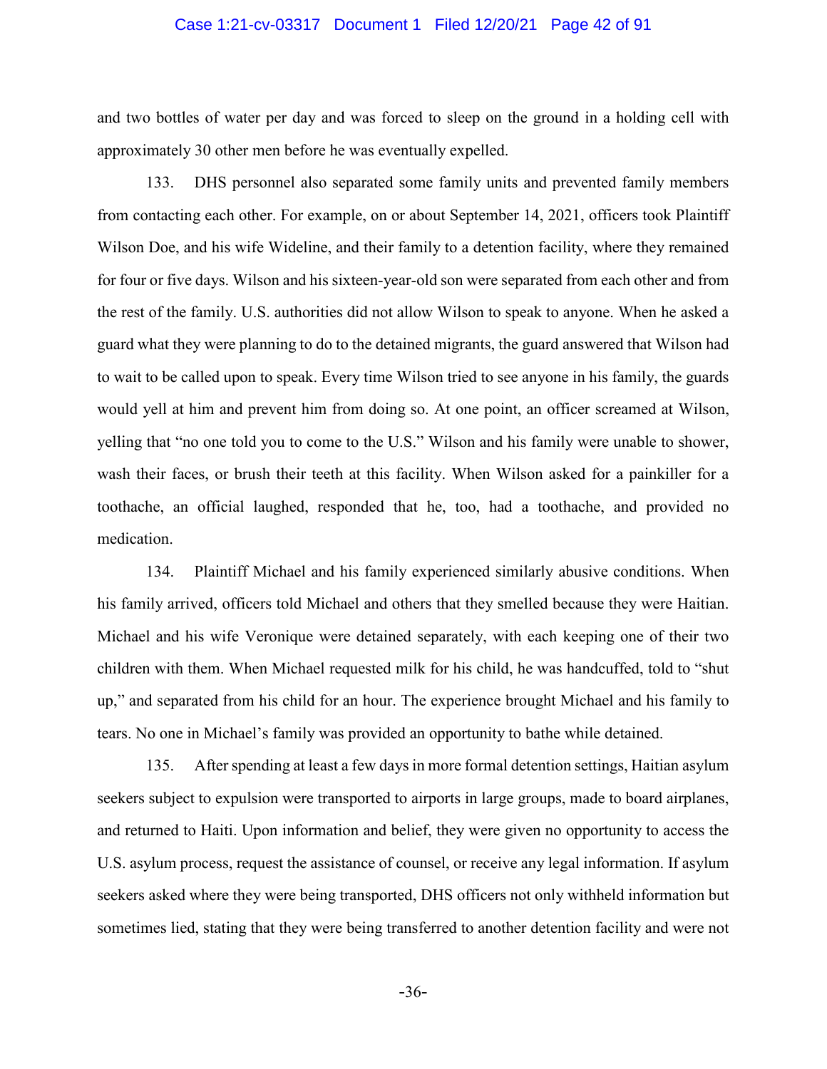and two bottles of water per day and was forced to sleep on the ground in a holding cell with approximately 30 other men before he was eventually expelled.

133. DHS personnel also separated some family units and prevented family members from contacting each other. For example, on or about September 14, 2021, officers took Plaintiff Wilson Doe, and his wife Wideline, and their family to a detention facility, where they remained for four or five days. Wilson and his sixteen-year-old son were separated from each other and from the rest of the family. U.S. authorities did not allow Wilson to speak to anyone. When he asked a guard what they were planning to do to the detained migrants, the guard answered that Wilson had to wait to be called upon to speak. Every time Wilson tried to see anyone in his family, the guards would yell at him and prevent him from doing so. At one point, an officer screamed at Wilson, yelling that "no one told you to come to the U.S." Wilson and his family were unable to shower, wash their faces, or brush their teeth at this facility. When Wilson asked for a painkiller for a toothache, an official laughed, responded that he, too, had a toothache, and provided no medication.

134. Plaintiff Michael and his family experienced similarly abusive conditions. When his family arrived, officers told Michael and others that they smelled because they were Haitian. Michael and his wife Veronique were detained separately, with each keeping one of their two children with them. When Michael requested milk for his child, he was handcuffed, told to "shut up," and separated from his child for an hour. The experience brought Michael and his family to tears. No one in Michael's family was provided an opportunity to bathe while detained.

135. After spending at least a few days in more formal detention settings, Haitian asylum seekers subject to expulsion were transported to airports in large groups, made to board airplanes, and returned to Haiti. Upon information and belief, they were given no opportunity to access the U.S. asylum process, request the assistance of counsel, or receive any legal information. If asylum seekers asked where they were being transported, DHS officers not only withheld information but sometimes lied, stating that they were being transferred to another detention facility and were not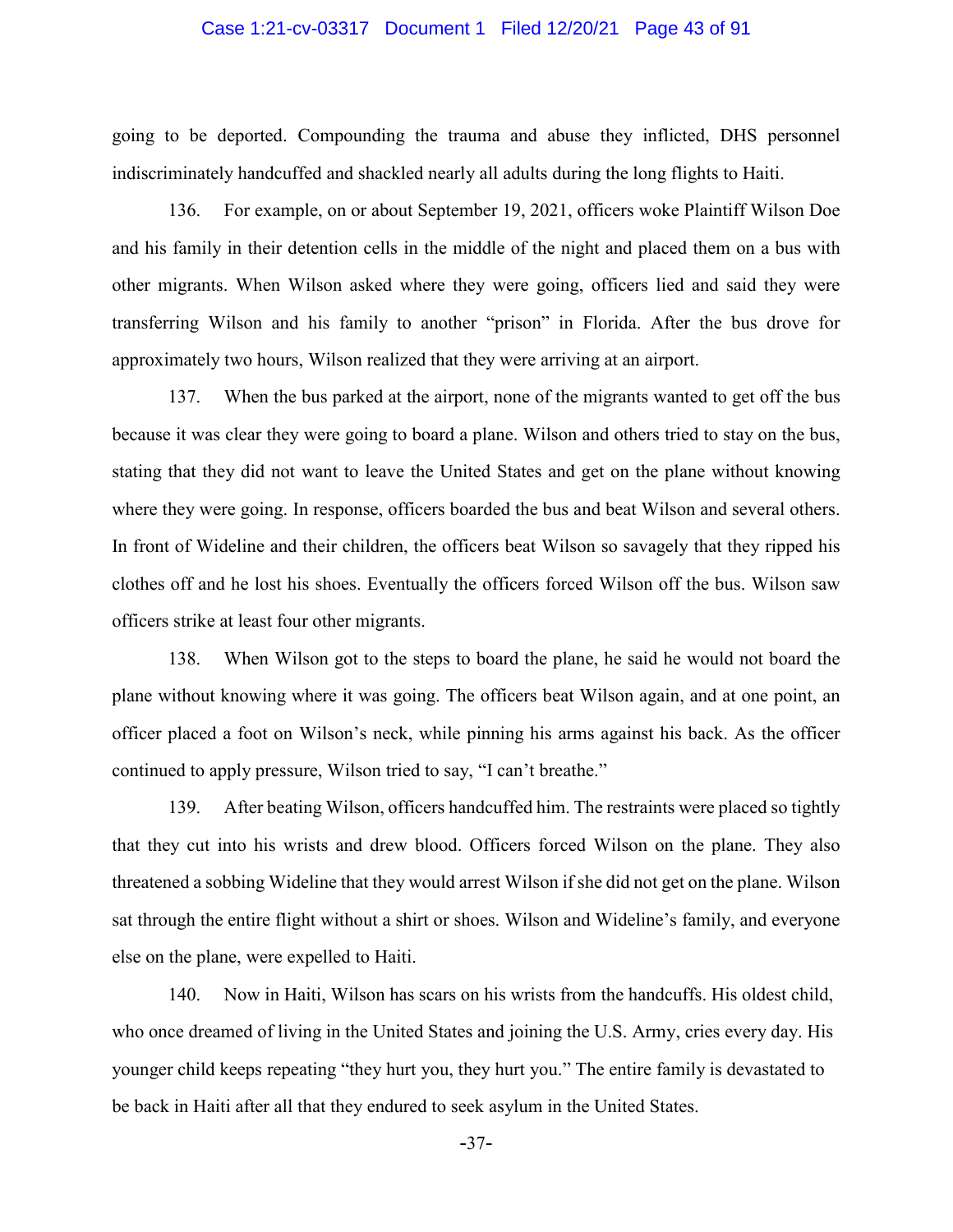going to be deported. Compounding the trauma and abuse they inflicted, DHS personnel indiscriminately handcuffed and shackled nearly all adults during the long flights to Haiti.

136. For example, on or about September 19, 2021, officers woke Plaintiff Wilson Doe and his family in their detention cells in the middle of the night and placed them on a bus with other migrants. When Wilson asked where they were going, officers lied and said they were transferring Wilson and his family to another "prison" in Florida. After the bus drove for approximately two hours, Wilson realized that they were arriving at an airport.

137. When the bus parked at the airport, none of the migrants wanted to get off the bus because it was clear they were going to board a plane. Wilson and others tried to stay on the bus, stating that they did not want to leave the United States and get on the plane without knowing where they were going. In response, officers boarded the bus and beat Wilson and several others. In front of Wideline and their children, the officers beat Wilson so savagely that they ripped his clothes off and he lost his shoes. Eventually the officers forced Wilson off the bus. Wilson saw officers strike at least four other migrants.

138. When Wilson got to the steps to board the plane, he said he would not board the plane without knowing where it was going. The officers beat Wilson again, and at one point, an officer placed a foot on Wilson's neck, while pinning his arms against his back. As the officer continued to apply pressure, Wilson tried to say, "I can't breathe."

139. After beating Wilson, officers handcuffed him. The restraints were placed so tightly that they cut into his wrists and drew blood. Officers forced Wilson on the plane. They also threatened a sobbing Wideline that they would arrest Wilson if she did not get on the plane. Wilson sat through the entire flight without a shirt or shoes. Wilson and Wideline's family, and everyone else on the plane, were expelled to Haiti.

140. Now in Haiti, Wilson has scars on his wrists from the handcuffs. His oldest child, who once dreamed of living in the United States and joining the U.S. Army, cries every day. His younger child keeps repeating "they hurt you, they hurt you." The entire family is devastated to be back in Haiti after all that they endured to seek asylum in the United States.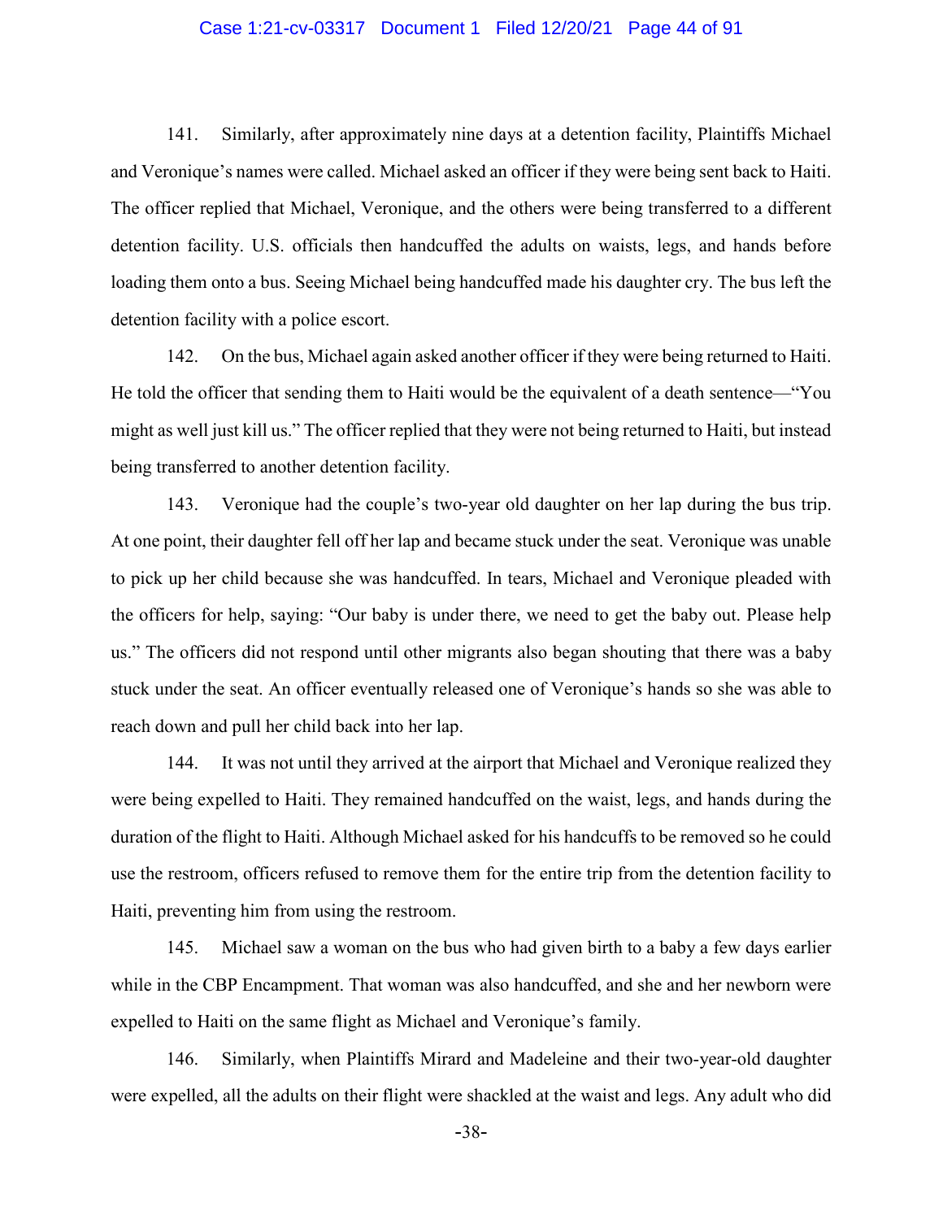141. Similarly, after approximately nine days at a detention facility, Plaintiffs Michael and Veronique's names were called. Michael asked an officer if they were being sent back to Haiti. The officer replied that Michael, Veronique, and the others were being transferred to a different detention facility. U.S. officials then handcuffed the adults on waists, legs, and hands before loading them onto a bus. Seeing Michael being handcuffed made his daughter cry. The bus left the detention facility with a police escort.

142. On the bus, Michael again asked another officer if they were being returned to Haiti. He told the officer that sending them to Haiti would be the equivalent of a death sentence—"You might as well just kill us." The officer replied that they were not being returned to Haiti, but instead being transferred to another detention facility.

143. Veronique had the couple's two-year old daughter on her lap during the bus trip. At one point, their daughter fell off her lap and became stuck under the seat. Veronique was unable to pick up her child because she was handcuffed. In tears, Michael and Veronique pleaded with the officers for help, saying: "Our baby is under there, we need to get the baby out. Please help us." The officers did not respond until other migrants also began shouting that there was a baby stuck under the seat. An officer eventually released one of Veronique's hands so she was able to reach down and pull her child back into her lap.

144. It was not until they arrived at the airport that Michael and Veronique realized they were being expelled to Haiti. They remained handcuffed on the waist, legs, and hands during the duration of the flight to Haiti. Although Michael asked for his handcuffs to be removed so he could use the restroom, officers refused to remove them for the entire trip from the detention facility to Haiti, preventing him from using the restroom.

145. Michael saw a woman on the bus who had given birth to a baby a few days earlier while in the CBP Encampment. That woman was also handcuffed, and she and her newborn were expelled to Haiti on the same flight as Michael and Veronique's family.

146. Similarly, when Plaintiffs Mirard and Madeleine and their two-year-old daughter were expelled, all the adults on their flight were shackled at the waist and legs. Any adult who did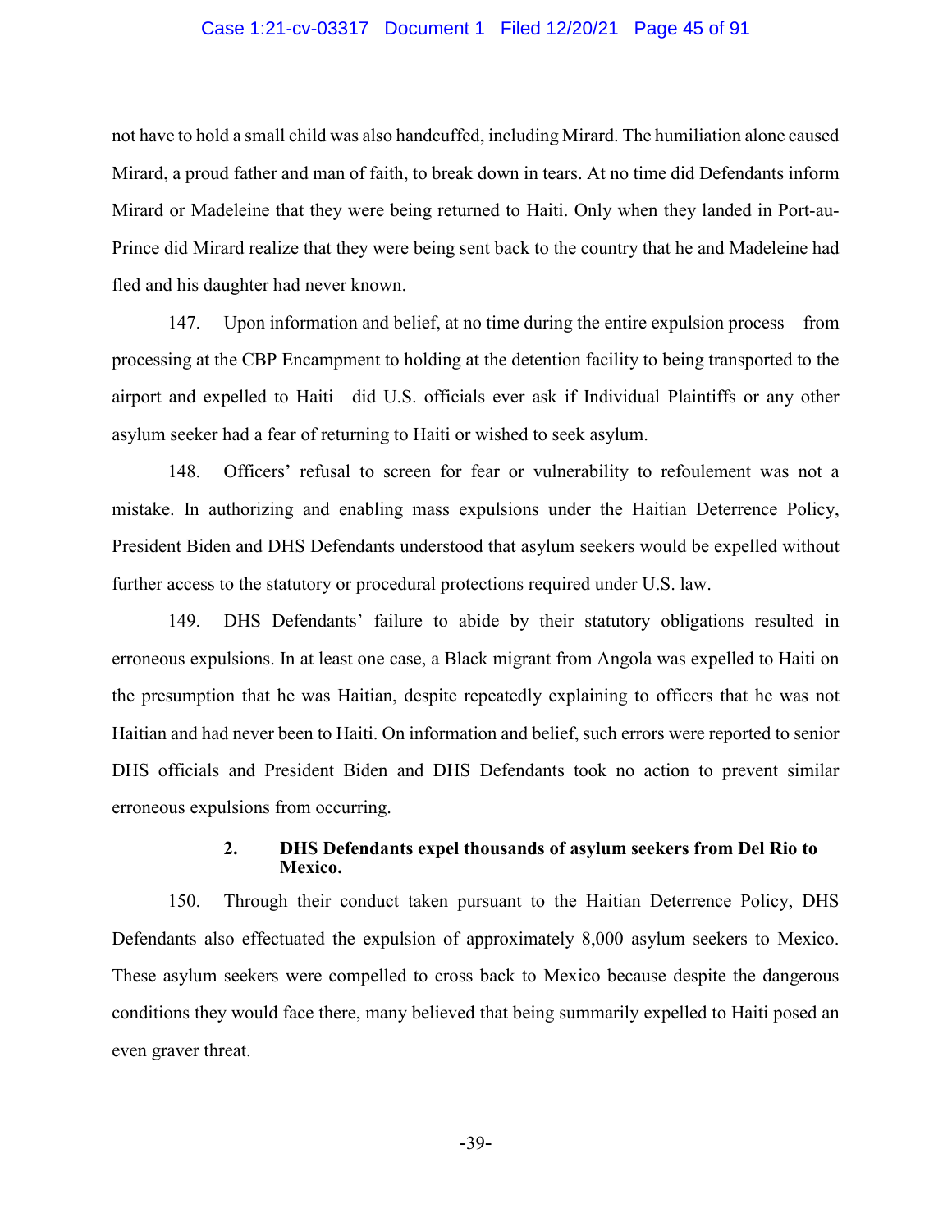not have to hold a small child was also handcuffed, including Mirard. The humiliation alone caused Mirard, a proud father and man of faith, to break down in tears. At no time did Defendants inform Mirard or Madeleine that they were being returned to Haiti. Only when they landed in Port-au-Prince did Mirard realize that they were being sent back to the country that he and Madeleine had fled and his daughter had never known.

147. Upon information and belief, at no time during the entire expulsion process—from processing at the CBP Encampment to holding at the detention facility to being transported to the airport and expelled to Haiti—did U.S. officials ever ask if Individual Plaintiffs or any other asylum seeker had a fear of returning to Haiti or wished to seek asylum.

148. Officers' refusal to screen for fear or vulnerability to refoulement was not a mistake. In authorizing and enabling mass expulsions under the Haitian Deterrence Policy, President Biden and DHS Defendants understood that asylum seekers would be expelled without further access to the statutory or procedural protections required under U.S. law.

149. DHS Defendants' failure to abide by their statutory obligations resulted in erroneous expulsions. In at least one case, a Black migrant from Angola was expelled to Haiti on the presumption that he was Haitian, despite repeatedly explaining to officers that he was not Haitian and had never been to Haiti. On information and belief, such errors were reported to senior DHS officials and President Biden and DHS Defendants took no action to prevent similar erroneous expulsions from occurring.

#### 2. DHS Defendants expel thousands of asylum seekers from Del Rio to Mexico.

150. Through their conduct taken pursuant to the Haitian Deterrence Policy, DHS Defendants also effectuated the expulsion of approximately 8,000 asylum seekers to Mexico. These asylum seekers were compelled to cross back to Mexico because despite the dangerous conditions they would face there, many believed that being summarily expelled to Haiti posed an even graver threat.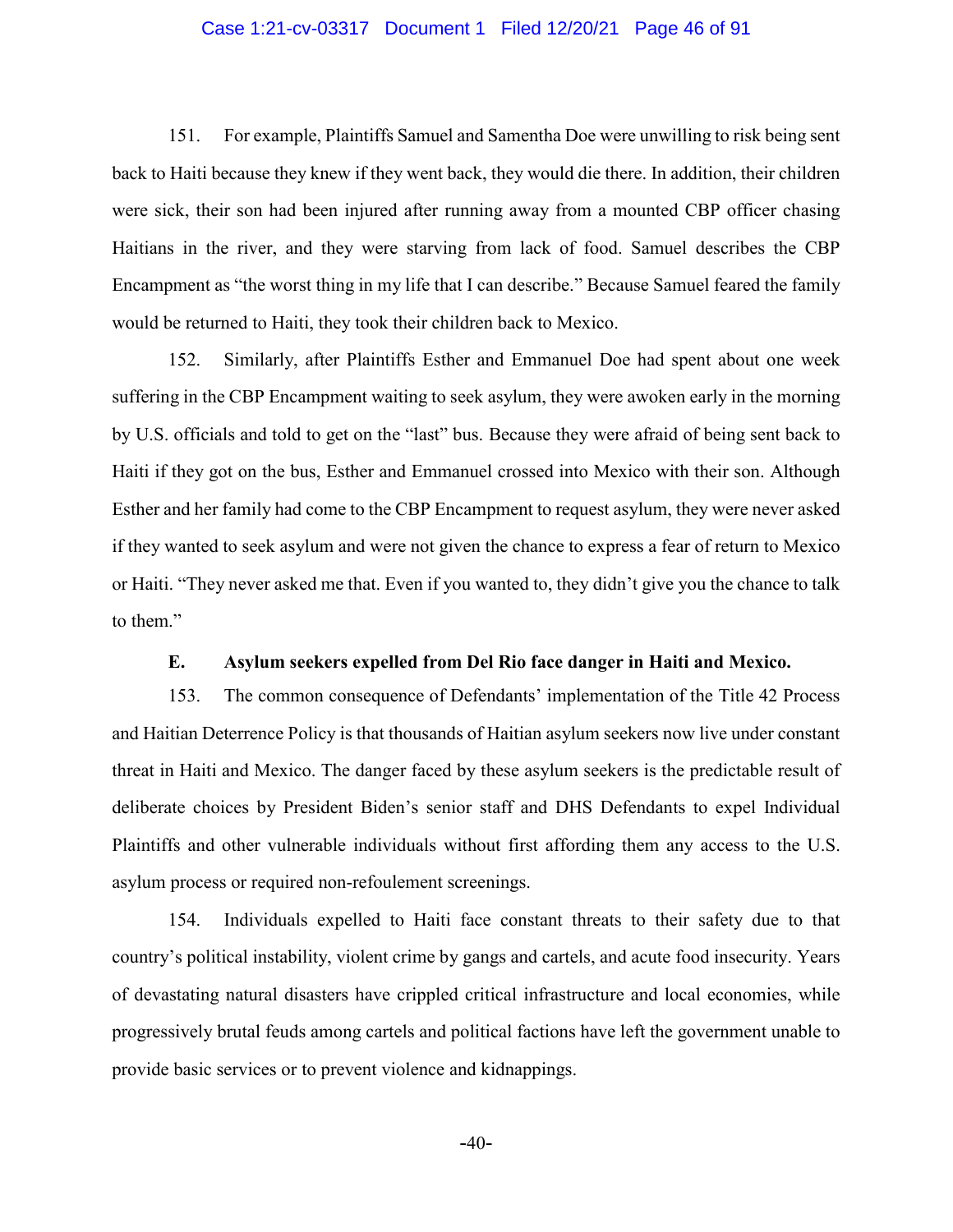151. For example, Plaintiffs Samuel and Samentha Doe were unwilling to risk being sent back to Haiti because they knew if they went back, they would die there. In addition, their children were sick, their son had been injured after running away from a mounted CBP officer chasing Haitians in the river, and they were starving from lack of food. Samuel describes the CBP Encampment as "the worst thing in my life that I can describe." Because Samuel feared the family would be returned to Haiti, they took their children back to Mexico.

152. Similarly, after Plaintiffs Esther and Emmanuel Doe had spent about one week suffering in the CBP Encampment waiting to seek asylum, they were awoken early in the morning by U.S. officials and told to get on the "last" bus. Because they were afraid of being sent back to Haiti if they got on the bus, Esther and Emmanuel crossed into Mexico with their son. Although Esther and her family had come to the CBP Encampment to request asylum, they were never asked if they wanted to seek asylum and were not given the chance to express a fear of return to Mexico or Haiti. "They never asked me that. Even if you wanted to, they didn't give you the chance to talk to them."

### E. Asylum seekers expelled from Del Rio face danger in Haiti and Mexico.

153. The common consequence of Defendants' implementation of the Title 42 Process and Haitian Deterrence Policy is that thousands of Haitian asylum seekers now live under constant threat in Haiti and Mexico. The danger faced by these asylum seekers is the predictable result of deliberate choices by President Biden's senior staff and DHS Defendants to expel Individual Plaintiffs and other vulnerable individuals without first affording them any access to the U.S. asylum process or required non-refoulement screenings.

154. Individuals expelled to Haiti face constant threats to their safety due to that country's political instability, violent crime by gangs and cartels, and acute food insecurity. Years of devastating natural disasters have crippled critical infrastructure and local economies, while progressively brutal feuds among cartels and political factions have left the government unable to provide basic services or to prevent violence and kidnappings.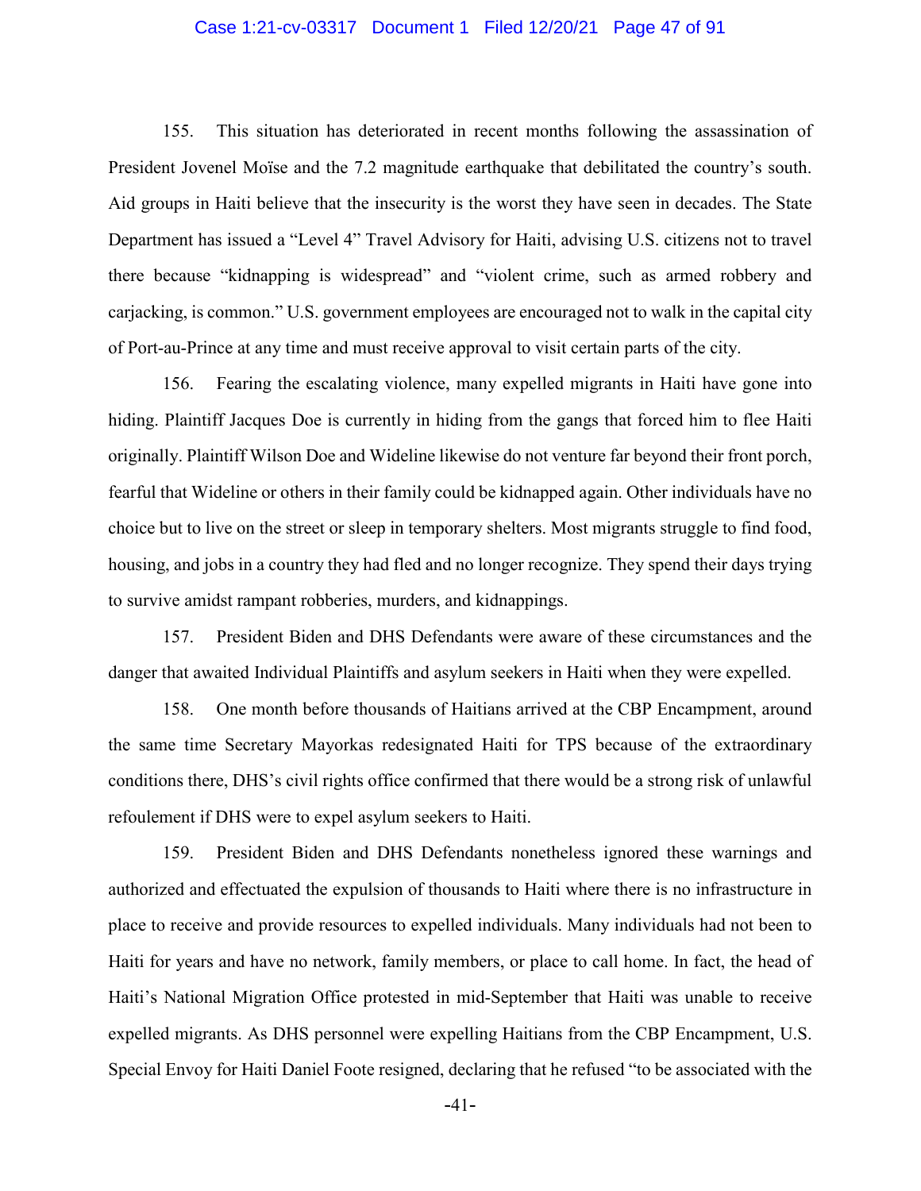155. This situation has deteriorated in recent months following the assassination of President Jovenel Moïse and the 7.2 magnitude earthquake that debilitated the country's south. Aid groups in Haiti believe that the insecurity is the worst they have seen in decades. The State Department has issued a "Level 4" Travel Advisory for Haiti, advising U.S. citizens not to travel there because "kidnapping is widespread" and "violent crime, such as armed robbery and carjacking, is common." U.S. government employees are encouraged not to walk in the capital city of Port-au-Prince at any time and must receive approval to visit certain parts of the city.

156. Fearing the escalating violence, many expelled migrants in Haiti have gone into hiding. Plaintiff Jacques Doe is currently in hiding from the gangs that forced him to flee Haiti originally. Plaintiff Wilson Doe and Wideline likewise do not venture far beyond their front porch, fearful that Wideline or others in their family could be kidnapped again. Other individuals have no choice but to live on the street or sleep in temporary shelters. Most migrants struggle to find food, housing, and jobs in a country they had fled and no longer recognize. They spend their days trying to survive amidst rampant robberies, murders, and kidnappings.

157. President Biden and DHS Defendants were aware of these circumstances and the danger that awaited Individual Plaintiffs and asylum seekers in Haiti when they were expelled.

158. One month before thousands of Haitians arrived at the CBP Encampment, around the same time Secretary Mayorkas redesignated Haiti for TPS because of the extraordinary conditions there, DHS's civil rights office confirmed that there would be a strong risk of unlawful refoulement if DHS were to expel asylum seekers to Haiti.

159. President Biden and DHS Defendants nonetheless ignored these warnings and authorized and effectuated the expulsion of thousands to Haiti where there is no infrastructure in place to receive and provide resources to expelled individuals. Many individuals had not been to Haiti for years and have no network, family members, or place to call home. In fact, the head of Haiti's National Migration Office protested in mid-September that Haiti was unable to receive expelled migrants. As DHS personnel were expelling Haitians from the CBP Encampment, U.S. Special Envoy for Haiti Daniel Foote resigned, declaring that he refused "to be associated with the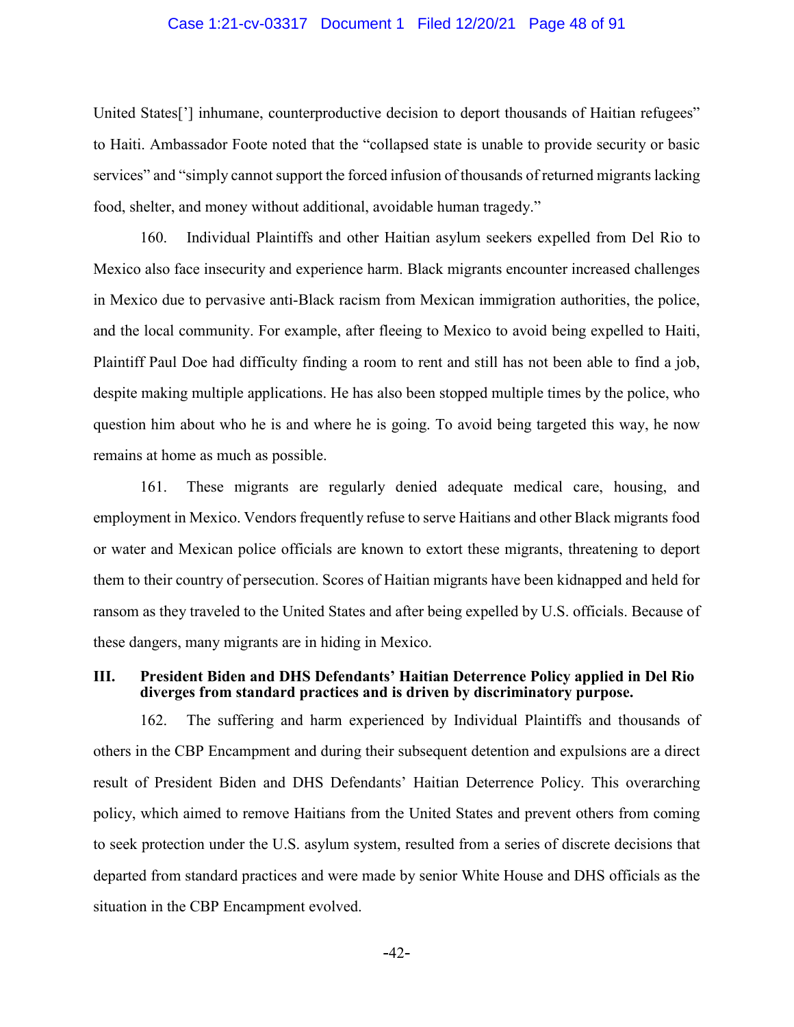United States['] inhumane, counterproductive decision to deport thousands of Haitian refugees" to Haiti. Ambassador Foote noted that the "collapsed state is unable to provide security or basic services" and "simply cannot support the forced infusion of thousands of returned migrants lacking food, shelter, and money without additional, avoidable human tragedy."

160. Individual Plaintiffs and other Haitian asylum seekers expelled from Del Rio to Mexico also face insecurity and experience harm. Black migrants encounter increased challenges in Mexico due to pervasive anti-Black racism from Mexican immigration authorities, the police, and the local community. For example, after fleeing to Mexico to avoid being expelled to Haiti, Plaintiff Paul Doe had difficulty finding a room to rent and still has not been able to find a job, despite making multiple applications. He has also been stopped multiple times by the police, who question him about who he is and where he is going. To avoid being targeted this way, he now remains at home as much as possible.

161. These migrants are regularly denied adequate medical care, housing, and employment in Mexico. Vendors frequently refuse to serve Haitians and other Black migrants food or water and Mexican police officials are known to extort these migrants, threatening to deport them to their country of persecution. Scores of Haitian migrants have been kidnapped and held for ransom as they traveled to the United States and after being expelled by U.S. officials. Because of these dangers, many migrants are in hiding in Mexico.

## III. President Biden and DHS Defendants' Haitian Deterrence Policy applied in Del Rio diverges from standard practices and is driven by discriminatory purpose.

162. The suffering and harm experienced by Individual Plaintiffs and thousands of others in the CBP Encampment and during their subsequent detention and expulsions are a direct result of President Biden and DHS Defendants' Haitian Deterrence Policy. This overarching policy, which aimed to remove Haitians from the United States and prevent others from coming to seek protection under the U.S. asylum system, resulted from a series of discrete decisions that departed from standard practices and were made by senior White House and DHS officials as the situation in the CBP Encampment evolved.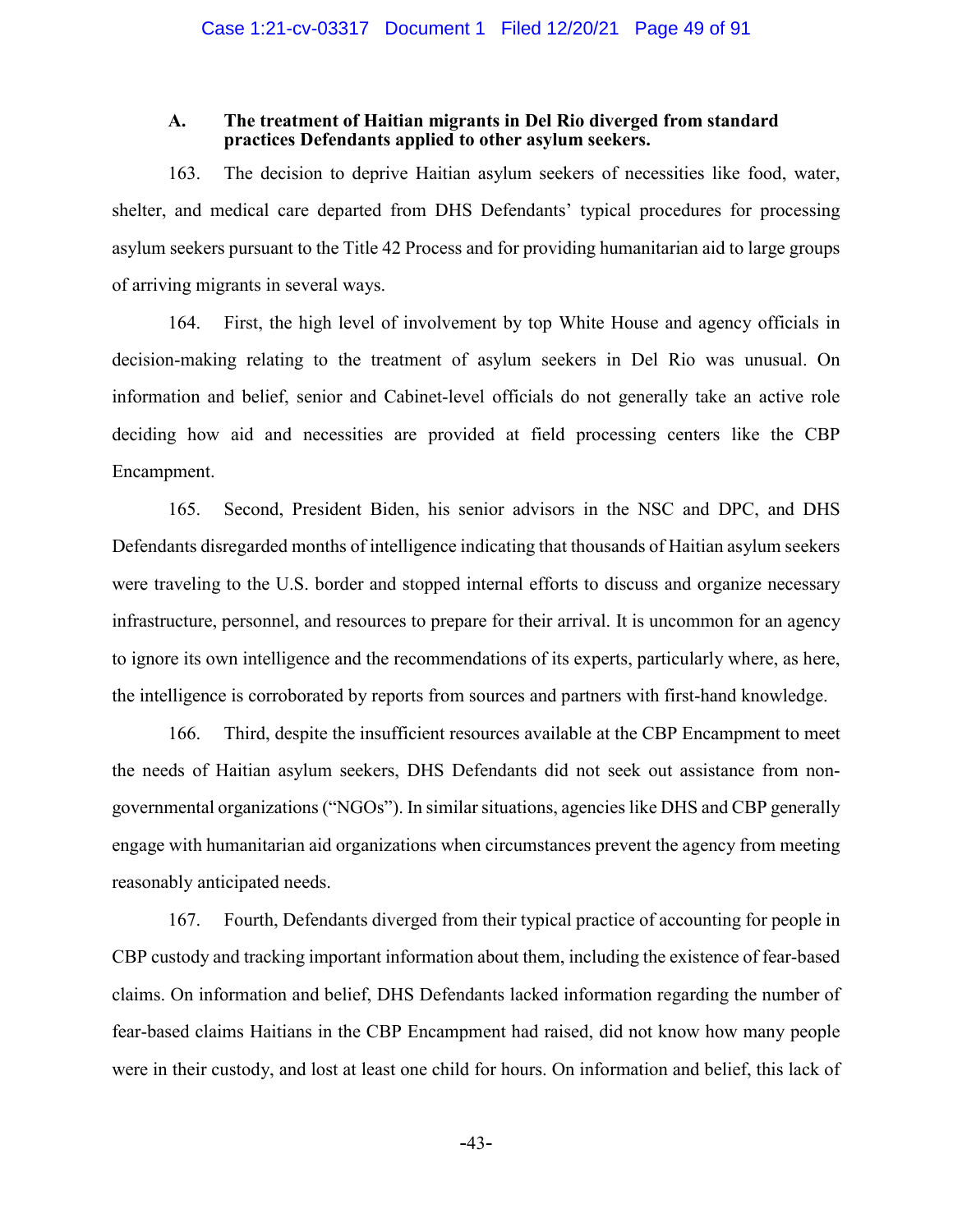### A. The treatment of Haitian migrants in Del Rio diverged from standard practices Defendants applied to other asylum seekers.

163. The decision to deprive Haitian asylum seekers of necessities like food, water, shelter, and medical care departed from DHS Defendants' typical procedures for processing asylum seekers pursuant to the Title 42 Process and for providing humanitarian aid to large groups of arriving migrants in several ways.

164. First, the high level of involvement by top White House and agency officials in decision-making relating to the treatment of asylum seekers in Del Rio was unusual. On information and belief, senior and Cabinet-level officials do not generally take an active role deciding how aid and necessities are provided at field processing centers like the CBP Encampment.

165. Second, President Biden, his senior advisors in the NSC and DPC, and DHS Defendants disregarded months of intelligence indicating that thousands of Haitian asylum seekers were traveling to the U.S. border and stopped internal efforts to discuss and organize necessary infrastructure, personnel, and resources to prepare for their arrival. It is uncommon for an agency to ignore its own intelligence and the recommendations of its experts, particularly where, as here, the intelligence is corroborated by reports from sources and partners with first-hand knowledge.

166. Third, despite the insufficient resources available at the CBP Encampment to meet the needs of Haitian asylum seekers, DHS Defendants did not seek out assistance from non-governmental organizations ("NGOs"). In similar situations, agencies like DHS and CBP generally engage with humanitarian aid organizations when circumstances prevent the agency from meeting reasonably anticipated needs.

167. Fourth, Defendants diverged from their typical practice of accounting for people in CBP custody and tracking important information about them, including the existence of fear-based claims. On information and belief, DHS Defendants lacked information regarding the number of fear-based claims Haitians in the CBP Encampment had raised, did not know how many people were in their custody, and lost at least one child for hours. On information and belief, this lack of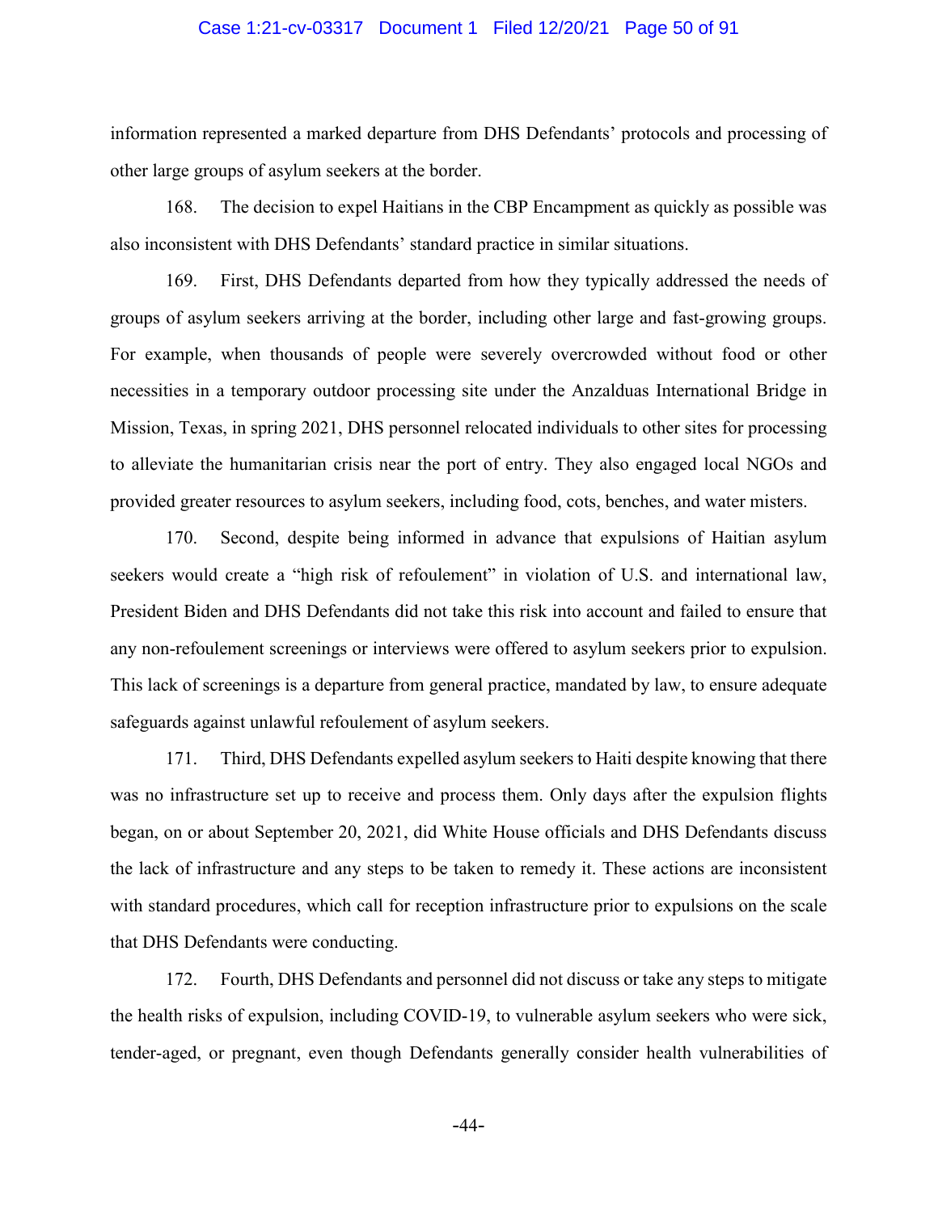information represented a marked departure from DHS Defendants' protocols and processing of other large groups of asylum seekers at the border.

168. The decision to expel Haitians in the CBP Encampment as quickly as possible was also inconsistent with DHS Defendants' standard practice in similar situations.

169. First, DHS Defendants departed from how they typically addressed the needs of groups of asylum seekers arriving at the border, including other large and fast-growing groups. For example, when thousands of people were severely overcrowded without food or other necessities in a temporary outdoor processing site under the Anzalduas International Bridge in Mission, Texas, in spring 2021, DHS personnel relocated individuals to other sites for processing to alleviate the humanitarian crisis near the port of entry. They also engaged local NGOs and provided greater resources to asylum seekers, including food, cots, benches, and water misters.

170. Second, despite being informed in advance that expulsions of Haitian asylum seekers would create a "high risk of refoulement" in violation of U.S. and international law, President Biden and DHS Defendants did not take this risk into account and failed to ensure that any non-refoulement screenings or interviews were offered to asylum seekers prior to expulsion. This lack of screenings is a departure from general practice, mandated by law, to ensure adequate safeguards against unlawful refoulement of asylum seekers.

171. Third, DHS Defendants expelled asylum seekers to Haiti despite knowing that there was no infrastructure set up to receive and process them. Only days after the expulsion flights began, on or about September 20, 2021, did White House officials and DHS Defendants discuss the lack of infrastructure and any steps to be taken to remedy it. These actions are inconsistent with standard procedures, which call for reception infrastructure prior to expulsions on the scale that DHS Defendants were conducting.

172. Fourth, DHS Defendants and personnel did not discuss or take any steps to mitigate the health risks of expulsion, including COVID-19, to vulnerable asylum seekers who were sick, tender-aged, or pregnant, even though Defendants generally consider health vulnerabilities of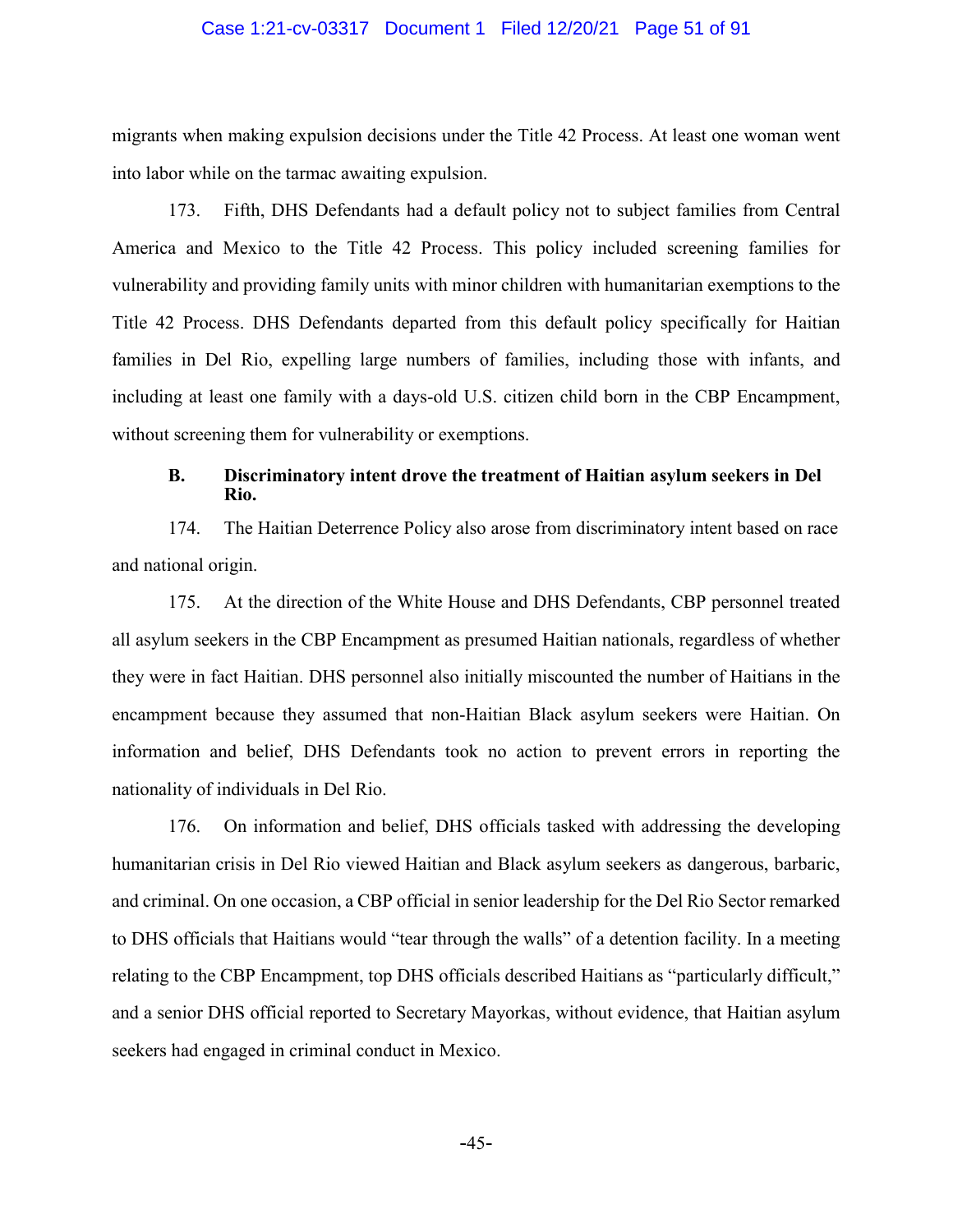migrants when making expulsion decisions under the Title 42 Process. At least one woman went into labor while on the tarmac awaiting expulsion.

173. Fifth, DHS Defendants had a default policy not to subject families from Central America and Mexico to the Title 42 Process. This policy included screening families for vulnerability and providing family units with minor children with humanitarian exemptions to the Title 42 Process. DHS Defendants departed from this default policy specifically for Haitian families in Del Rio, expelling large numbers of families, including those with infants, and including at least one family with a days-old U.S. citizen child born in the CBP Encampment, without screening them for vulnerability or exemptions.

### B. Discriminatory intent drove the treatment of Haitian asylum seekers in Del Rio.

174. The Haitian Deterrence Policy also arose from discriminatory intent based on race and national origin.

175. At the direction of the White House and DHS Defendants, CBP personnel treated all asylum seekers in the CBP Encampment as presumed Haitian nationals, regardless of whether they were in fact Haitian. DHS personnel also initially miscounted the number of Haitians in the encampment because they assumed that non-Haitian Black asylum seekers were Haitian. On information and belief, DHS Defendants took no action to prevent errors in reporting the nationality of individuals in Del Rio.

176. On information and belief, DHS officials tasked with addressing the developing humanitarian crisis in Del Rio viewed Haitian and Black asylum seekers as dangerous, barbaric, and criminal. On one occasion, a CBP official in senior leadership for the Del Rio Sector remarked to DHS officials that Haitians would "tear through the walls" of a detention facility. In a meeting relating to the CBP Encampment, top DHS officials described Haitians as "particularly difficult," and a senior DHS official reported to Secretary Mayorkas, without evidence, that Haitian asylum seekers had engaged in criminal conduct in Mexico.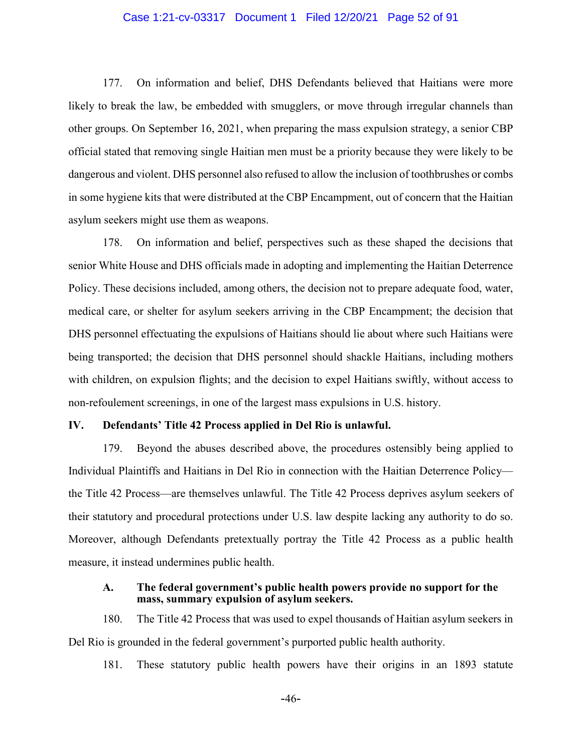177. On information and belief, DHS Defendants believed that Haitians were more likely to break the law, be embedded with smugglers, or move through irregular channels than other groups. On September 16, 2021, when preparing the mass expulsion strategy, a senior CBP official stated that removing single Haitian men must be a priority because they were likely to be dangerous and violent. DHS personnel also refused to allow the inclusion of toothbrushes or combs in some hygiene kits that were distributed at the CBP Encampment, out of concern that the Haitian asylum seekers might use them as weapons.

178. On information and belief, perspectives such as these shaped the decisions that senior White House and DHS officials made in adopting and implementing the Haitian Deterrence Policy. These decisions included, among others, the decision not to prepare adequate food, water, medical care, or shelter for asylum seekers arriving in the CBP Encampment; the decision that DHS personnel effectuating the expulsions of Haitians should lie about where such Haitians were being transported; the decision that DHS personnel should shackle Haitians, including mothers with children, on expulsion flights; and the decision to expel Haitians swiftly, without access to non-refoulement screenings, in one of the largest mass expulsions in U.S. history.

## IV. Defendants' Title 42 Process applied in Del Rio is unlawful.

179. Beyond the abuses described above, the procedures ostensibly being applied to Individual Plaintiffs and Haitians in Del Rio in connection with the Haitian Deterrence Policy—the Title 42 Process—are themselves unlawful. The Title 42 Process deprives asylum seekers of their statutory and procedural protections under U.S. law despite lacking any authority to do so. Moreover, although Defendants pretextually portray the Title 42 Process as a public health measure, it instead undermines public health.

### A. The federal government's public health powers provide no support for the mass, summary expulsion of asylum seekers.

180. The Title 42 Process that was used to expel thousands of Haitian asylum seekers in Del Rio is grounded in the federal government's purported public health authority.

181. These statutory public health powers have their origins in an 1893 statute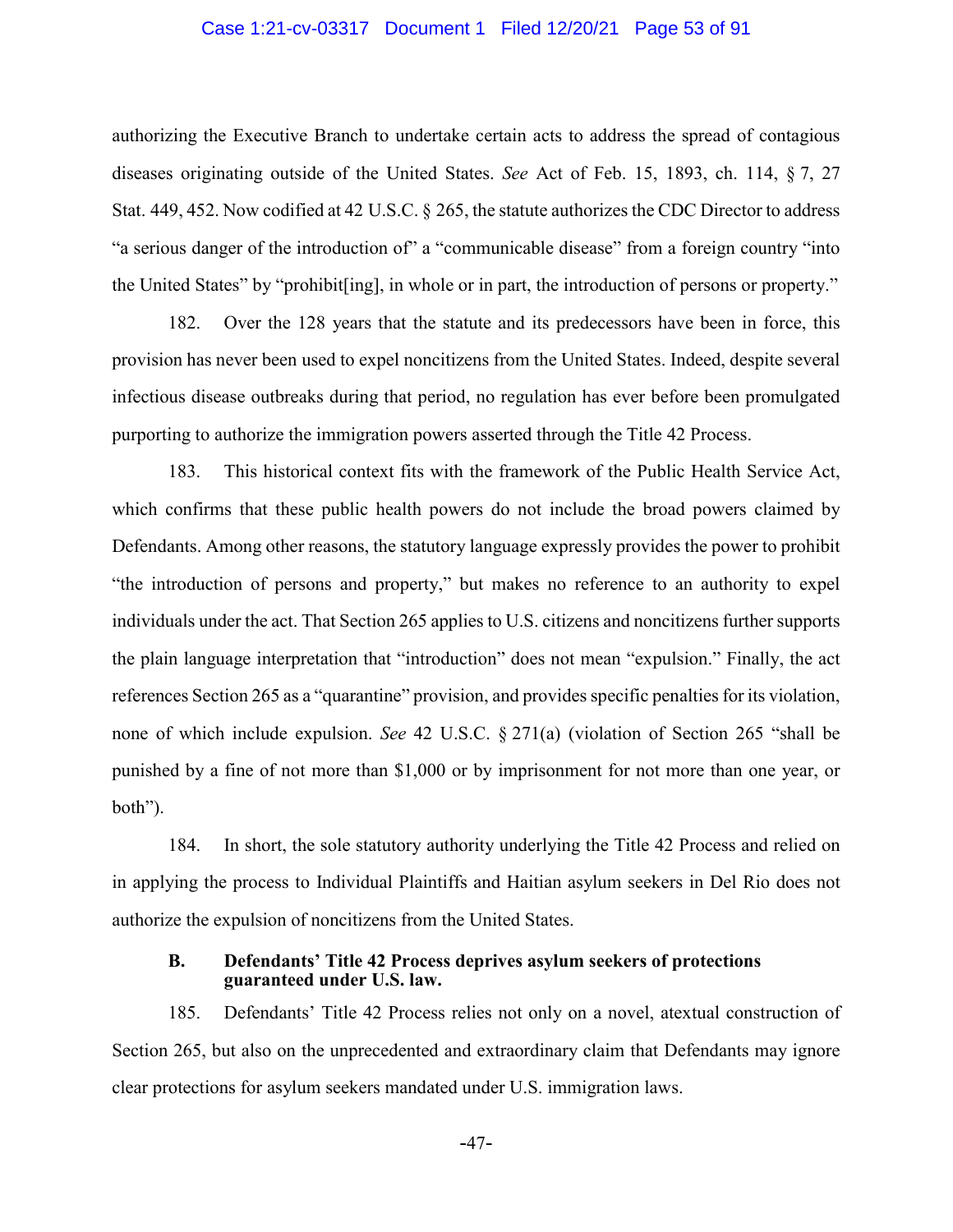authorizing the Executive Branch to undertake certain acts to address the spread of contagious diseases originating outside of the United States. *See* Act of Feb. 15, 1893, ch. 114, § 7, 27 Stat. 449, 452. Now codified at 42 U.S.C. § 265, the statute authorizes the CDC Director to address "a serious danger of the introduction of" a "communicable disease" from a foreign country "into the United States" by "prohibit[ing], in whole or in part, the introduction of persons or property."

182. Over the 128 years that the statute and its predecessors have been in force, this provision has never been used to expel noncitizens from the United States. Indeed, despite several infectious disease outbreaks during that period, no regulation has ever before been promulgated purporting to authorize the immigration powers asserted through the Title 42 Process.

183. This historical context fits with the framework of the Public Health Service Act, which confirms that these public health powers do not include the broad powers claimed by Defendants. Among other reasons, the statutory language expressly provides the power to prohibit "the introduction of persons and property," but makes no reference to an authority to expel individuals under the act. That Section 265 applies to U.S. citizens and noncitizens further supports the plain language interpretation that "introduction" does not mean "expulsion." Finally, the act references Section 265 as a "quarantine" provision, and provides specific penalties for its violation, none of which include expulsion. *See* 42 U.S.C. § 271(a) (violation of Section 265 "shall be punished by a fine of not more than $1,000 or by imprisonment for not more than one year, or both").

184. In short, the sole statutory authority underlying the Title 42 Process and relied on in applying the process to Individual Plaintiffs and Haitian asylum seekers in Del Rio does not authorize the expulsion of noncitizens from the United States.

### B. Defendants' Title 42 Process deprives asylum seekers of protections guaranteed under U.S. law.

185. Defendants' Title 42 Process relies not only on a novel, atextual construction of Section 265, but also on the unprecedented and extraordinary claim that Defendants may ignore clear protections for asylum seekers mandated under U.S. immigration laws.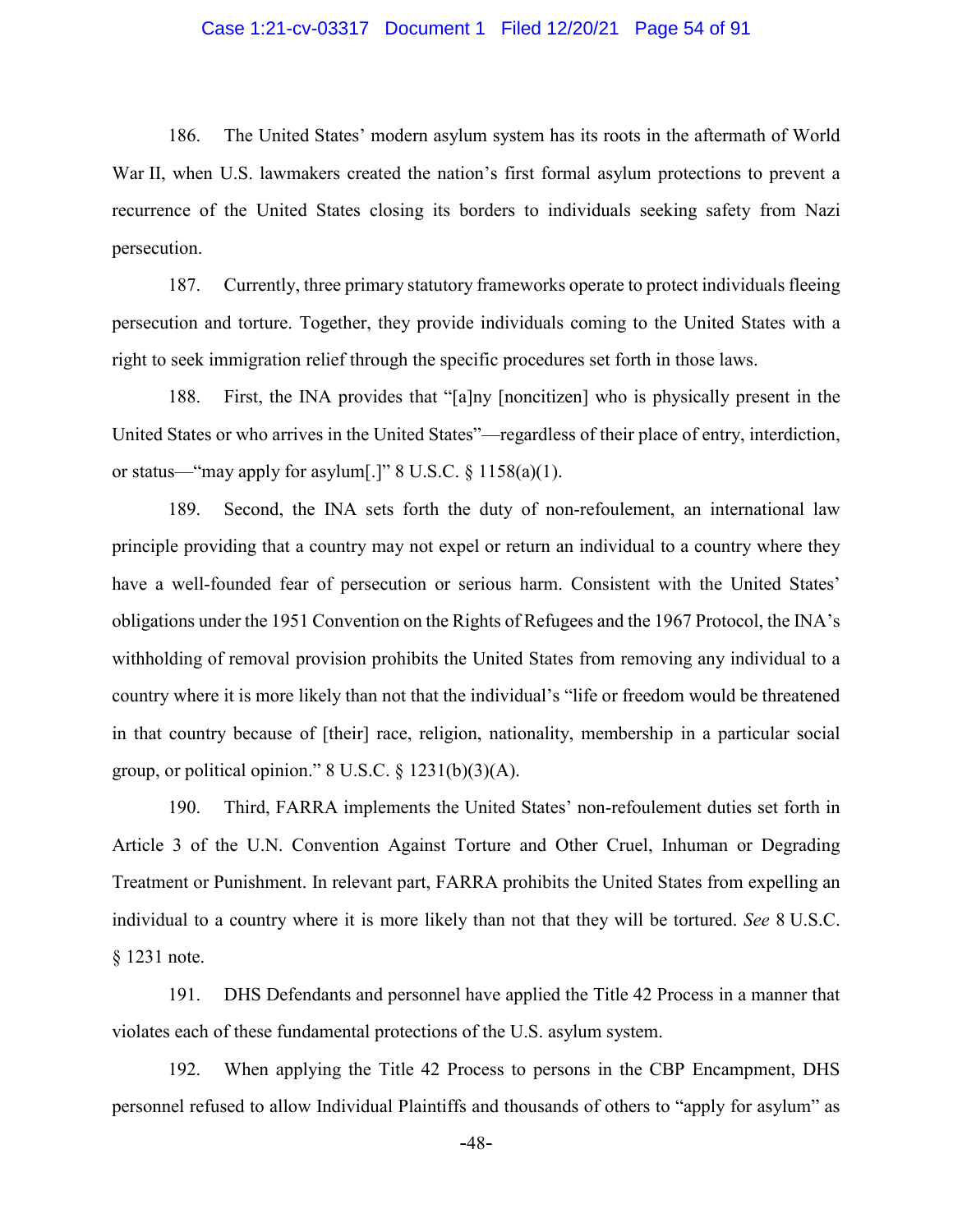186. The United States' modern asylum system has its roots in the aftermath of World War II, when U.S. lawmakers created the nation's first formal asylum protections to prevent a recurrence of the United States closing its borders to individuals seeking safety from Nazi persecution.

187. Currently, three primary statutory frameworks operate to protect individuals fleeing persecution and torture. Together, they provide individuals coming to the United States with a right to seek immigration relief through the specific procedures set forth in those laws.

188. First, the INA provides that "[a]ny [noncitizen] who is physically present in the United States or who arrives in the United States"—regardless of their place of entry, interdiction, or status—"may apply for asylum[.]" 8 U.S.C. § 1158(a)(1).

189. Second, the INA sets forth the duty of non-refoulement, an international law principle providing that a country may not expel or return an individual to a country where they have a well-founded fear of persecution or serious harm. Consistent with the United States' obligations under the 1951 Convention on the Rights of Refugees and the 1967 Protocol, the INA's withholding of removal provision prohibits the United States from removing any individual to a country where it is more likely than not that the individual's "life or freedom would be threatened in that country because of [their] race, religion, nationality, membership in a particular social group, or political opinion." 8 U.S.C. § 1231(b)(3)(A).

190. Third, FARRA implements the United States' non-refoulement duties set forth in Article 3 of the U.N. Convention Against Torture and Other Cruel, Inhuman or Degrading Treatment or Punishment. In relevant part, FARRA prohibits the United States from expelling an individual to a country where it is more likely than not that they will be tortured. *See* 8 U.S.C. § 1231 note.

191. DHS Defendants and personnel have applied the Title 42 Process in a manner that violates each of these fundamental protections of the U.S. asylum system.

192. When applying the Title 42 Process to persons in the CBP Encampment, DHS personnel refused to allow Individual Plaintiffs and thousands of others to "apply for asylum" as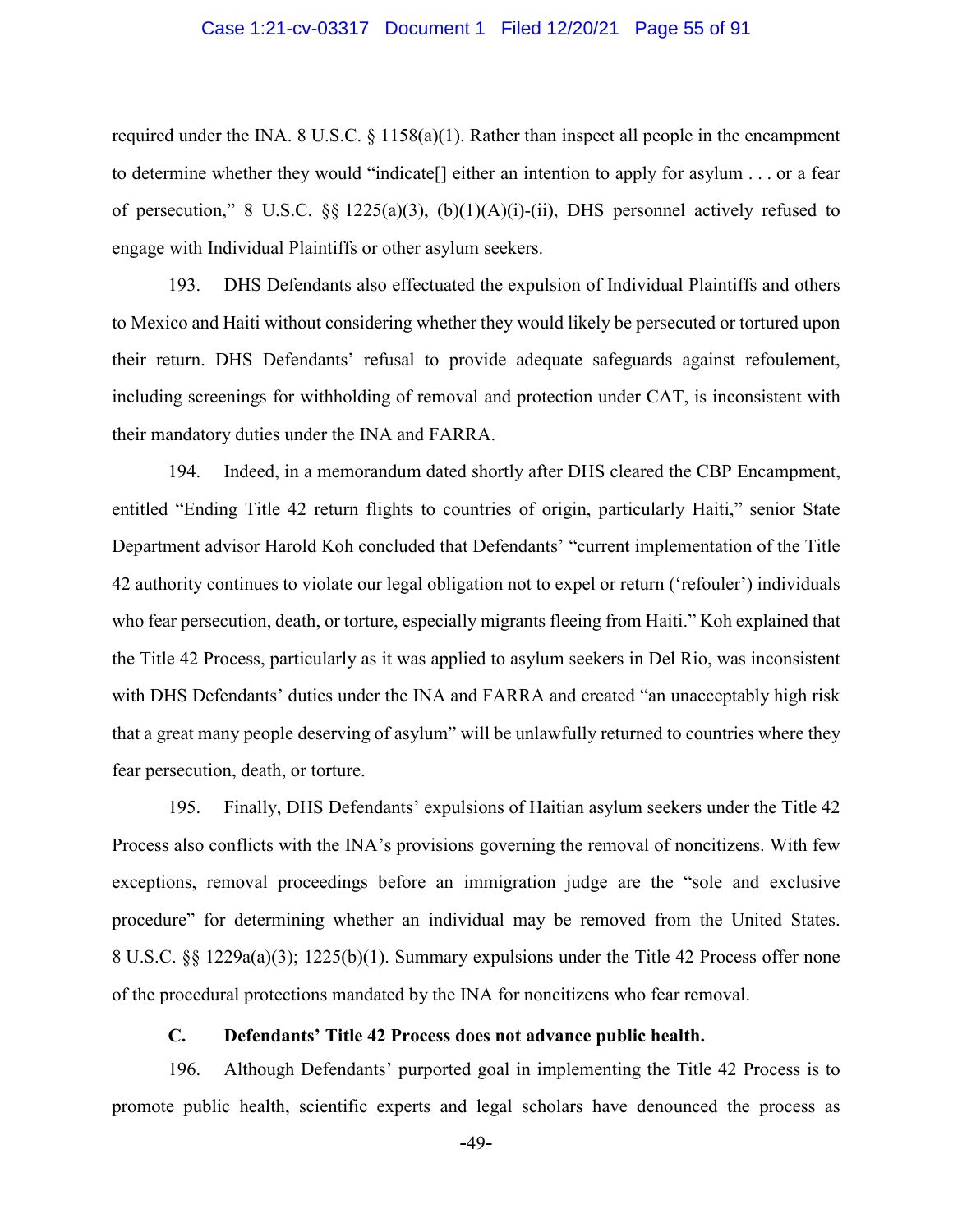required under the INA. 8 U.S.C. § 1158(a)(1). Rather than inspect all people in the encampment to determine whether they would "indicate[] either an intention to apply for asylum . . . or a fear of persecution," 8 U.S.C. §§ 1225(a)(3), (b)(1)(A)(i)-(ii), DHS personnel actively refused to engage with Individual Plaintiffs or other asylum seekers.

193. DHS Defendants also effectuated the expulsion of Individual Plaintiffs and others to Mexico and Haiti without considering whether they would likely be persecuted or tortured upon their return. DHS Defendants' refusal to provide adequate safeguards against refoulement, including screenings for withholding of removal and protection under CAT, is inconsistent with their mandatory duties under the INA and FARRA.

194. Indeed, in a memorandum dated shortly after DHS cleared the CBP Encampment, entitled "Ending Title 42 return flights to countries of origin, particularly Haiti," senior State Department advisor Harold Koh concluded that Defendants' "current implementation of the Title 42 authority continues to violate our legal obligation not to expel or return ('refouler') individuals who fear persecution, death, or torture, especially migrants fleeing from Haiti." Koh explained that the Title 42 Process, particularly as it was applied to asylum seekers in Del Rio, was inconsistent with DHS Defendants' duties under the INA and FARRA and created "an unacceptably high risk that a great many people deserving of asylum" will be unlawfully returned to countries where they fear persecution, death, or torture.

195. Finally, DHS Defendants' expulsions of Haitian asylum seekers under the Title 42 Process also conflicts with the INA's provisions governing the removal of noncitizens. With few exceptions, removal proceedings before an immigration judge are the "sole and exclusive procedure" for determining whether an individual may be removed from the United States. 8 U.S.C. §§ 1229a(a)(3); 1225(b)(1). Summary expulsions under the Title 42 Process offer none of the procedural protections mandated by the INA for noncitizens who fear removal.

### C. Defendants' Title 42 Process does not advance public health.

196. Although Defendants' purported goal in implementing the Title 42 Process is to promote public health, scientific experts and legal scholars have denounced the process as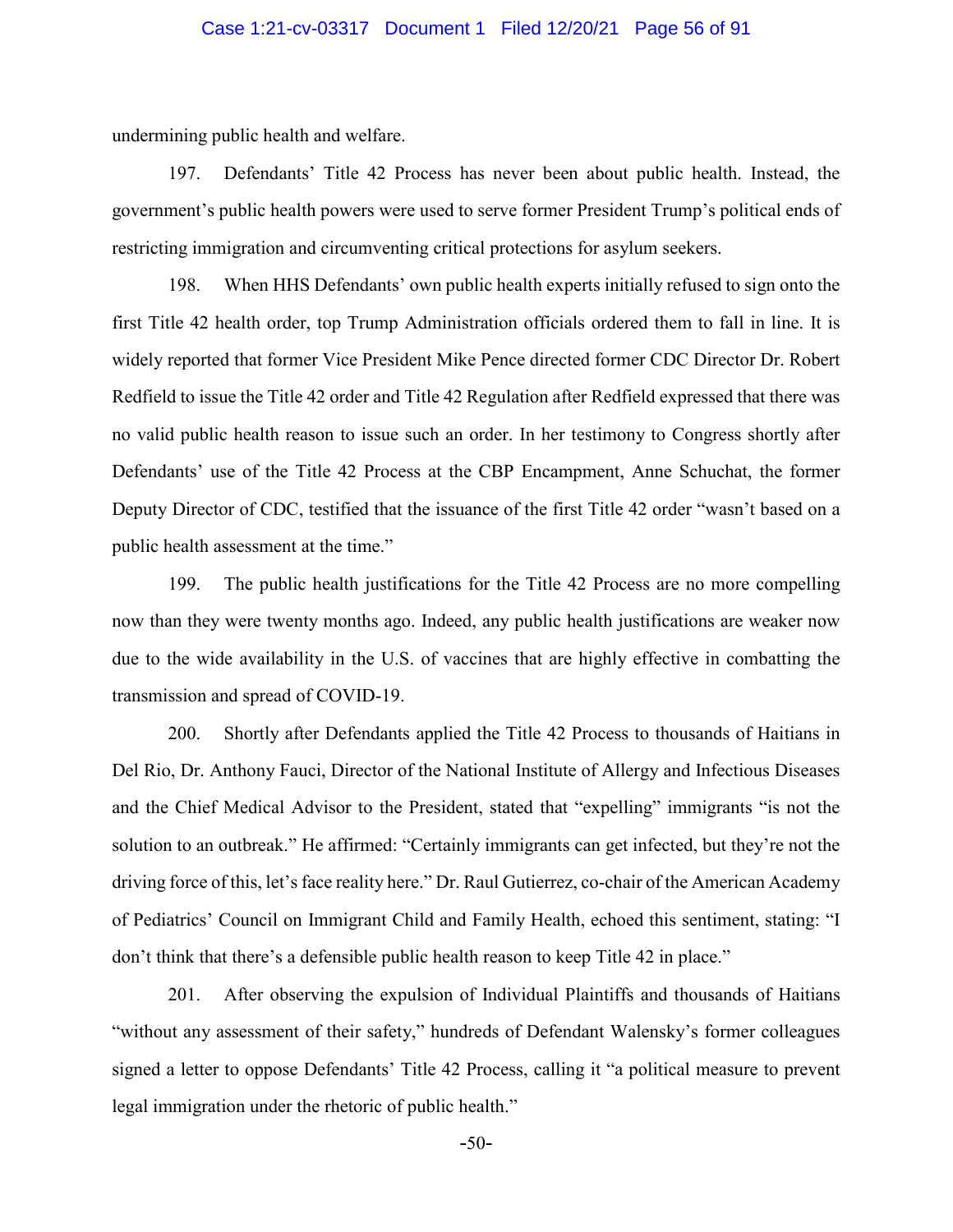undermining public health and welfare.

197. Defendants' Title 42 Process has never been about public health. Instead, the government's public health powers were used to serve former President Trump's political ends of restricting immigration and circumventing critical protections for asylum seekers.

198. When HHS Defendants' own public health experts initially refused to sign onto the first Title 42 health order, top Trump Administration officials ordered them to fall in line. It is widely reported that former Vice President Mike Pence directed former CDC Director Dr. Robert Redfield to issue the Title 42 order and Title 42 Regulation after Redfield expressed that there was no valid public health reason to issue such an order. In her testimony to Congress shortly after Defendants' use of the Title 42 Process at the CBP Encampment, Anne Schuchat, the former Deputy Director of CDC, testified that the issuance of the first Title 42 order "wasn't based on a public health assessment at the time."

199. The public health justifications for the Title 42 Process are no more compelling now than they were twenty months ago. Indeed, any public health justifications are weaker now due to the wide availability in the U.S. of vaccines that are highly effective in combatting the transmission and spread of COVID-19.

200. Shortly after Defendants applied the Title 42 Process to thousands of Haitians in Del Rio, Dr. Anthony Fauci, Director of the National Institute of Allergy and Infectious Diseases and the Chief Medical Advisor to the President, stated that "expelling" immigrants "is not the solution to an outbreak." He affirmed: "Certainly immigrants can get infected, but they're not the driving force of this, let's face reality here." Dr. Raul Gutierrez, co-chair of the American Academy of Pediatrics' Council on Immigrant Child and Family Health, echoed this sentiment, stating: "I don't think that there's a defensible public health reason to keep Title 42 in place."

201. After observing the expulsion of Individual Plaintiffs and thousands of Haitians "without any assessment of their safety," hundreds of Defendant Walensky's former colleagues signed a letter to oppose Defendants' Title 42 Process, calling it "a political measure to prevent legal immigration under the rhetoric of public health."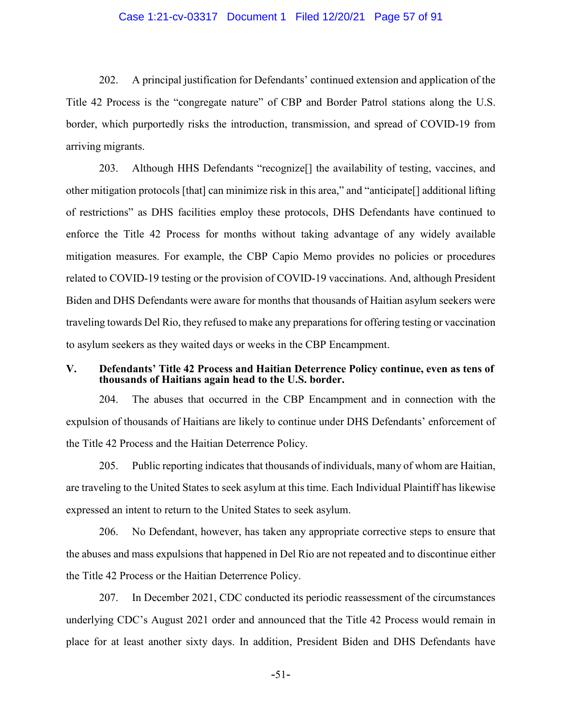202. A principal justification for Defendants' continued extension and application of the Title 42 Process is the "congregate nature" of CBP and Border Patrol stations along the U.S. border, which purportedly risks the introduction, transmission, and spread of COVID-19 from arriving migrants.

203. Although HHS Defendants "recognize[] the availability of testing, vaccines, and other mitigation protocols [that] can minimize risk in this area," and "anticipate[] additional lifting of restrictions" as DHS facilities employ these protocols, DHS Defendants have continued to enforce the Title 42 Process for months without taking advantage of any widely available mitigation measures. For example, the CBP Capio Memo provides no policies or procedures related to COVID-19 testing or the provision of COVID-19 vaccinations. And, although President Biden and DHS Defendants were aware for months that thousands of Haitian asylum seekers were traveling towards Del Rio, they refused to make any preparations for offering testing or vaccination to asylum seekers as they waited days or weeks in the CBP Encampment.

## V. Defendants' Title 42 Process and Haitian Deterrence Policy continue, even as tens of thousands of Haitians again head to the U.S. border.

204. The abuses that occurred in the CBP Encampment and in connection with the expulsion of thousands of Haitians are likely to continue under DHS Defendants' enforcement of the Title 42 Process and the Haitian Deterrence Policy.

205. Public reporting indicates that thousands of individuals, many of whom are Haitian, are traveling to the United States to seek asylum at this time. Each Individual Plaintiff has likewise expressed an intent to return to the United States to seek asylum.

206. No Defendant, however, has taken any appropriate corrective steps to ensure that the abuses and mass expulsions that happened in Del Rio are not repeated and to discontinue either the Title 42 Process or the Haitian Deterrence Policy.

207. In December 2021, CDC conducted its periodic reassessment of the circumstances underlying CDC's August 2021 order and announced that the Title 42 Process would remain in place for at least another sixty days. In addition, President Biden and DHS Defendants have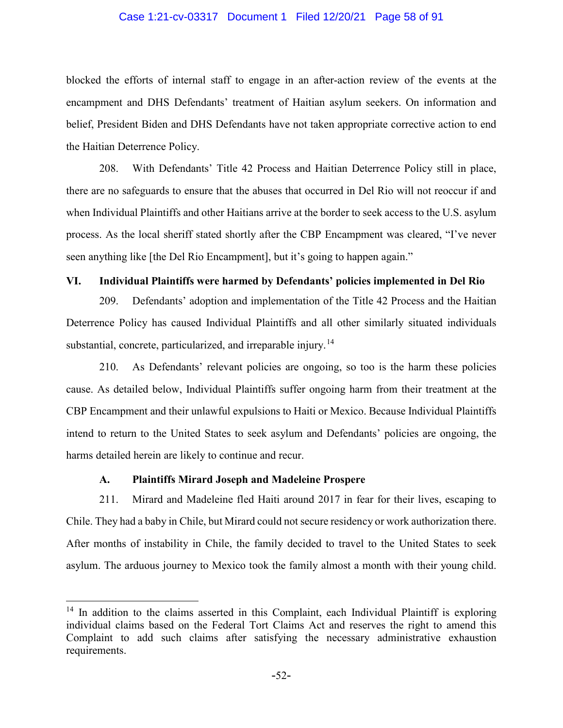blocked the efforts of internal staff to engage in an after-action review of the events at the encampment and DHS Defendants' treatment of Haitian asylum seekers. On information and belief, President Biden and DHS Defendants have not taken appropriate corrective action to end the Haitian Deterrence Policy.

208. With Defendants' Title 42 Process and Haitian Deterrence Policy still in place, there are no safeguards to ensure that the abuses that occurred in Del Rio will not reoccur if and when Individual Plaintiffs and other Haitians arrive at the border to seek access to the U.S. asylum process. As the local sheriff stated shortly after the CBP Encampment was cleared, "I've never seen anything like [the Del Rio Encampment], but it's going to happen again."

## VI. Individual Plaintiffs were harmed by Defendants' policies implemented in Del Rio

209. Defendants' adoption and implementation of the Title 42 Process and the Haitian Deterrence Policy has caused Individual Plaintiffs and all other similarly situated individuals substantial, concrete, particularized, and irreparable injury.[14]

210. As Defendants' relevant policies are ongoing, so too is the harm these policies cause. As detailed below, Individual Plaintiffs suffer ongoing harm from their treatment at the CBP Encampment and their unlawful expulsions to Haiti or Mexico. Because Individual Plaintiffs intend to return to the United States to seek asylum and Defendants' policies are ongoing, the harms detailed herein are likely to continue and recur.

### A. Plaintiffs Mirard Joseph and Madeleine Prospere

211. Mirard and Madeleine fled Haiti around 2017 in fear for their lives, escaping to Chile. They had a baby in Chile, but Mirard could not secure residency or work authorization there. After months of instability in Chile, the family decided to travel to the United States to seek asylum. The arduous journey to Mexico took the family almost a month with their young child.

---

[14] In addition to the claims asserted in this Complaint, each Individual Plaintiff is exploring individual claims based on the Federal Tort Claims Act and reserves the right to amend this Complaint to add such claims after satisfying the necessary administrative exhaustion requirements.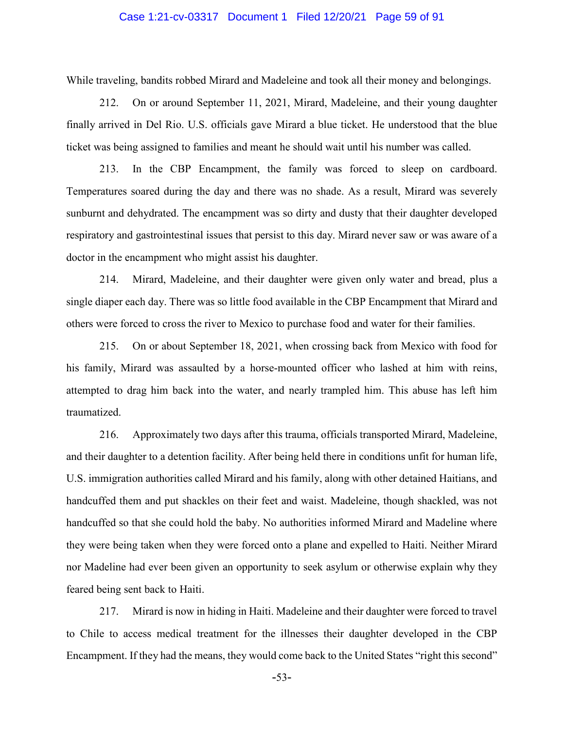While traveling, bandits robbed Mirard and Madeleine and took all their money and belongings.

212. On or around September 11, 2021, Mirard, Madeleine, and their young daughter finally arrived in Del Rio. U.S. officials gave Mirard a blue ticket. He understood that the blue ticket was being assigned to families and meant he should wait until his number was called.

213. In the CBP Encampment, the family was forced to sleep on cardboard. Temperatures soared during the day and there was no shade. As a result, Mirard was severely sunburnt and dehydrated. The encampment was so dirty and dusty that their daughter developed respiratory and gastrointestinal issues that persist to this day. Mirard never saw or was aware of a doctor in the encampment who might assist his daughter.

214. Mirard, Madeleine, and their daughter were given only water and bread, plus a single diaper each day. There was so little food available in the CBP Encampment that Mirard and others were forced to cross the river to Mexico to purchase food and water for their families.

215. On or about September 18, 2021, when crossing back from Mexico with food for his family, Mirard was assaulted by a horse-mounted officer who lashed at him with reins, attempted to drag him back into the water, and nearly trampled him. This abuse has left him traumatized.

216. Approximately two days after this trauma, officials transported Mirard, Madeleine, and their daughter to a detention facility. After being held there in conditions unfit for human life, U.S. immigration authorities called Mirard and his family, along with other detained Haitians, and handcuffed them and put shackles on their feet and waist. Madeleine, though shackled, was not handcuffed so that she could hold the baby. No authorities informed Mirard and Madeline where they were being taken when they were forced onto a plane and expelled to Haiti. Neither Mirard nor Madeline had ever been given an opportunity to seek asylum or otherwise explain why they feared being sent back to Haiti.

217. Mirard is now in hiding in Haiti. Madeleine and their daughter were forced to travel to Chile to access medical treatment for the illnesses their daughter developed in the CBP Encampment. If they had the means, they would come back to the United States "right this second"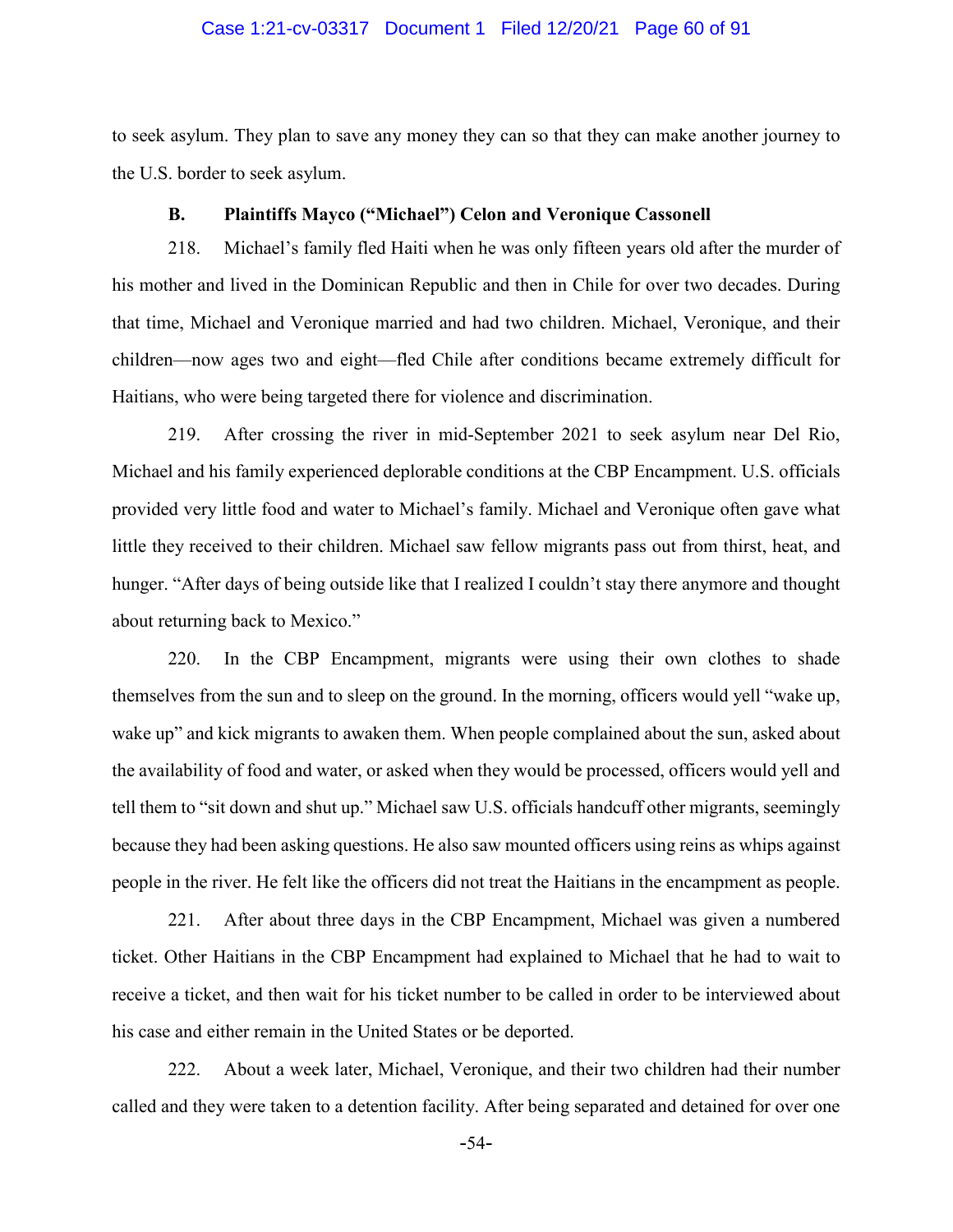to seek asylum. They plan to save any money they can so that they can make another journey to the U.S. border to seek asylum.

### B. Plaintiffs Mayco ("Michael") Celon and Veronique Cassonell

218. Michael's family fled Haiti when he was only fifteen years old after the murder of his mother and lived in the Dominican Republic and then in Chile for over two decades. During that time, Michael and Veronique married and had two children. Michael, Veronique, and their children—now ages two and eight—fled Chile after conditions became extremely difficult for Haitians, who were being targeted there for violence and discrimination.

219. After crossing the river in mid-September 2021 to seek asylum near Del Rio, Michael and his family experienced deplorable conditions at the CBP Encampment. U.S. officials provided very little food and water to Michael's family. Michael and Veronique often gave what little they received to their children. Michael saw fellow migrants pass out from thirst, heat, and hunger. "After days of being outside like that I realized I couldn't stay there anymore and thought about returning back to Mexico."

220. In the CBP Encampment, migrants were using their own clothes to shade themselves from the sun and to sleep on the ground. In the morning, officers would yell "wake up, wake up" and kick migrants to awaken them. When people complained about the sun, asked about the availability of food and water, or asked when they would be processed, officers would yell and tell them to "sit down and shut up." Michael saw U.S. officials handcuff other migrants, seemingly because they had been asking questions. He also saw mounted officers using reins as whips against people in the river. He felt like the officers did not treat the Haitians in the encampment as people.

221. After about three days in the CBP Encampment, Michael was given a numbered ticket. Other Haitians in the CBP Encampment had explained to Michael that he had to wait to receive a ticket, and then wait for his ticket number to be called in order to be interviewed about his case and either remain in the United States or be deported.

222. About a week later, Michael, Veronique, and their two children had their number called and they were taken to a detention facility. After being separated and detained for over one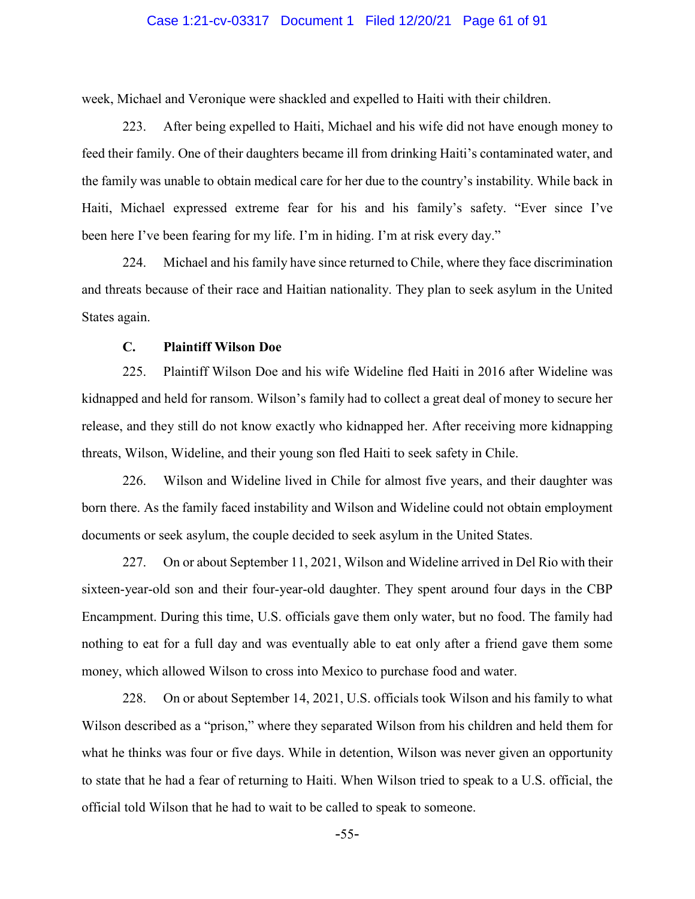week, Michael and Veronique were shackled and expelled to Haiti with their children.

223. After being expelled to Haiti, Michael and his wife did not have enough money to feed their family. One of their daughters became ill from drinking Haiti's contaminated water, and the family was unable to obtain medical care for her due to the country's instability. While back in Haiti, Michael expressed extreme fear for his and his family's safety. "Ever since I've been here I've been fearing for my life. I'm in hiding. I'm at risk every day."

224. Michael and his family have since returned to Chile, where they face discrimination and threats because of their race and Haitian nationality. They plan to seek asylum in the United States again.

### C. Plaintiff Wilson Doe

225. Plaintiff Wilson Doe and his wife Wideline fled Haiti in 2016 after Wideline was kidnapped and held for ransom. Wilson's family had to collect a great deal of money to secure her release, and they still do not know exactly who kidnapped her. After receiving more kidnapping threats, Wilson, Wideline, and their young son fled Haiti to seek safety in Chile.

226. Wilson and Wideline lived in Chile for almost five years, and their daughter was born there. As the family faced instability and Wilson and Wideline could not obtain employment documents or seek asylum, the couple decided to seek asylum in the United States.

227. On or about September 11, 2021, Wilson and Wideline arrived in Del Rio with their sixteen-year-old son and their four-year-old daughter. They spent around four days in the CBP Encampment. During this time, U.S. officials gave them only water, but no food. The family had nothing to eat for a full day and was eventually able to eat only after a friend gave them some money, which allowed Wilson to cross into Mexico to purchase food and water.

228. On or about September 14, 2021, U.S. officials took Wilson and his family to what Wilson described as a "prison," where they separated Wilson from his children and held them for what he thinks was four or five days. While in detention, Wilson was never given an opportunity to state that he had a fear of returning to Haiti. When Wilson tried to speak to a U.S. official, the official told Wilson that he had to wait to be called to speak to someone.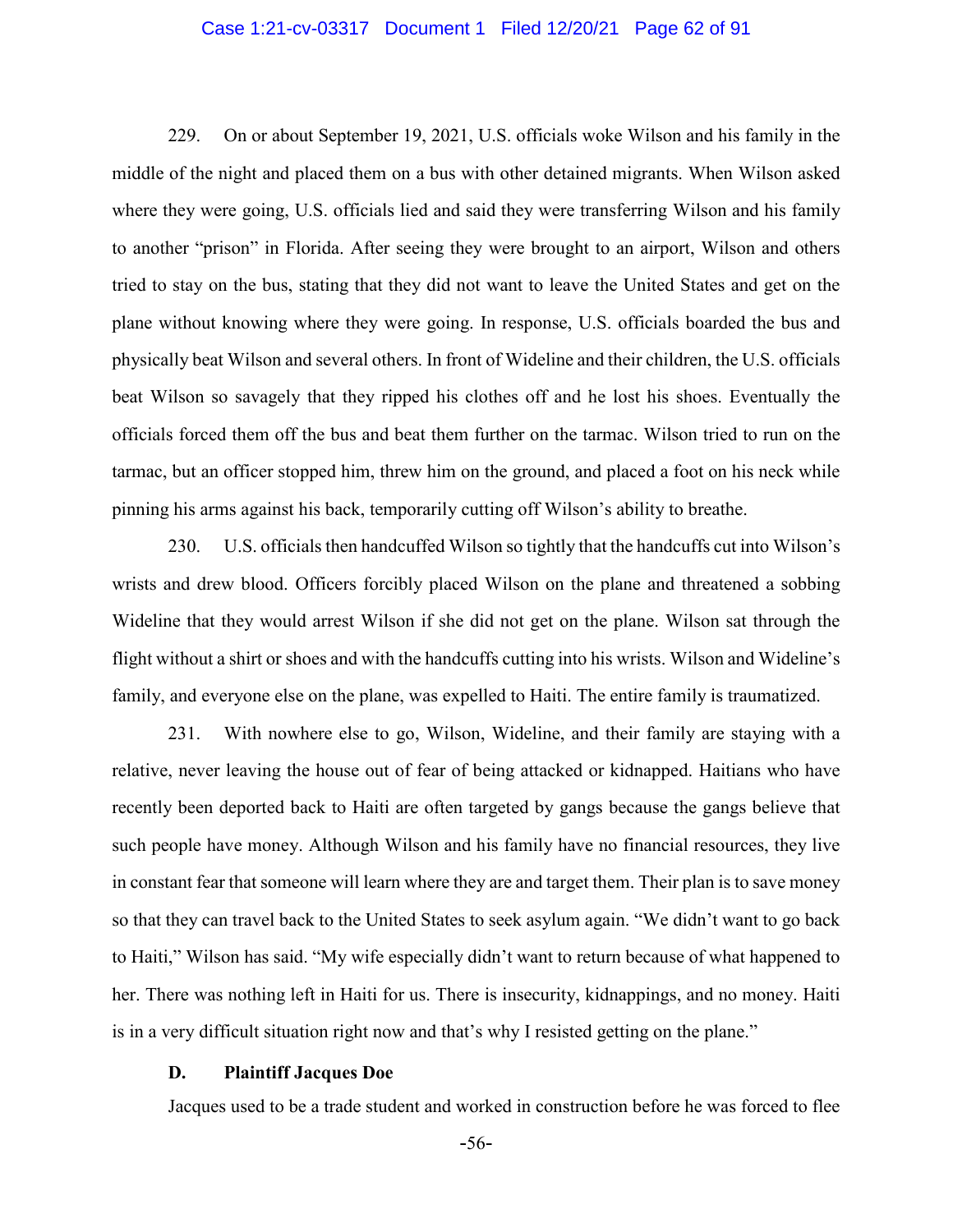229. On or about September 19, 2021, U.S. officials woke Wilson and his family in the middle of the night and placed them on a bus with other detained migrants. When Wilson asked where they were going, U.S. officials lied and said they were transferring Wilson and his family to another "prison" in Florida. After seeing they were brought to an airport, Wilson and others tried to stay on the bus, stating that they did not want to leave the United States and get on the plane without knowing where they were going. In response, U.S. officials boarded the bus and physically beat Wilson and several others. In front of Wideline and their children, the U.S. officials beat Wilson so savagely that they ripped his clothes off and he lost his shoes. Eventually the officials forced them off the bus and beat them further on the tarmac. Wilson tried to run on the tarmac, but an officer stopped him, threw him on the ground, and placed a foot on his neck while pinning his arms against his back, temporarily cutting off Wilson's ability to breathe.

230. U.S. officials then handcuffed Wilson so tightly that the handcuffs cut into Wilson's wrists and drew blood. Officers forcibly placed Wilson on the plane and threatened a sobbing Wideline that they would arrest Wilson if she did not get on the plane. Wilson sat through the flight without a shirt or shoes and with the handcuffs cutting into his wrists. Wilson and Wideline's family, and everyone else on the plane, was expelled to Haiti. The entire family is traumatized.

231. With nowhere else to go, Wilson, Wideline, and their family are staying with a relative, never leaving the house out of fear of being attacked or kidnapped. Haitians who have recently been deported back to Haiti are often targeted by gangs because the gangs believe that such people have money. Although Wilson and his family have no financial resources, they live in constant fear that someone will learn where they are and target them. Their plan is to save money so that they can travel back to the United States to seek asylum again. "We didn't want to go back to Haiti," Wilson has said. "My wife especially didn't want to return because of what happened to her. There was nothing left in Haiti for us. There is insecurity, kidnappings, and no money. Haiti is in a very difficult situation right now and that's why I resisted getting on the plane."

### D. Plaintiff Jacques Doe

Jacques used to be a trade student and worked in construction before he was forced to flee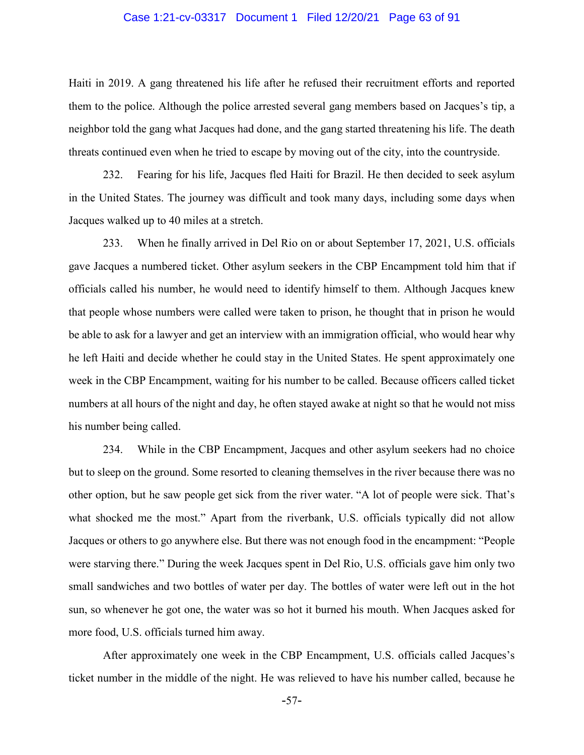Haiti in 2019. A gang threatened his life after he refused their recruitment efforts and reported them to the police. Although the police arrested several gang members based on Jacques's tip, a neighbor told the gang what Jacques had done, and the gang started threatening his life. The death threats continued even when he tried to escape by moving out of the city, into the countryside.

232. Fearing for his life, Jacques fled Haiti for Brazil. He then decided to seek asylum in the United States. The journey was difficult and took many days, including some days when Jacques walked up to 40 miles at a stretch.

233. When he finally arrived in Del Rio on or about September 17, 2021, U.S. officials gave Jacques a numbered ticket. Other asylum seekers in the CBP Encampment told him that if officials called his number, he would need to identify himself to them. Although Jacques knew that people whose numbers were called were taken to prison, he thought that in prison he would be able to ask for a lawyer and get an interview with an immigration official, who would hear why he left Haiti and decide whether he could stay in the United States. He spent approximately one week in the CBP Encampment, waiting for his number to be called. Because officers called ticket numbers at all hours of the night and day, he often stayed awake at night so that he would not miss his number being called.

234. While in the CBP Encampment, Jacques and other asylum seekers had no choice but to sleep on the ground. Some resorted to cleaning themselves in the river because there was no other option, but he saw people get sick from the river water. "A lot of people were sick. That's what shocked me the most." Apart from the riverbank, U.S. officials typically did not allow Jacques or others to go anywhere else. But there was not enough food in the encampment: "People were starving there." During the week Jacques spent in Del Rio, U.S. officials gave him only two small sandwiches and two bottles of water per day. The bottles of water were left out in the hot sun, so whenever he got one, the water was so hot it burned his mouth. When Jacques asked for more food, U.S. officials turned him away.

After approximately one week in the CBP Encampment, U.S. officials called Jacques's ticket number in the middle of the night. He was relieved to have his number called, because he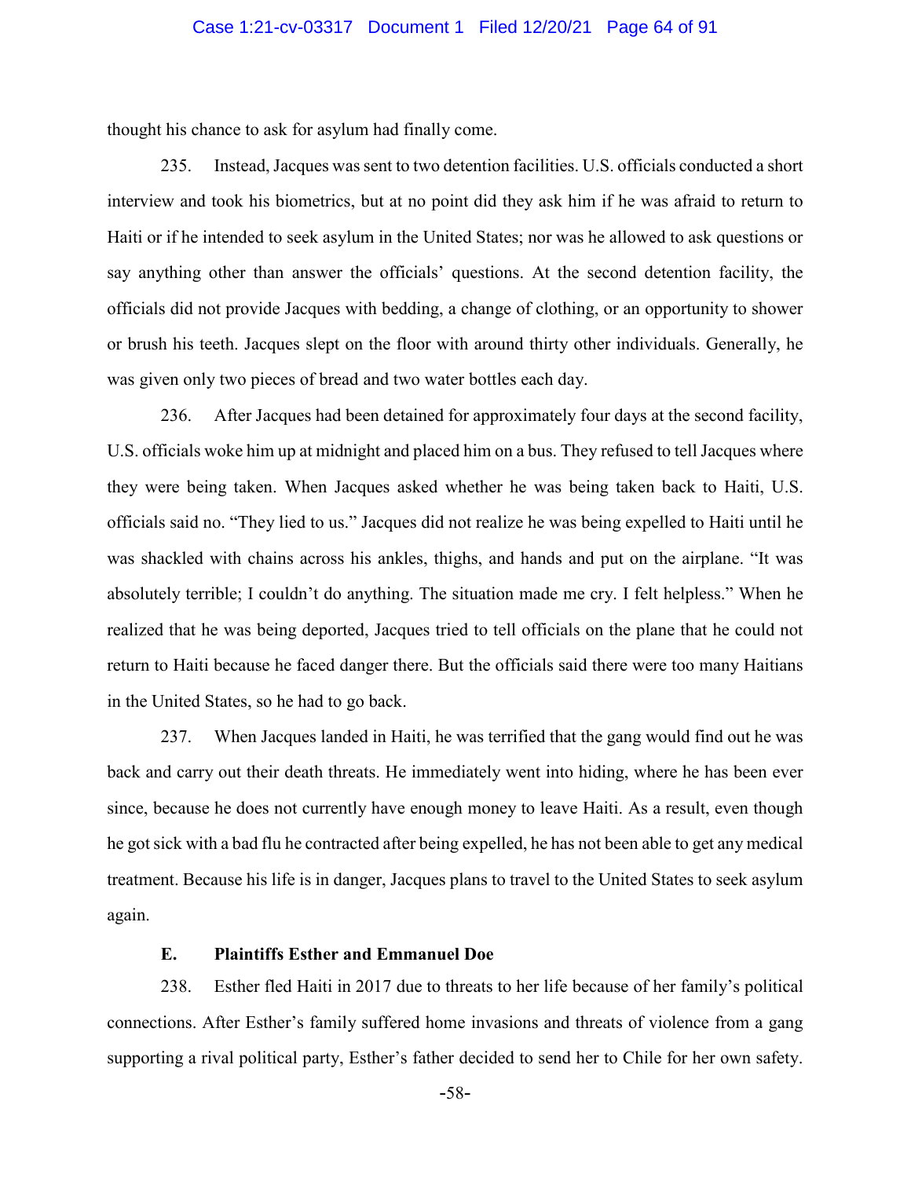thought his chance to ask for asylum had finally come.

235. Instead, Jacques was sent to two detention facilities. U.S. officials conducted a short interview and took his biometrics, but at no point did they ask him if he was afraid to return to Haiti or if he intended to seek asylum in the United States; nor was he allowed to ask questions or say anything other than answer the officials' questions. At the second detention facility, the officials did not provide Jacques with bedding, a change of clothing, or an opportunity to shower or brush his teeth. Jacques slept on the floor with around thirty other individuals. Generally, he was given only two pieces of bread and two water bottles each day.

236. After Jacques had been detained for approximately four days at the second facility, U.S. officials woke him up at midnight and placed him on a bus. They refused to tell Jacques where they were being taken. When Jacques asked whether he was being taken back to Haiti, U.S. officials said no. "They lied to us." Jacques did not realize he was being expelled to Haiti until he was shackled with chains across his ankles, thighs, and hands and put on the airplane. "It was absolutely terrible; I couldn't do anything. The situation made me cry. I felt helpless." When he realized that he was being deported, Jacques tried to tell officials on the plane that he could not return to Haiti because he faced danger there. But the officials said there were too many Haitians in the United States, so he had to go back.

237. When Jacques landed in Haiti, he was terrified that the gang would find out he was back and carry out their death threats. He immediately went into hiding, where he has been ever since, because he does not currently have enough money to leave Haiti. As a result, even though he got sick with a bad flu he contracted after being expelled, he has not been able to get any medical treatment. Because his life is in danger, Jacques plans to travel to the United States to seek asylum again.

### E. Plaintiffs Esther and Emmanuel Doe

238. Esther fled Haiti in 2017 due to threats to her life because of her family's political connections. After Esther's family suffered home invasions and threats of violence from a gang supporting a rival political party, Esther's father decided to send her to Chile for her own safety.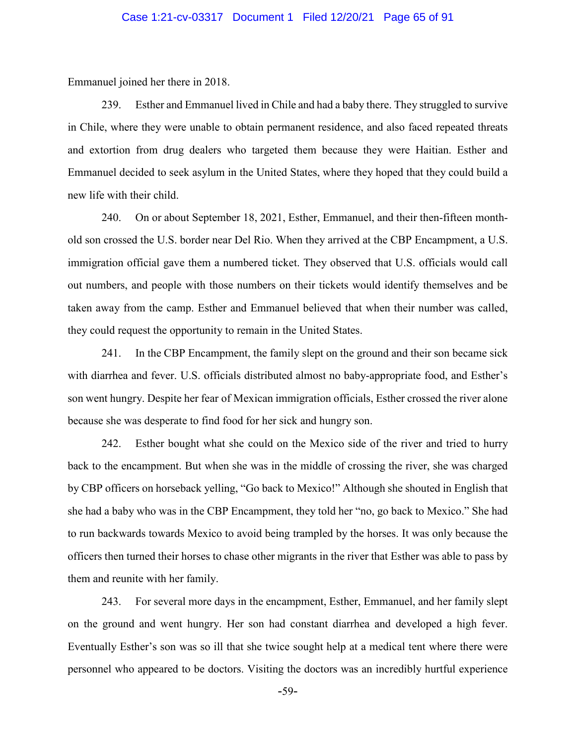Emmanuel joined her there in 2018.

239. Esther and Emmanuel lived in Chile and had a baby there. They struggled to survive in Chile, where they were unable to obtain permanent residence, and also faced repeated threats and extortion from drug dealers who targeted them because they were Haitian. Esther and Emmanuel decided to seek asylum in the United States, where they hoped that they could build a new life with their child.

240. On or about September 18, 2021, Esther, Emmanuel, and their then-fifteen month-old son crossed the U.S. border near Del Rio. When they arrived at the CBP Encampment, a U.S. immigration official gave them a numbered ticket. They observed that U.S. officials would call out numbers, and people with those numbers on their tickets would identify themselves and be taken away from the camp. Esther and Emmanuel believed that when their number was called, they could request the opportunity to remain in the United States.

241. In the CBP Encampment, the family slept on the ground and their son became sick with diarrhea and fever. U.S. officials distributed almost no baby-appropriate food, and Esther's son went hungry. Despite her fear of Mexican immigration officials, Esther crossed the river alone because she was desperate to find food for her sick and hungry son.

242. Esther bought what she could on the Mexico side of the river and tried to hurry back to the encampment. But when she was in the middle of crossing the river, she was charged by CBP officers on horseback yelling, "Go back to Mexico!" Although she shouted in English that she had a baby who was in the CBP Encampment, they told her "no, go back to Mexico." She had to run backwards towards Mexico to avoid being trampled by the horses. It was only because the officers then turned their horses to chase other migrants in the river that Esther was able to pass by them and reunite with her family.

243. For several more days in the encampment, Esther, Emmanuel, and her family slept on the ground and went hungry. Her son had constant diarrhea and developed a high fever. Eventually Esther's son was so ill that she twice sought help at a medical tent where there were personnel who appeared to be doctors. Visiting the doctors was an incredibly hurtful experience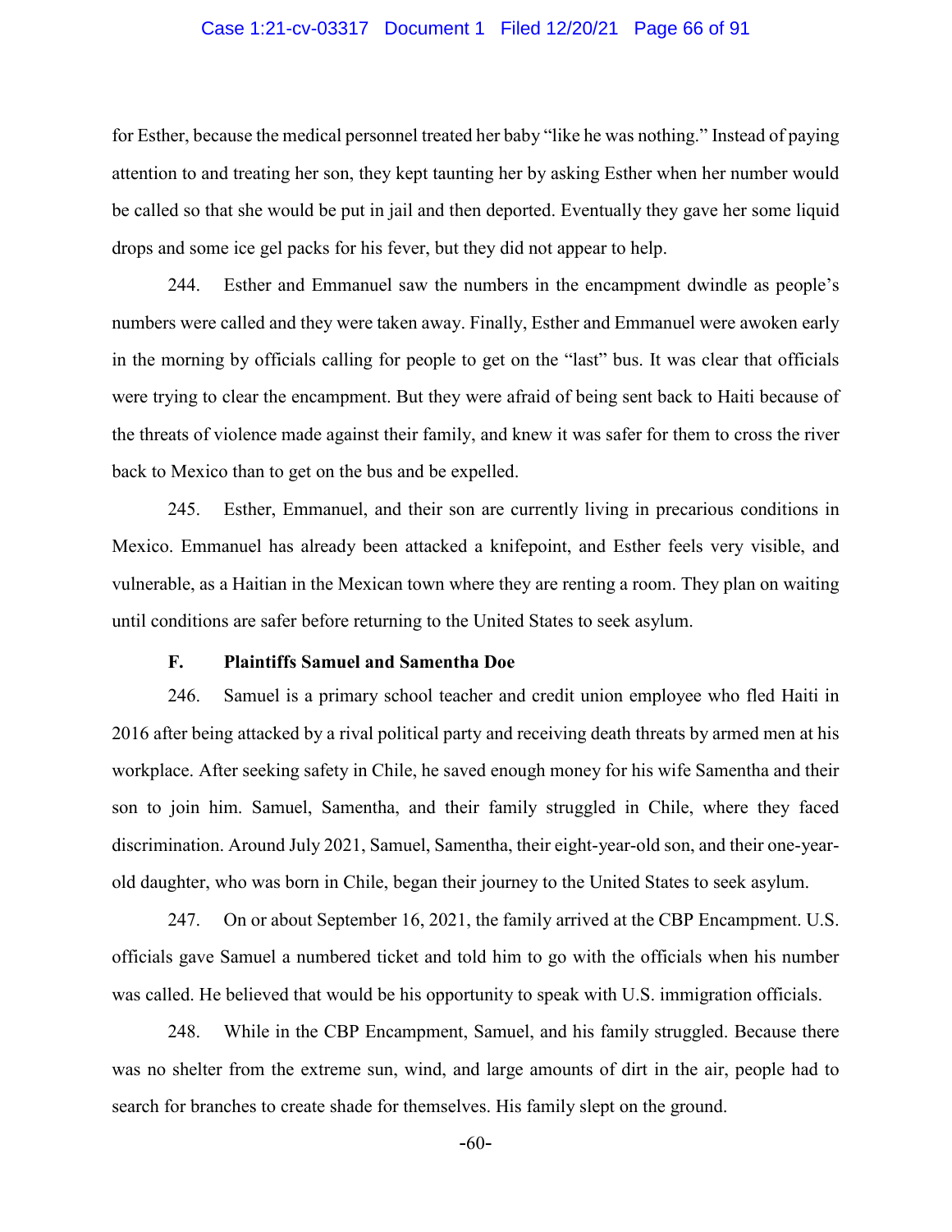for Esther, because the medical personnel treated her baby "like he was nothing." Instead of paying attention to and treating her son, they kept taunting her by asking Esther when her number would be called so that she would be put in jail and then deported. Eventually they gave her some liquid drops and some ice gel packs for his fever, but they did not appear to help.

244. Esther and Emmanuel saw the numbers in the encampment dwindle as people's numbers were called and they were taken away. Finally, Esther and Emmanuel were awoken early in the morning by officials calling for people to get on the "last" bus. It was clear that officials were trying to clear the encampment. But they were afraid of being sent back to Haiti because of the threats of violence made against their family, and knew it was safer for them to cross the river back to Mexico than to get on the bus and be expelled.

245. Esther, Emmanuel, and their son are currently living in precarious conditions in Mexico. Emmanuel has already been attacked a knifepoint, and Esther feels very visible, and vulnerable, as a Haitian in the Mexican town where they are renting a room. They plan on waiting until conditions are safer before returning to the United States to seek asylum.

### F. Plaintiffs Samuel and Samentha Doe

246. Samuel is a primary school teacher and credit union employee who fled Haiti in 2016 after being attacked by a rival political party and receiving death threats by armed men at his workplace. After seeking safety in Chile, he saved enough money for his wife Samentha and their son to join him. Samuel, Samentha, and their family struggled in Chile, where they faced discrimination. Around July 2021, Samuel, Samentha, their eight-year-old son, and their one-year-old daughter, who was born in Chile, began their journey to the United States to seek asylum.

247. On or about September 16, 2021, the family arrived at the CBP Encampment. U.S. officials gave Samuel a numbered ticket and told him to go with the officials when his number was called. He believed that would be his opportunity to speak with U.S. immigration officials.

248. While in the CBP Encampment, Samuel, and his family struggled. Because there was no shelter from the extreme sun, wind, and large amounts of dirt in the air, people had to search for branches to create shade for themselves. His family slept on the ground.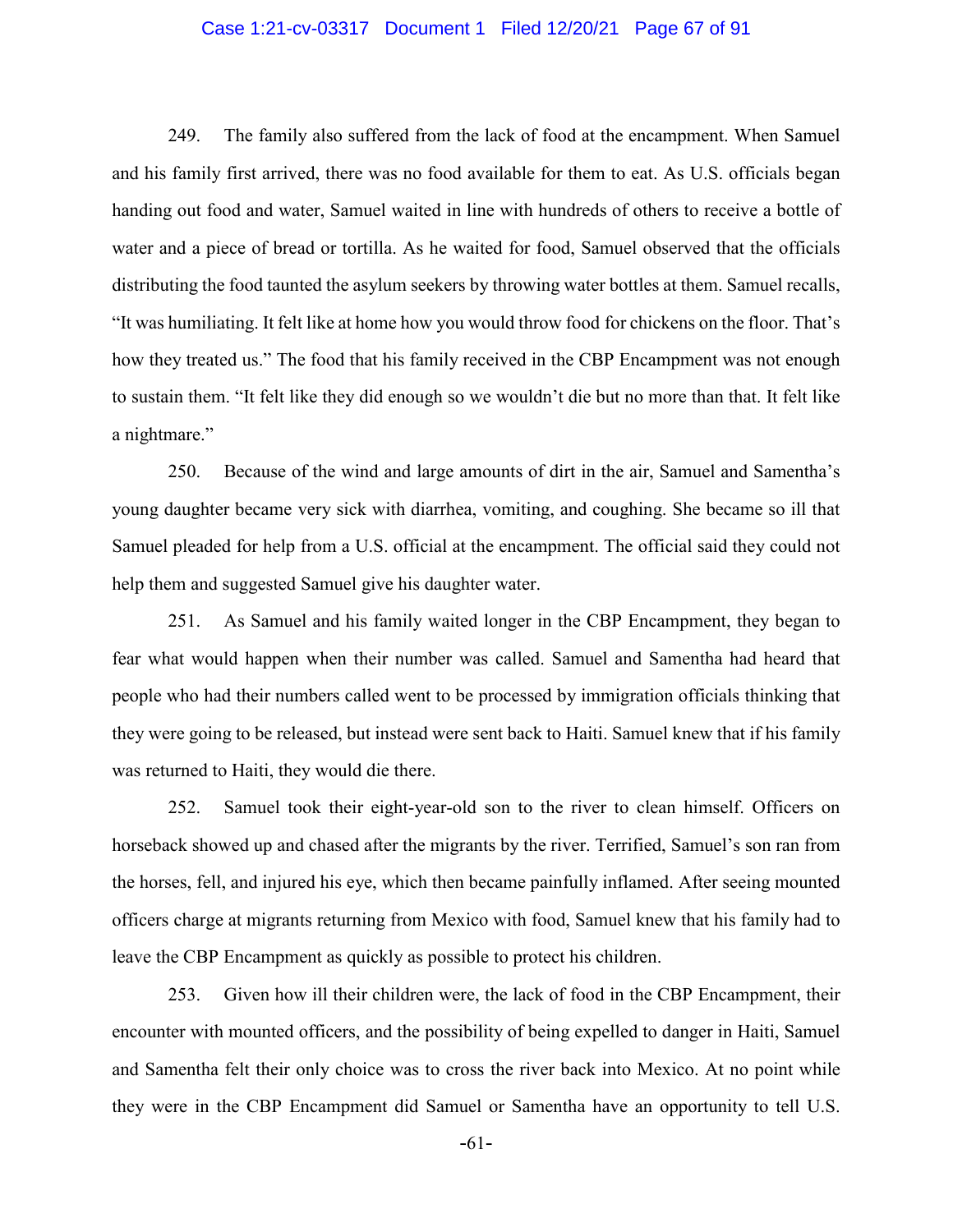249. The family also suffered from the lack of food at the encampment. When Samuel and his family first arrived, there was no food available for them to eat. As U.S. officials began handing out food and water, Samuel waited in line with hundreds of others to receive a bottle of water and a piece of bread or tortilla. As he waited for food, Samuel observed that the officials distributing the food taunted the asylum seekers by throwing water bottles at them. Samuel recalls, "It was humiliating. It felt like at home how you would throw food for chickens on the floor. That's how they treated us." The food that his family received in the CBP Encampment was not enough to sustain them. "It felt like they did enough so we wouldn't die but no more than that. It felt like a nightmare."

250. Because of the wind and large amounts of dirt in the air, Samuel and Samentha's young daughter became very sick with diarrhea, vomiting, and coughing. She became so ill that Samuel pleaded for help from a U.S. official at the encampment. The official said they could not help them and suggested Samuel give his daughter water.

251. As Samuel and his family waited longer in the CBP Encampment, they began to fear what would happen when their number was called. Samuel and Samentha had heard that people who had their numbers called went to be processed by immigration officials thinking that they were going to be released, but instead were sent back to Haiti. Samuel knew that if his family was returned to Haiti, they would die there.

252. Samuel took their eight-year-old son to the river to clean himself. Officers on horseback showed up and chased after the migrants by the river. Terrified, Samuel's son ran from the horses, fell, and injured his eye, which then became painfully inflamed. After seeing mounted officers charge at migrants returning from Mexico with food, Samuel knew that his family had to leave the CBP Encampment as quickly as possible to protect his children.

253. Given how ill their children were, the lack of food in the CBP Encampment, their encounter with mounted officers, and the possibility of being expelled to danger in Haiti, Samuel and Samentha felt their only choice was to cross the river back into Mexico. At no point while they were in the CBP Encampment did Samuel or Samentha have an opportunity to tell U.S.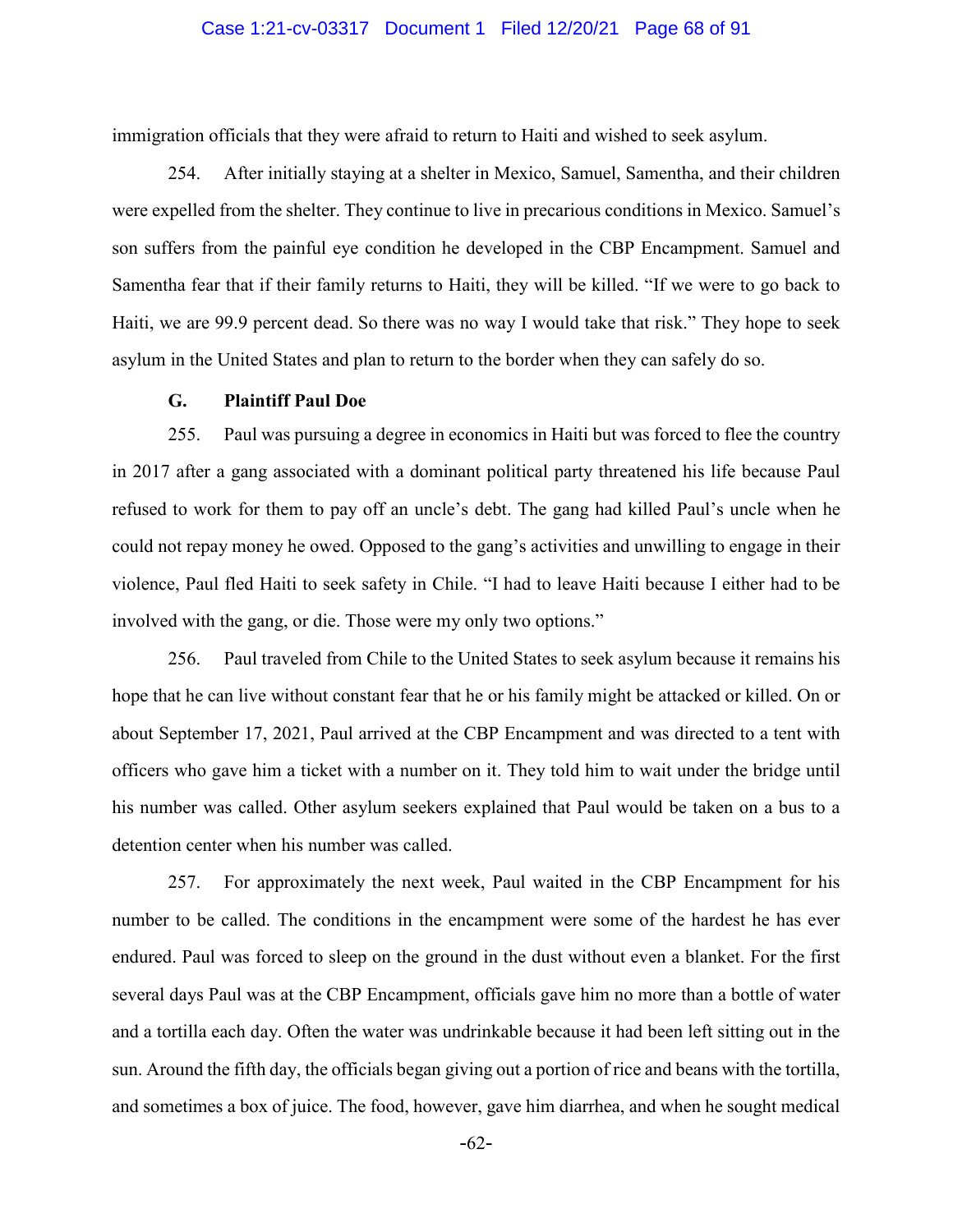immigration officials that they were afraid to return to Haiti and wished to seek asylum.

254. After initially staying at a shelter in Mexico, Samuel, Samentha, and their children were expelled from the shelter. They continue to live in precarious conditions in Mexico. Samuel's son suffers from the painful eye condition he developed in the CBP Encampment. Samuel and Samentha fear that if their family returns to Haiti, they will be killed. "If we were to go back to Haiti, we are 99.9 percent dead. So there was no way I would take that risk." They hope to seek asylum in the United States and plan to return to the border when they can safely do so.

### G. Plaintiff Paul Doe

255. Paul was pursuing a degree in economics in Haiti but was forced to flee the country in 2017 after a gang associated with a dominant political party threatened his life because Paul refused to work for them to pay off an uncle's debt. The gang had killed Paul's uncle when he could not repay money he owed. Opposed to the gang's activities and unwilling to engage in their violence, Paul fled Haiti to seek safety in Chile. "I had to leave Haiti because I either had to be involved with the gang, or die. Those were my only two options."

256. Paul traveled from Chile to the United States to seek asylum because it remains his hope that he can live without constant fear that he or his family might be attacked or killed. On or about September 17, 2021, Paul arrived at the CBP Encampment and was directed to a tent with officers who gave him a ticket with a number on it. They told him to wait under the bridge until his number was called. Other asylum seekers explained that Paul would be taken on a bus to a detention center when his number was called.

257. For approximately the next week, Paul waited in the CBP Encampment for his number to be called. The conditions in the encampment were some of the hardest he has ever endured. Paul was forced to sleep on the ground in the dust without even a blanket. For the first several days Paul was at the CBP Encampment, officials gave him no more than a bottle of water and a tortilla each day. Often the water was undrinkable because it had been left sitting out in the sun. Around the fifth day, the officials began giving out a portion of rice and beans with the tortilla, and sometimes a box of juice. The food, however, gave him diarrhea, and when he sought medical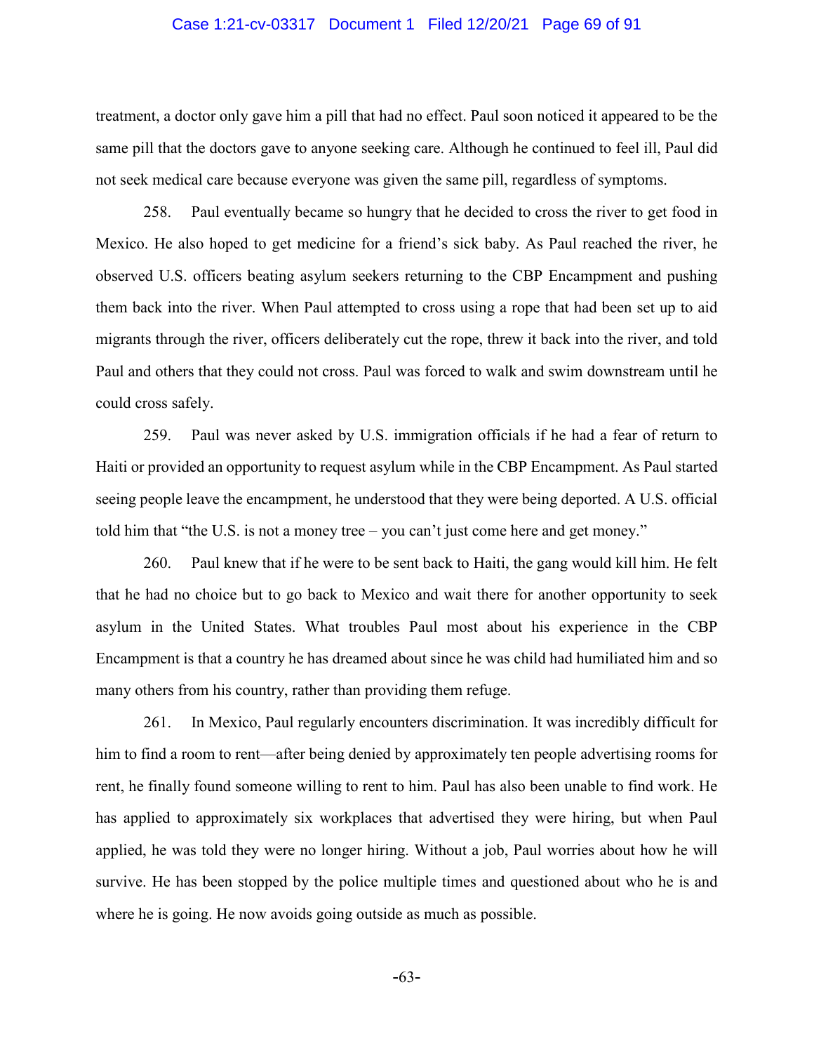treatment, a doctor only gave him a pill that had no effect. Paul soon noticed it appeared to be the same pill that the doctors gave to anyone seeking care. Although he continued to feel ill, Paul did not seek medical care because everyone was given the same pill, regardless of symptoms.

258. Paul eventually became so hungry that he decided to cross the river to get food in Mexico. He also hoped to get medicine for a friend's sick baby. As Paul reached the river, he observed U.S. officers beating asylum seekers returning to the CBP Encampment and pushing them back into the river. When Paul attempted to cross using a rope that had been set up to aid migrants through the river, officers deliberately cut the rope, threw it back into the river, and told Paul and others that they could not cross. Paul was forced to walk and swim downstream until he could cross safely.

259. Paul was never asked by U.S. immigration officials if he had a fear of return to Haiti or provided an opportunity to request asylum while in the CBP Encampment. As Paul started seeing people leave the encampment, he understood that they were being deported. A U.S. official told him that "the U.S. is not a money tree – you can't just come here and get money."

260. Paul knew that if he were to be sent back to Haiti, the gang would kill him. He felt that he had no choice but to go back to Mexico and wait there for another opportunity to seek asylum in the United States. What troubles Paul most about his experience in the CBP Encampment is that a country he has dreamed about since he was child had humiliated him and so many others from his country, rather than providing them refuge.

261. In Mexico, Paul regularly encounters discrimination. It was incredibly difficult for him to find a room to rent—after being denied by approximately ten people advertising rooms for rent, he finally found someone willing to rent to him. Paul has also been unable to find work. He has applied to approximately six workplaces that advertised they were hiring, but when Paul applied, he was told they were no longer hiring. Without a job, Paul worries about how he will survive. He has been stopped by the police multiple times and questioned about who he is and where he is going. He now avoids going outside as much as possible.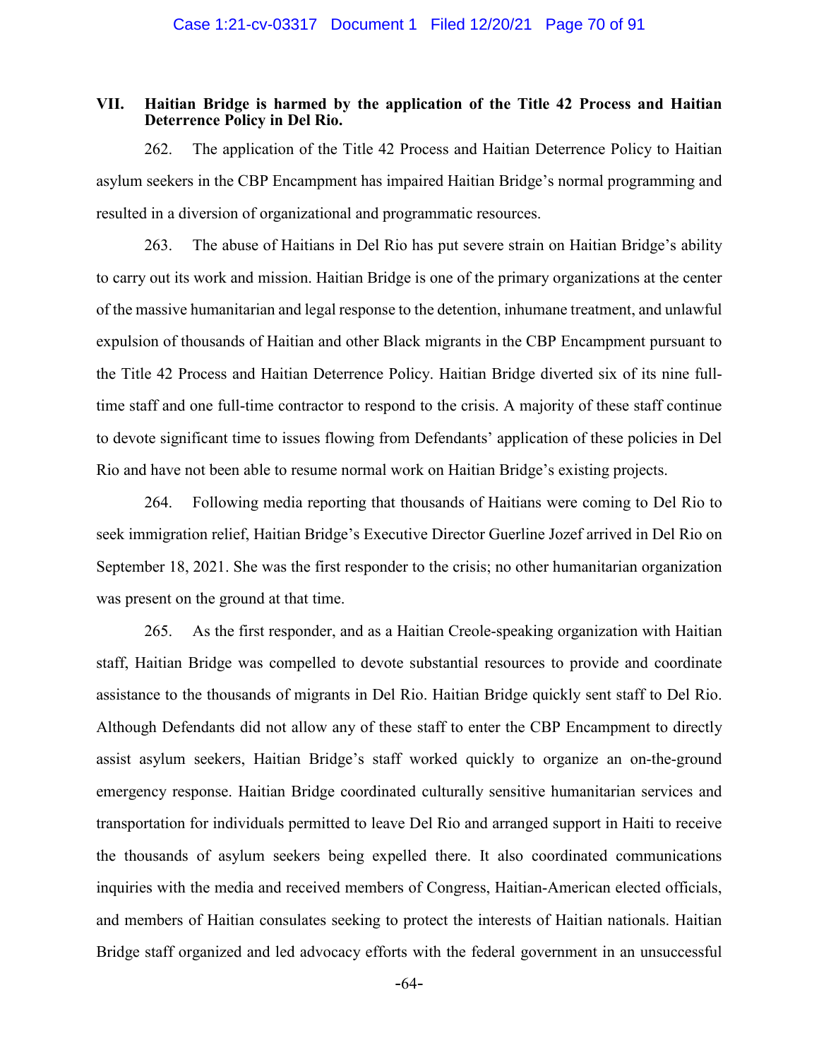## VII. Haitian Bridge is harmed by the application of the Title 42 Process and Haitian Deterrence Policy in Del Rio.

262. The application of the Title 42 Process and Haitian Deterrence Policy to Haitian asylum seekers in the CBP Encampment has impaired Haitian Bridge's normal programming and resulted in a diversion of organizational and programmatic resources.

263. The abuse of Haitians in Del Rio has put severe strain on Haitian Bridge's ability to carry out its work and mission. Haitian Bridge is one of the primary organizations at the center of the massive humanitarian and legal response to the detention, inhumane treatment, and unlawful expulsion of thousands of Haitian and other Black migrants in the CBP Encampment pursuant to the Title 42 Process and Haitian Deterrence Policy. Haitian Bridge diverted six of its nine full-time staff and one full-time contractor to respond to the crisis. A majority of these staff continue to devote significant time to issues flowing from Defendants' application of these policies in Del Rio and have not been able to resume normal work on Haitian Bridge's existing projects.

264. Following media reporting that thousands of Haitians were coming to Del Rio to seek immigration relief, Haitian Bridge's Executive Director Guerline Jozef arrived in Del Rio on September 18, 2021. She was the first responder to the crisis; no other humanitarian organization was present on the ground at that time.

265. As the first responder, and as a Haitian Creole-speaking organization with Haitian staff, Haitian Bridge was compelled to devote substantial resources to provide and coordinate assistance to the thousands of migrants in Del Rio. Haitian Bridge quickly sent staff to Del Rio. Although Defendants did not allow any of these staff to enter the CBP Encampment to directly assist asylum seekers, Haitian Bridge's staff worked quickly to organize an on-the-ground emergency response. Haitian Bridge coordinated culturally sensitive humanitarian services and transportation for individuals permitted to leave Del Rio and arranged support in Haiti to receive the thousands of asylum seekers being expelled there. It also coordinated communications inquiries with the media and received members of Congress, Haitian-American elected officials, and members of Haitian consulates seeking to protect the interests of Haitian nationals. Haitian Bridge staff organized and led advocacy efforts with the federal government in an unsuccessful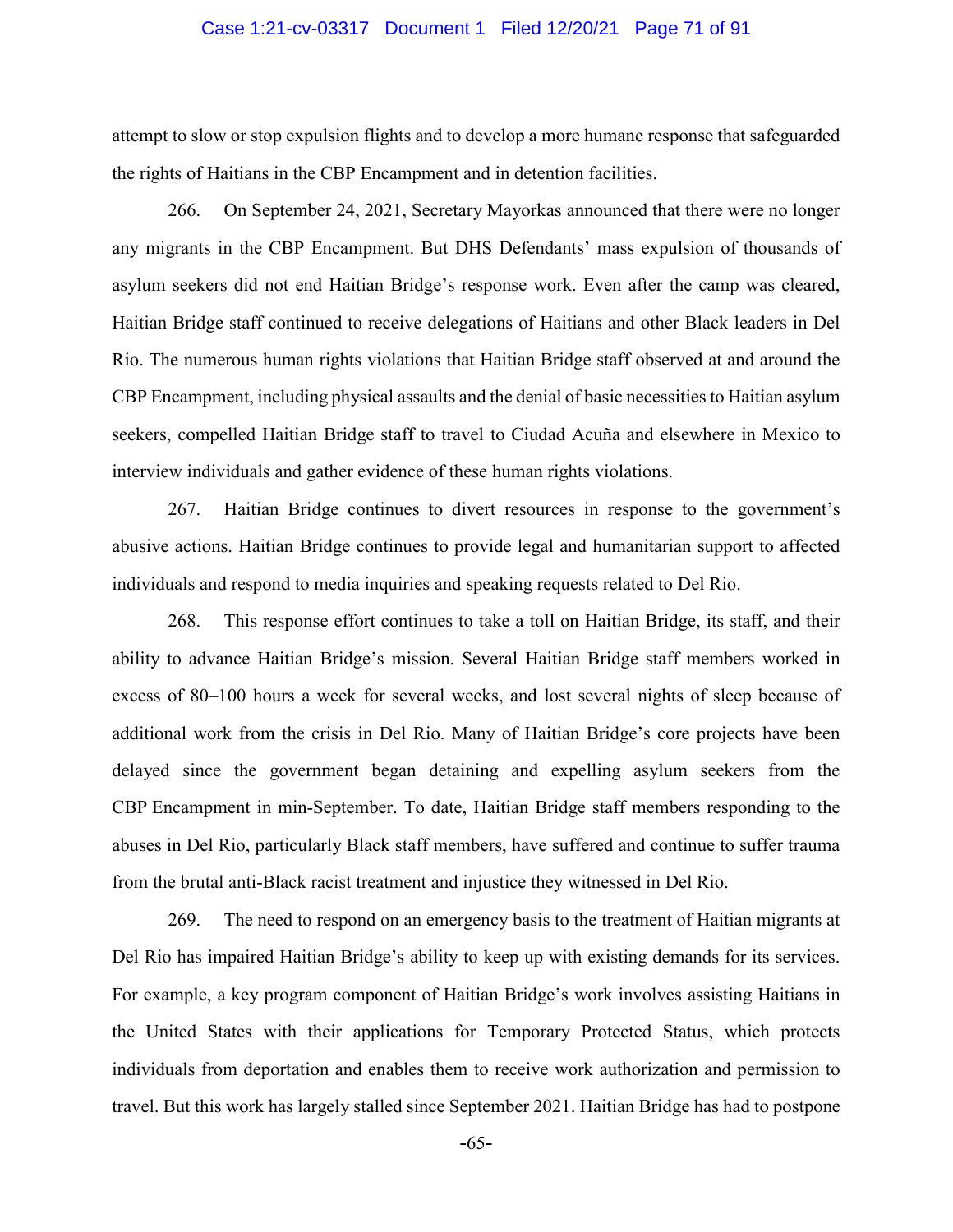attempt to slow or stop expulsion flights and to develop a more humane response that safeguarded the rights of Haitians in the CBP Encampment and in detention facilities.

266. On September 24, 2021, Secretary Mayorkas announced that there were no longer any migrants in the CBP Encampment. But DHS Defendants' mass expulsion of thousands of asylum seekers did not end Haitian Bridge's response work. Even after the camp was cleared, Haitian Bridge staff continued to receive delegations of Haitians and other Black leaders in Del Rio. The numerous human rights violations that Haitian Bridge staff observed at and around the CBP Encampment, including physical assaults and the denial of basic necessities to Haitian asylum seekers, compelled Haitian Bridge staff to travel to Ciudad Acuña and elsewhere in Mexico to interview individuals and gather evidence of these human rights violations.

267. Haitian Bridge continues to divert resources in response to the government's abusive actions. Haitian Bridge continues to provide legal and humanitarian support to affected individuals and respond to media inquiries and speaking requests related to Del Rio.

268. This response effort continues to take a toll on Haitian Bridge, its staff, and their ability to advance Haitian Bridge's mission. Several Haitian Bridge staff members worked in excess of 80–100 hours a week for several weeks, and lost several nights of sleep because of additional work from the crisis in Del Rio. Many of Haitian Bridge's core projects have been delayed since the government began detaining and expelling asylum seekers from the CBP Encampment in min-September. To date, Haitian Bridge staff members responding to the abuses in Del Rio, particularly Black staff members, have suffered and continue to suffer trauma from the brutal anti-Black racist treatment and injustice they witnessed in Del Rio.

269. The need to respond on an emergency basis to the treatment of Haitian migrants at Del Rio has impaired Haitian Bridge's ability to keep up with existing demands for its services. For example, a key program component of Haitian Bridge's work involves assisting Haitians in the United States with their applications for Temporary Protected Status, which protects individuals from deportation and enables them to receive work authorization and permission to travel. But this work has largely stalled since September 2021. Haitian Bridge has had to postpone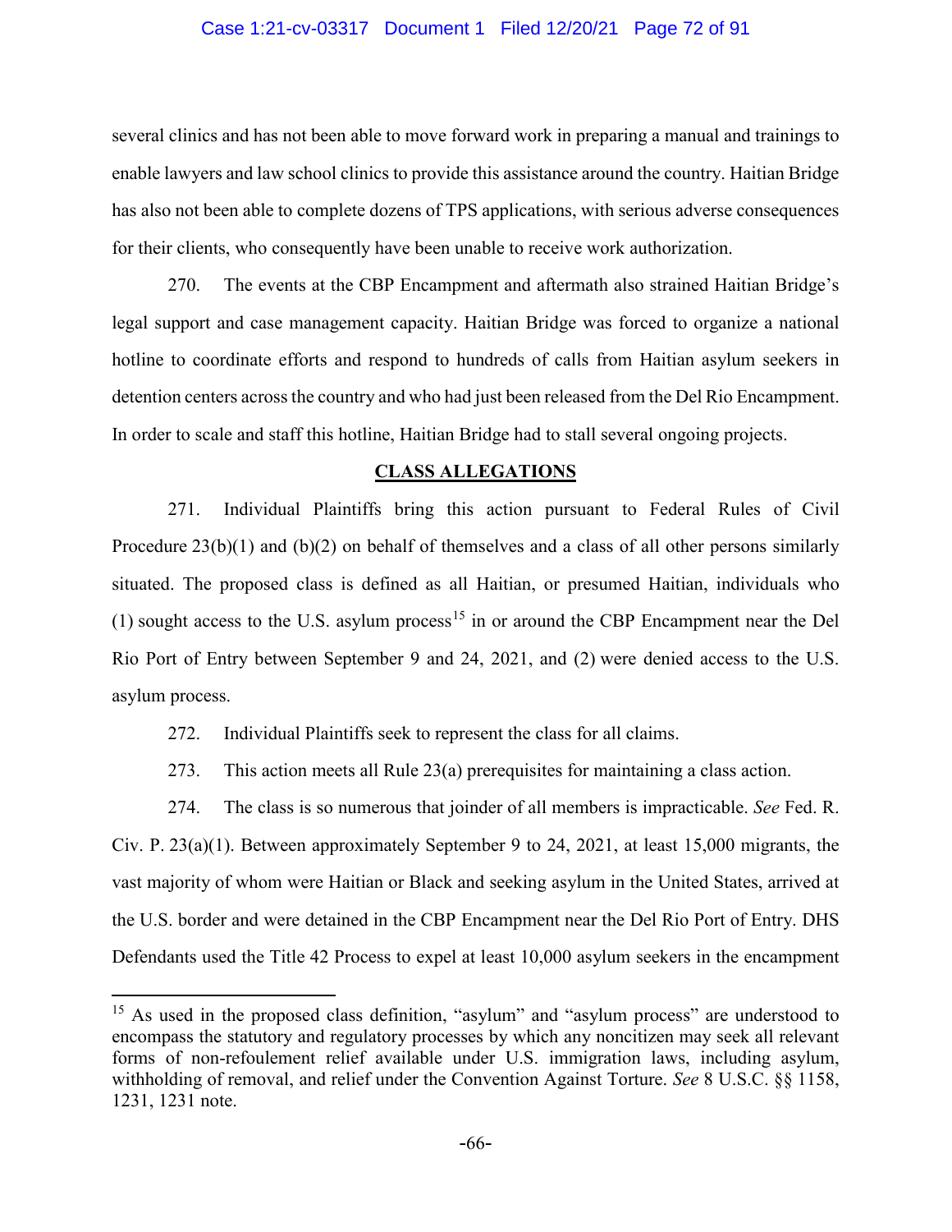several clinics and has not been able to move forward work in preparing a manual and trainings to enable lawyers and law school clinics to provide this assistance around the country. Haitian Bridge has also not been able to complete dozens of TPS applications, with serious adverse consequences for their clients, who consequently have been unable to receive work authorization.

270. The events at the CBP Encampment and aftermath also strained Haitian Bridge's legal support and case management capacity. Haitian Bridge was forced to organize a national hotline to coordinate efforts and respond to hundreds of calls from Haitian asylum seekers in detention centers across the country and who had just been released from the Del Rio Encampment. In order to scale and staff this hotline, Haitian Bridge had to stall several ongoing projects.

## CLASS ALLEGATIONS

271. Individual Plaintiffs bring this action pursuant to Federal Rules of Civil Procedure 23(b)(1) and (b)(2) on behalf of themselves and a class of all other persons similarly situated. The proposed class is defined as all Haitian, or presumed Haitian, individuals who (1) sought access to the U.S. asylum process[15] in or around the CBP Encampment near the Del Rio Port of Entry between September 9 and 24, 2021, and (2) were denied access to the U.S. asylum process.

272. Individual Plaintiffs seek to represent the class for all claims.

273. This action meets all Rule 23(a) prerequisites for maintaining a class action.

274. The class is so numerous that joinder of all members is impracticable. *See* Fed. R. Civ. P. 23(a)(1). Between approximately September 9 to 24, 2021, at least 15,000 migrants, the vast majority of whom were Haitian or Black and seeking asylum in the United States, arrived at the U.S. border and were detained in the CBP Encampment near the Del Rio Port of Entry. DHS Defendants used the Title 42 Process to expel at least 10,000 asylum seekers in the encampment

[15] As used in the proposed class definition, "asylum" and "asylum process" are understood to encompass the statutory and regulatory processes by which any noncitizen may seek all relevant forms of non-refoulement relief available under U.S. immigration laws, including asylum, withholding of removal, and relief under the Convention Against Torture. *See* 8 U.S.C. §§ 1158, 1231, 1231 note.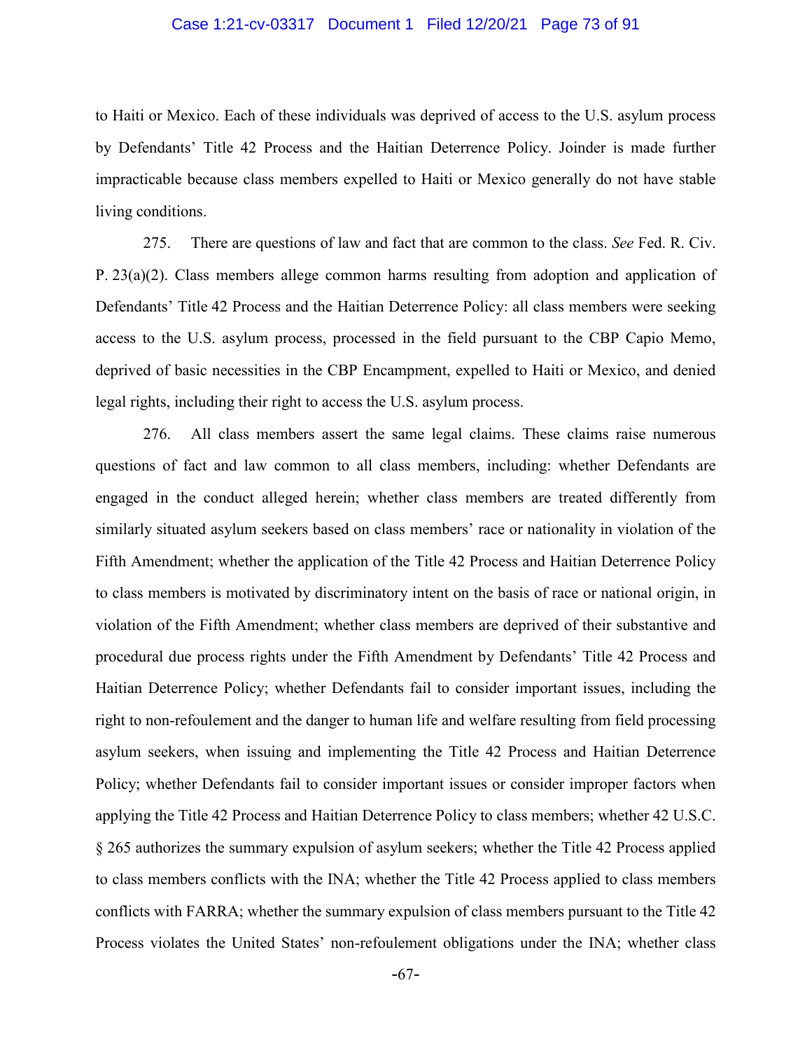to Haiti or Mexico. Each of these individuals was deprived of access to the U.S. asylum process by Defendants' Title 42 Process and the Haitian Deterrence Policy. Joinder is made further impracticable because class members expelled to Haiti or Mexico generally do not have stable living conditions.

275. There are questions of law and fact that are common to the class. *See* Fed. R. Civ. P. 23(a)(2). Class members allege common harms resulting from adoption and application of Defendants' Title 42 Process and the Haitian Deterrence Policy: all class members were seeking access to the U.S. asylum process, processed in the field pursuant to the CBP Capio Memo, deprived of basic necessities in the CBP Encampment, expelled to Haiti or Mexico, and denied legal rights, including their right to access the U.S. asylum process.

276. All class members assert the same legal claims. These claims raise numerous questions of fact and law common to all class members, including: whether Defendants are engaged in the conduct alleged herein; whether class members are treated differently from similarly situated asylum seekers based on class members' race or nationality in violation of the Fifth Amendment; whether the application of the Title 42 Process and Haitian Deterrence Policy to class members is motivated by discriminatory intent on the basis of race or national origin, in violation of the Fifth Amendment; whether class members are deprived of their substantive and procedural due process rights under the Fifth Amendment by Defendants' Title 42 Process and Haitian Deterrence Policy; whether Defendants fail to consider important issues, including the right to non-refoulement and the danger to human life and welfare resulting from field processing asylum seekers, when issuing and implementing the Title 42 Process and Haitian Deterrence Policy; whether Defendants fail to consider important issues or consider improper factors when applying the Title 42 Process and Haitian Deterrence Policy to class members; whether 42 U.S.C. § 265 authorizes the summary expulsion of asylum seekers; whether the Title 42 Process applied to class members conflicts with the INA; whether the Title 42 Process applied to class members conflicts with FARRA; whether the summary expulsion of class members pursuant to the Title 42 Process violates the United States' non-refoulement obligations under the INA; whether class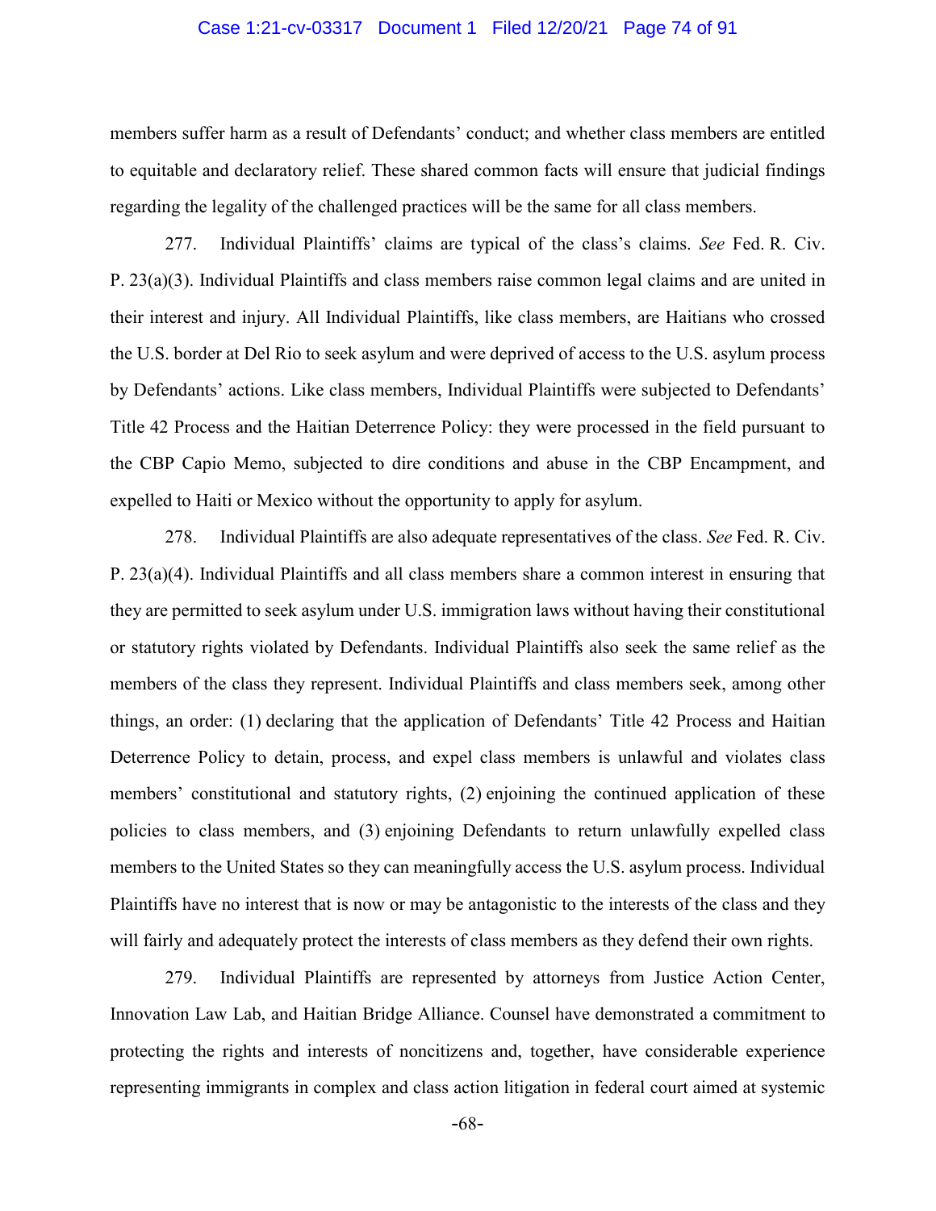members suffer harm as a result of Defendants' conduct; and whether class members are entitled to equitable and declaratory relief. These shared common facts will ensure that judicial findings regarding the legality of the challenged practices will be the same for all class members.

277. Individual Plaintiffs' claims are typical of the class's claims. *See* Fed. R. Civ. P. 23(a)(3). Individual Plaintiffs and class members raise common legal claims and are united in their interest and injury. All Individual Plaintiffs, like class members, are Haitians who crossed the U.S. border at Del Rio to seek asylum and were deprived of access to the U.S. asylum process by Defendants' actions. Like class members, Individual Plaintiffs were subjected to Defendants' Title 42 Process and the Haitian Deterrence Policy: they were processed in the field pursuant to the CBP Capio Memo, subjected to dire conditions and abuse in the CBP Encampment, and expelled to Haiti or Mexico without the opportunity to apply for asylum.

278. Individual Plaintiffs are also adequate representatives of the class. *See* Fed. R. Civ. P. 23(a)(4). Individual Plaintiffs and all class members share a common interest in ensuring that they are permitted to seek asylum under U.S. immigration laws without having their constitutional or statutory rights violated by Defendants. Individual Plaintiffs also seek the same relief as the members of the class they represent. Individual Plaintiffs and class members seek, among other things, an order: (1) declaring that the application of Defendants' Title 42 Process and Haitian Deterrence Policy to detain, process, and expel class members is unlawful and violates class members' constitutional and statutory rights, (2) enjoining the continued application of these policies to class members, and (3) enjoining Defendants to return unlawfully expelled class members to the United States so they can meaningfully access the U.S. asylum process. Individual Plaintiffs have no interest that is now or may be antagonistic to the interests of the class and they will fairly and adequately protect the interests of class members as they defend their own rights.

279. Individual Plaintiffs are represented by attorneys from Justice Action Center, Innovation Law Lab, and Haitian Bridge Alliance. Counsel have demonstrated a commitment to protecting the rights and interests of noncitizens and, together, have considerable experience representing immigrants in complex and class action litigation in federal court aimed at systemic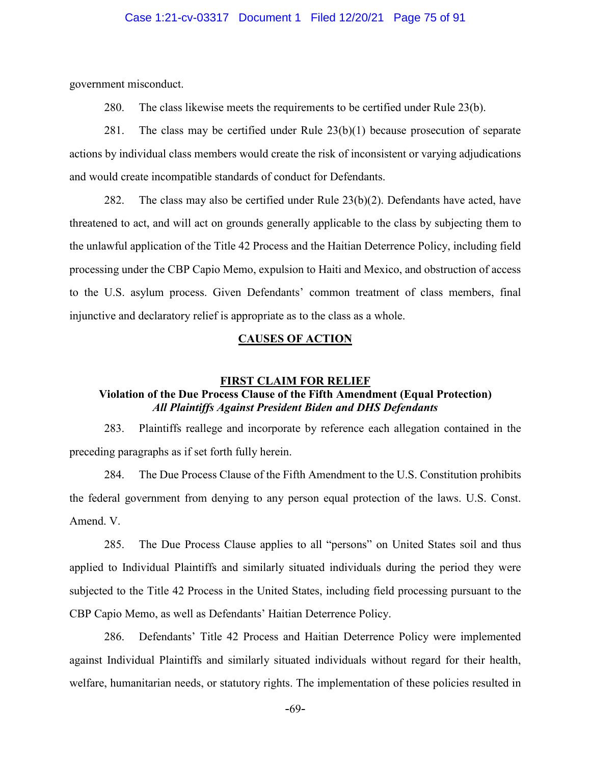government misconduct.

280. The class likewise meets the requirements to be certified under Rule 23(b).

281. The class may be certified under Rule 23(b)(1) because prosecution of separate actions by individual class members would create the risk of inconsistent or varying adjudications and would create incompatible standards of conduct for Defendants.

282. The class may also be certified under Rule 23(b)(2). Defendants have acted, have threatened to act, and will act on grounds generally applicable to the class by subjecting them to the unlawful application of the Title 42 Process and the Haitian Deterrence Policy, including field processing under the CBP Capio Memo, expulsion to Haiti and Mexico, and obstruction of access to the U.S. asylum process. Given Defendants' common treatment of class members, final injunctive and declaratory relief is appropriate as to the class as a whole.

## CAUSES OF ACTION

### FIRST CLAIM FOR RELIEF

**Violation of the Due Process Clause of the Fifth Amendment (Equal Protection)**

***All Plaintiffs Against President Biden and DHS Defendants***

283. Plaintiffs reallege and incorporate by reference each allegation contained in the preceding paragraphs as if set forth fully herein.

284. The Due Process Clause of the Fifth Amendment to the U.S. Constitution prohibits the federal government from denying to any person equal protection of the laws. U.S. Const. Amend. V.

285. The Due Process Clause applies to all "persons" on United States soil and thus applied to Individual Plaintiffs and similarly situated individuals during the period they were subjected to the Title 42 Process in the United States, including field processing pursuant to the CBP Capio Memo, as well as Defendants' Haitian Deterrence Policy.

286. Defendants' Title 42 Process and Haitian Deterrence Policy were implemented against Individual Plaintiffs and similarly situated individuals without regard for their health, welfare, humanitarian needs, or statutory rights. The implementation of these policies resulted in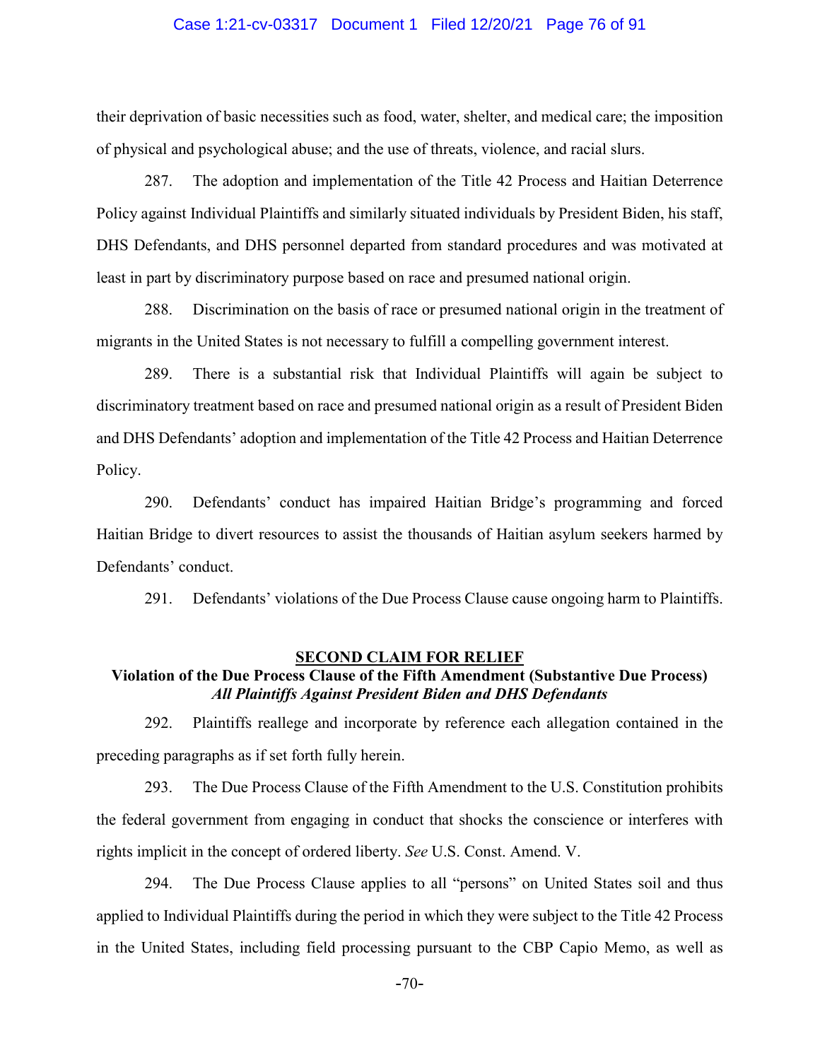their deprivation of basic necessities such as food, water, shelter, and medical care; the imposition of physical and psychological abuse; and the use of threats, violence, and racial slurs.

287. The adoption and implementation of the Title 42 Process and Haitian Deterrence Policy against Individual Plaintiffs and similarly situated individuals by President Biden, his staff, DHS Defendants, and DHS personnel departed from standard procedures and was motivated at least in part by discriminatory purpose based on race and presumed national origin.

288. Discrimination on the basis of race or presumed national origin in the treatment of migrants in the United States is not necessary to fulfill a compelling government interest.

289. There is a substantial risk that Individual Plaintiffs will again be subject to discriminatory treatment based on race and presumed national origin as a result of President Biden and DHS Defendants' adoption and implementation of the Title 42 Process and Haitian Deterrence Policy.

290. Defendants' conduct has impaired Haitian Bridge's programming and forced Haitian Bridge to divert resources to assist the thousands of Haitian asylum seekers harmed by Defendants' conduct.

291. Defendants' violations of the Due Process Clause cause ongoing harm to Plaintiffs.

## SECOND CLAIM FOR RELIEF

### Violation of the Due Process Clause of the Fifth Amendment (Substantive Due Process)

***All Plaintiffs Against President Biden and DHS Defendants***

292. Plaintiffs reallege and incorporate by reference each allegation contained in the preceding paragraphs as if set forth fully herein.

293. The Due Process Clause of the Fifth Amendment to the U.S. Constitution prohibits the federal government from engaging in conduct that shocks the conscience or interferes with rights implicit in the concept of ordered liberty. *See* U.S. Const. Amend. V.

294. The Due Process Clause applies to all "persons" on United States soil and thus applied to Individual Plaintiffs during the period in which they were subject to the Title 42 Process in the United States, including field processing pursuant to the CBP Capio Memo, as well as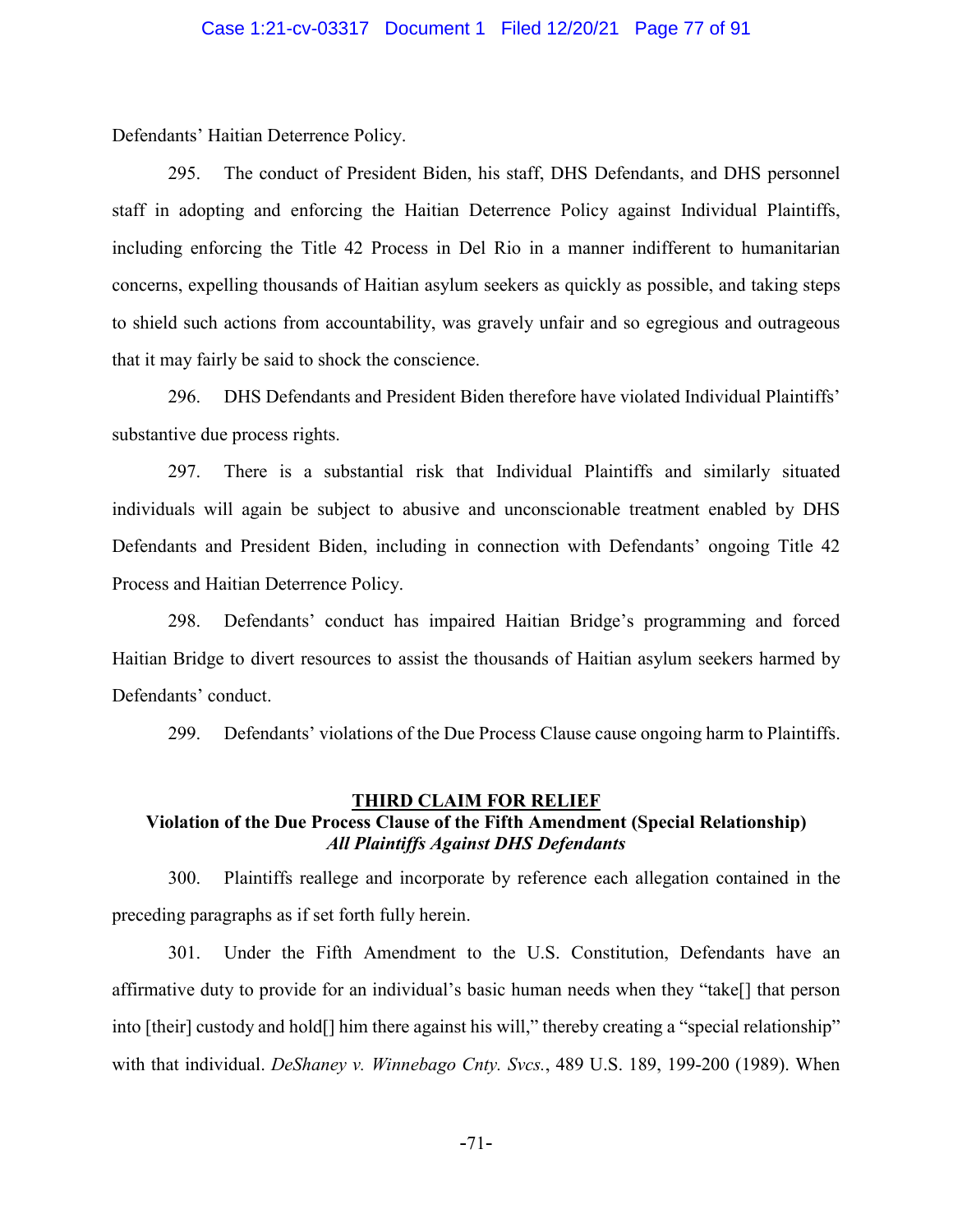Defendants' Haitian Deterrence Policy.

295. The conduct of President Biden, his staff, DHS Defendants, and DHS personnel staff in adopting and enforcing the Haitian Deterrence Policy against Individual Plaintiffs, including enforcing the Title 42 Process in Del Rio in a manner indifferent to humanitarian concerns, expelling thousands of Haitian asylum seekers as quickly as possible, and taking steps to shield such actions from accountability, was gravely unfair and so egregious and outrageous that it may fairly be said to shock the conscience.

296. DHS Defendants and President Biden therefore have violated Individual Plaintiffs' substantive due process rights.

297. There is a substantial risk that Individual Plaintiffs and similarly situated individuals will again be subject to abusive and unconscionable treatment enabled by DHS Defendants and President Biden, including in connection with Defendants' ongoing Title 42 Process and Haitian Deterrence Policy.

298. Defendants' conduct has impaired Haitian Bridge's programming and forced Haitian Bridge to divert resources to assist the thousands of Haitian asylum seekers harmed by Defendants' conduct.

299. Defendants' violations of the Due Process Clause cause ongoing harm to Plaintiffs.

## THIRD CLAIM FOR RELIEF

**Violation of the Due Process Clause of the Fifth Amendment (Special Relationship)**

***All Plaintiffs Against DHS Defendants***

300. Plaintiffs reallege and incorporate by reference each allegation contained in the preceding paragraphs as if set forth fully herein.

301. Under the Fifth Amendment to the U.S. Constitution, Defendants have an affirmative duty to provide for an individual's basic human needs when they "take[] that person into [their] custody and hold[] him there against his will," thereby creating a "special relationship" with that individual. *DeShaney v. Winnebago Cnty. Svcs.*, 489 U.S. 189, 199-200 (1989). When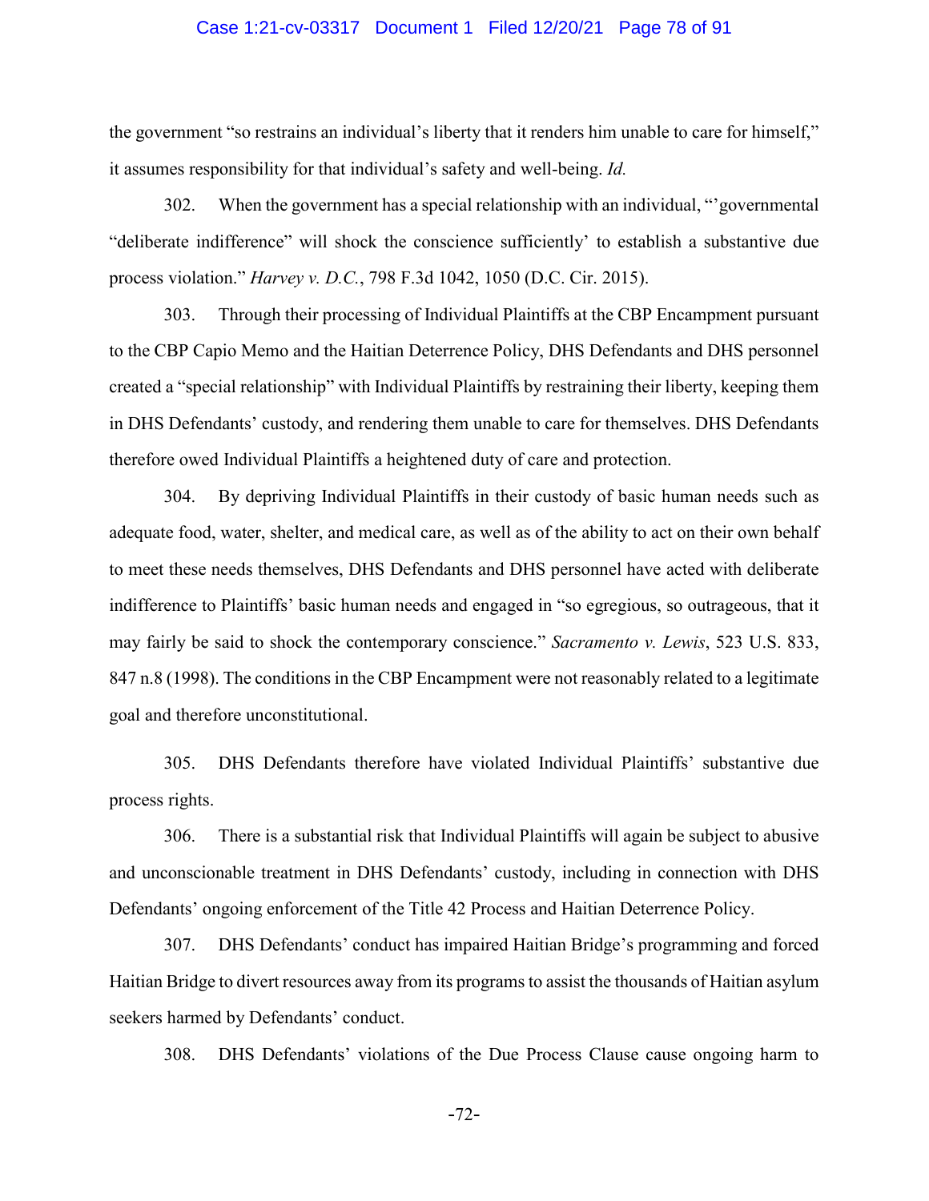the government "so restrains an individual's liberty that it renders him unable to care for himself," it assumes responsibility for that individual's safety and well-being. *Id.*

302. When the government has a special relationship with an individual, "'governmental "deliberate indifference" will shock the conscience sufficiently' to establish a substantive due process violation." *Harvey v. D.C.*, 798 F.3d 1042, 1050 (D.C. Cir. 2015).

303. Through their processing of Individual Plaintiffs at the CBP Encampment pursuant to the CBP Capio Memo and the Haitian Deterrence Policy, DHS Defendants and DHS personnel created a "special relationship" with Individual Plaintiffs by restraining their liberty, keeping them in DHS Defendants' custody, and rendering them unable to care for themselves. DHS Defendants therefore owed Individual Plaintiffs a heightened duty of care and protection.

304. By depriving Individual Plaintiffs in their custody of basic human needs such as adequate food, water, shelter, and medical care, as well as of the ability to act on their own behalf to meet these needs themselves, DHS Defendants and DHS personnel have acted with deliberate indifference to Plaintiffs' basic human needs and engaged in "so egregious, so outrageous, that it may fairly be said to shock the contemporary conscience." *Sacramento v. Lewis*, 523 U.S. 833, 847 n.8 (1998). The conditions in the CBP Encampment were not reasonably related to a legitimate goal and therefore unconstitutional.

305. DHS Defendants therefore have violated Individual Plaintiffs' substantive due process rights.

306. There is a substantial risk that Individual Plaintiffs will again be subject to abusive and unconscionable treatment in DHS Defendants' custody, including in connection with DHS Defendants' ongoing enforcement of the Title 42 Process and Haitian Deterrence Policy.

307. DHS Defendants' conduct has impaired Haitian Bridge's programming and forced Haitian Bridge to divert resources away from its programs to assist the thousands of Haitian asylum seekers harmed by Defendants' conduct.

308. DHS Defendants' violations of the Due Process Clause cause ongoing harm to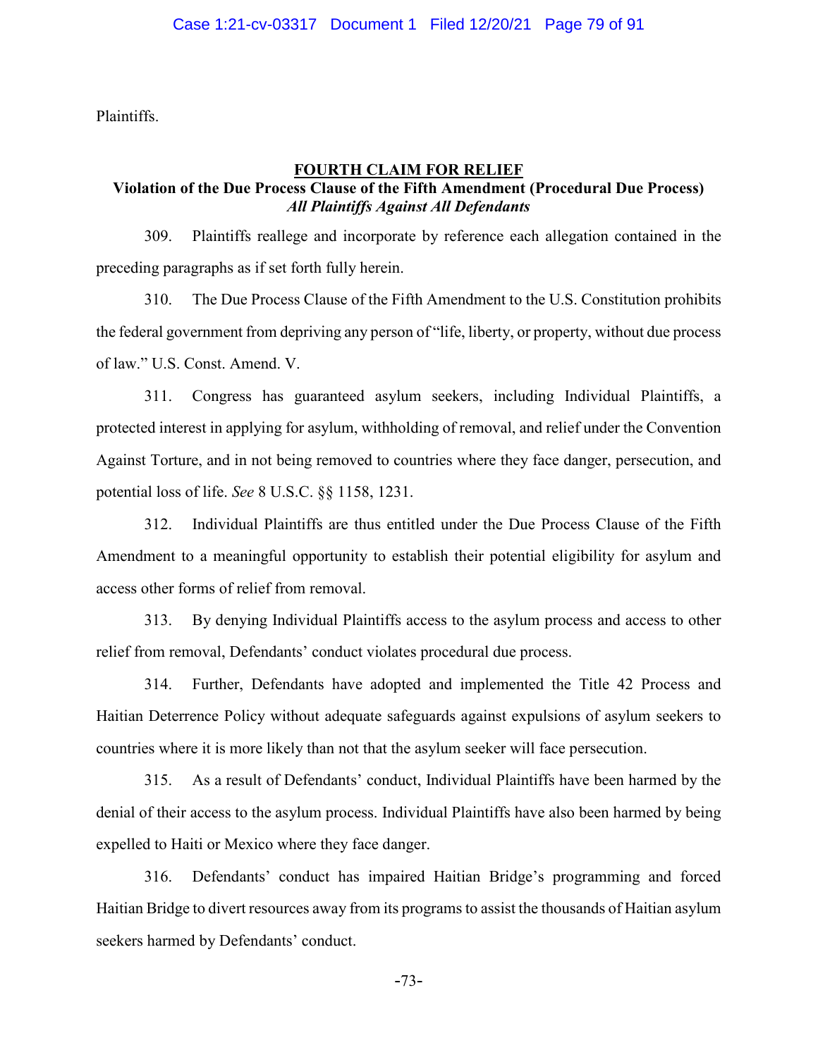Plaintiffs.

## FOURTH CLAIM FOR RELIEF

**Violation of the Due Process Clause of the Fifth Amendment (Procedural Due Process)**

***All Plaintiffs Against All Defendants***

309. Plaintiffs reallege and incorporate by reference each allegation contained in the preceding paragraphs as if set forth fully herein.

310. The Due Process Clause of the Fifth Amendment to the U.S. Constitution prohibits the federal government from depriving any person of "life, liberty, or property, without due process of law." U.S. Const. Amend. V.

311. Congress has guaranteed asylum seekers, including Individual Plaintiffs, a protected interest in applying for asylum, withholding of removal, and relief under the Convention Against Torture, and in not being removed to countries where they face danger, persecution, and potential loss of life. *See* 8 U.S.C. §§ 1158, 1231.

312. Individual Plaintiffs are thus entitled under the Due Process Clause of the Fifth Amendment to a meaningful opportunity to establish their potential eligibility for asylum and access other forms of relief from removal.

313. By denying Individual Plaintiffs access to the asylum process and access to other relief from removal, Defendants' conduct violates procedural due process.

314. Further, Defendants have adopted and implemented the Title 42 Process and Haitian Deterrence Policy without adequate safeguards against expulsions of asylum seekers to countries where it is more likely than not that the asylum seeker will face persecution.

315. As a result of Defendants' conduct, Individual Plaintiffs have been harmed by the denial of their access to the asylum process. Individual Plaintiffs have also been harmed by being expelled to Haiti or Mexico where they face danger.

316. Defendants' conduct has impaired Haitian Bridge's programming and forced Haitian Bridge to divert resources away from its programs to assist the thousands of Haitian asylum seekers harmed by Defendants' conduct.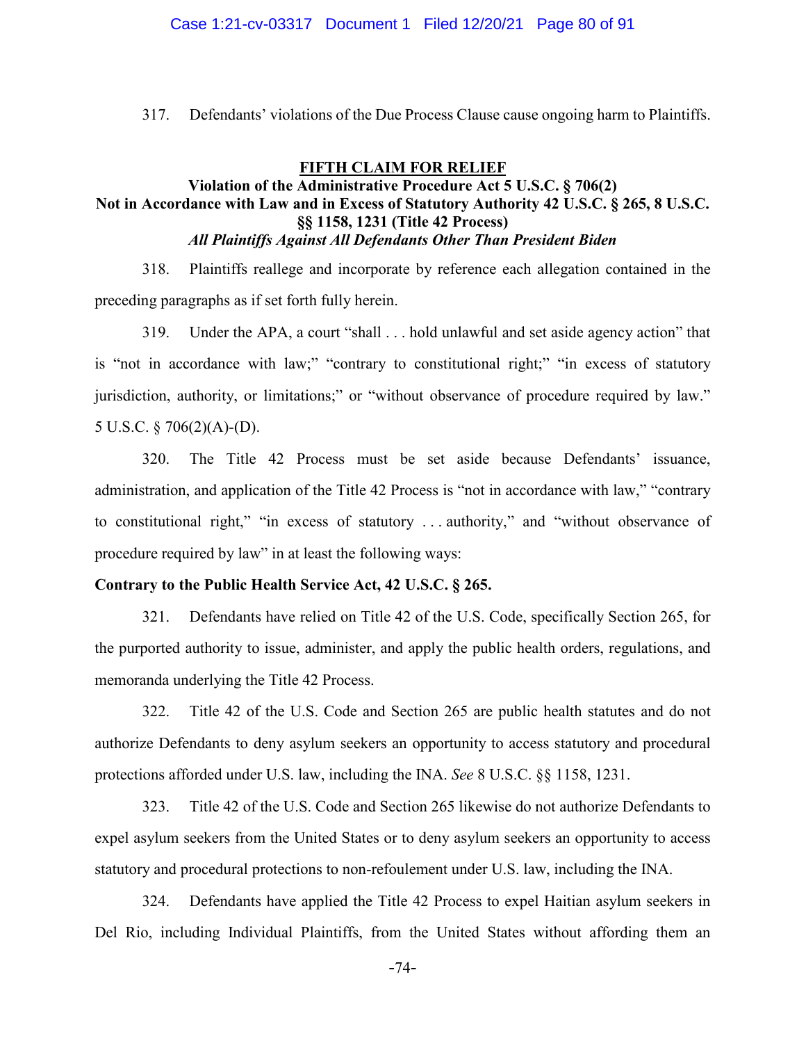317. Defendants' violations of the Due Process Clause cause ongoing harm to Plaintiffs.

## FIFTH CLAIM FOR RELIEF

### Violation of the Administrative Procedure Act 5 U.S.C. § 706(2) Not in Accordance with Law and in Excess of Statutory Authority 42 U.S.C. § 265, 8 U.S.C. §§ 1158, 1231 (Title 42 Process)

***All Plaintiffs Against All Defendants Other Than President Biden***

318. Plaintiffs reallege and incorporate by reference each allegation contained in the preceding paragraphs as if set forth fully herein.

319. Under the APA, a court "shall . . . hold unlawful and set aside agency action" that is "not in accordance with law;" "contrary to constitutional right;" "in excess of statutory jurisdiction, authority, or limitations;" or "without observance of procedure required by law." 5 U.S.C. § 706(2)(A)-(D).

320. The Title 42 Process must be set aside because Defendants' issuance, administration, and application of the Title 42 Process is "not in accordance with law," "contrary to constitutional right," "in excess of statutory . . . authority," and "without observance of procedure required by law" in at least the following ways:

**Contrary to the Public Health Service Act, 42 U.S.C. § 265.**

321. Defendants have relied on Title 42 of the U.S. Code, specifically Section 265, for the purported authority to issue, administer, and apply the public health orders, regulations, and memoranda underlying the Title 42 Process.

322. Title 42 of the U.S. Code and Section 265 are public health statutes and do not authorize Defendants to deny asylum seekers an opportunity to access statutory and procedural protections afforded under U.S. law, including the INA. *See* 8 U.S.C. §§ 1158, 1231.

323. Title 42 of the U.S. Code and Section 265 likewise do not authorize Defendants to expel asylum seekers from the United States or to deny asylum seekers an opportunity to access statutory and procedural protections to non-refoulement under U.S. law, including the INA.

324. Defendants have applied the Title 42 Process to expel Haitian asylum seekers in Del Rio, including Individual Plaintiffs, from the United States without affording them an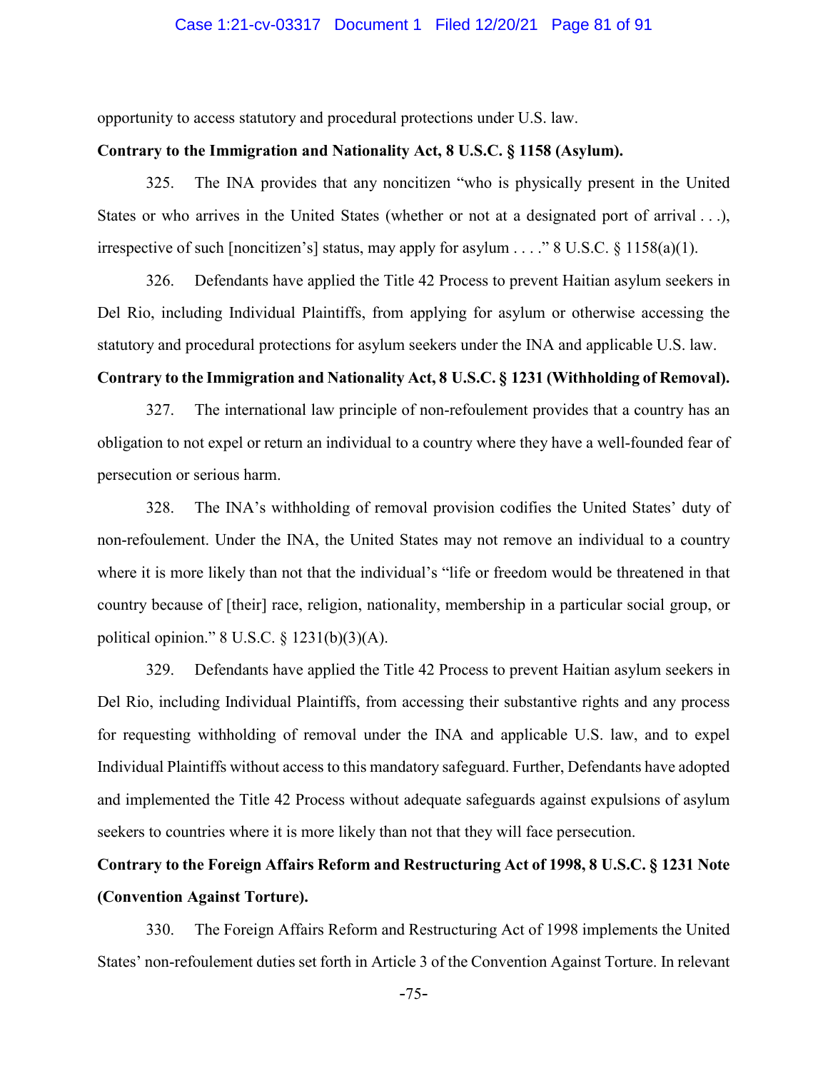opportunity to access statutory and procedural protections under U.S. law.

**Contrary to the Immigration and Nationality Act, 8 U.S.C. § 1158 (Asylum).**

325. The INA provides that any noncitizen "who is physically present in the United States or who arrives in the United States (whether or not at a designated port of arrival . . .), irrespective of such [noncitizen's] status, may apply for asylum . . . ." 8 U.S.C. § 1158(a)(1).

326. Defendants have applied the Title 42 Process to prevent Haitian asylum seekers in Del Rio, including Individual Plaintiffs, from applying for asylum or otherwise accessing the statutory and procedural protections for asylum seekers under the INA and applicable U.S. law.

**Contrary to the Immigration and Nationality Act, 8 U.S.C. § 1231 (Withholding of Removal).**

327. The international law principle of non-refoulement provides that a country has an obligation to not expel or return an individual to a country where they have a well-founded fear of persecution or serious harm.

328. The INA's withholding of removal provision codifies the United States' duty of non-refoulement. Under the INA, the United States may not remove an individual to a country where it is more likely than not that the individual's "life or freedom would be threatened in that country because of [their] race, religion, nationality, membership in a particular social group, or political opinion." 8 U.S.C. § 1231(b)(3)(A).

329. Defendants have applied the Title 42 Process to prevent Haitian asylum seekers in Del Rio, including Individual Plaintiffs, from accessing their substantive rights and any process for requesting withholding of removal under the INA and applicable U.S. law, and to expel Individual Plaintiffs without access to this mandatory safeguard. Further, Defendants have adopted and implemented the Title 42 Process without adequate safeguards against expulsions of asylum seekers to countries where it is more likely than not that they will face persecution.

**Contrary to the Foreign Affairs Reform and Restructuring Act of 1998, 8 U.S.C. § 1231 Note (Convention Against Torture).**

330. The Foreign Affairs Reform and Restructuring Act of 1998 implements the United States' non-refoulement duties set forth in Article 3 of the Convention Against Torture. In relevant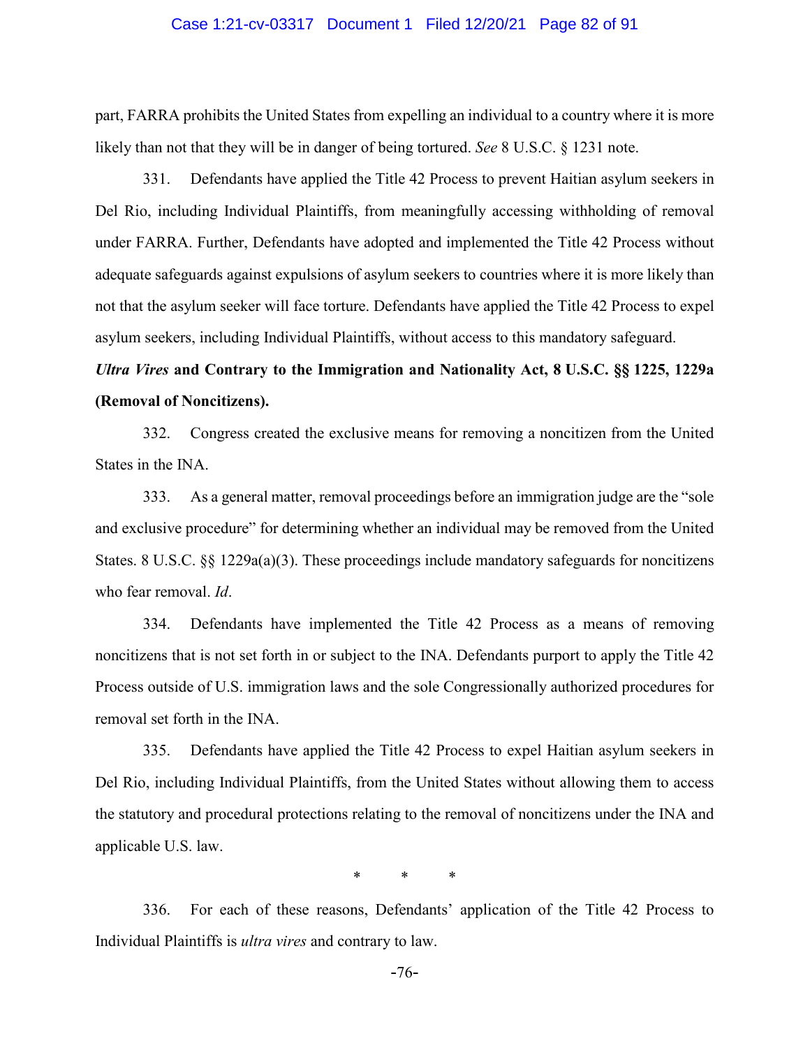part, FARRA prohibits the United States from expelling an individual to a country where it is more likely than not that they will be in danger of being tortured. *See* 8 U.S.C. § 1231 note.

331. Defendants have applied the Title 42 Process to prevent Haitian asylum seekers in Del Rio, including Individual Plaintiffs, from meaningfully accessing withholding of removal under FARRA. Further, Defendants have adopted and implemented the Title 42 Process without adequate safeguards against expulsions of asylum seekers to countries where it is more likely than not that the asylum seeker will face torture. Defendants have applied the Title 42 Process to expel asylum seekers, including Individual Plaintiffs, without access to this mandatory safeguard.

***Ultra Vires* and Contrary to the Immigration and Nationality Act, 8 U.S.C. §§ 1225, 1229a (Removal of Noncitizens).**

332. Congress created the exclusive means for removing a noncitizen from the United States in the INA.

333. As a general matter, removal proceedings before an immigration judge are the "sole and exclusive procedure" for determining whether an individual may be removed from the United States. 8 U.S.C. §§ 1229a(a)(3). These proceedings include mandatory safeguards for noncitizens who fear removal. *Id*.

334. Defendants have implemented the Title 42 Process as a means of removing noncitizens that is not set forth in or subject to the INA. Defendants purport to apply the Title 42 Process outside of U.S. immigration laws and the sole Congressionally authorized procedures for removal set forth in the INA.

335. Defendants have applied the Title 42 Process to expel Haitian asylum seekers in Del Rio, including Individual Plaintiffs, from the United States without allowing them to access the statutory and procedural protections relating to the removal of noncitizens under the INA and applicable U.S. law.

\* \* \*

336. For each of these reasons, Defendants' application of the Title 42 Process to Individual Plaintiffs is *ultra vires* and contrary to law.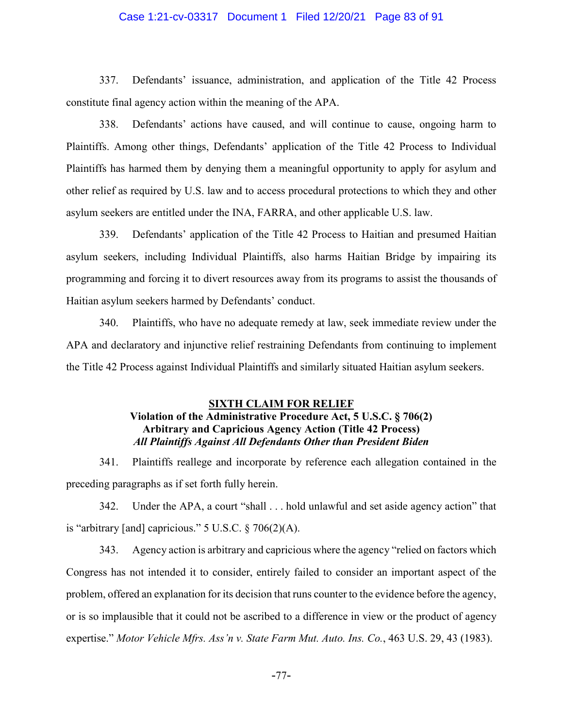337. Defendants' issuance, administration, and application of the Title 42 Process constitute final agency action within the meaning of the APA.

338. Defendants' actions have caused, and will continue to cause, ongoing harm to Plaintiffs. Among other things, Defendants' application of the Title 42 Process to Individual Plaintiffs has harmed them by denying them a meaningful opportunity to apply for asylum and other relief as required by U.S. law and to access procedural protections to which they and other asylum seekers are entitled under the INA, FARRA, and other applicable U.S. law.

339. Defendants' application of the Title 42 Process to Haitian and presumed Haitian asylum seekers, including Individual Plaintiffs, also harms Haitian Bridge by impairing its programming and forcing it to divert resources away from its programs to assist the thousands of Haitian asylum seekers harmed by Defendants' conduct.

340. Plaintiffs, who have no adequate remedy at law, seek immediate review under the APA and declaratory and injunctive relief restraining Defendants from continuing to implement the Title 42 Process against Individual Plaintiffs and similarly situated Haitian asylum seekers.

## SIXTH CLAIM FOR RELIEF
### Violation of the Administrative Procedure Act, 5 U.S.C. § 706(2) Arbitrary and Capricious Agency Action (Title 42 Process)
***All Plaintiffs Against All Defendants Other than President Biden***

341. Plaintiffs reallege and incorporate by reference each allegation contained in the preceding paragraphs as if set forth fully herein.

342. Under the APA, a court "shall . . . hold unlawful and set aside agency action" that is "arbitrary [and] capricious." 5 U.S.C. § 706(2)(A).

343. Agency action is arbitrary and capricious where the agency "relied on factors which Congress has not intended it to consider, entirely failed to consider an important aspect of the problem, offered an explanation for its decision that runs counter to the evidence before the agency, or is so implausible that it could not be ascribed to a difference in view or the product of agency expertise." *Motor Vehicle Mfrs. Ass'n v. State Farm Mut. Auto. Ins. Co.*, 463 U.S. 29, 43 (1983).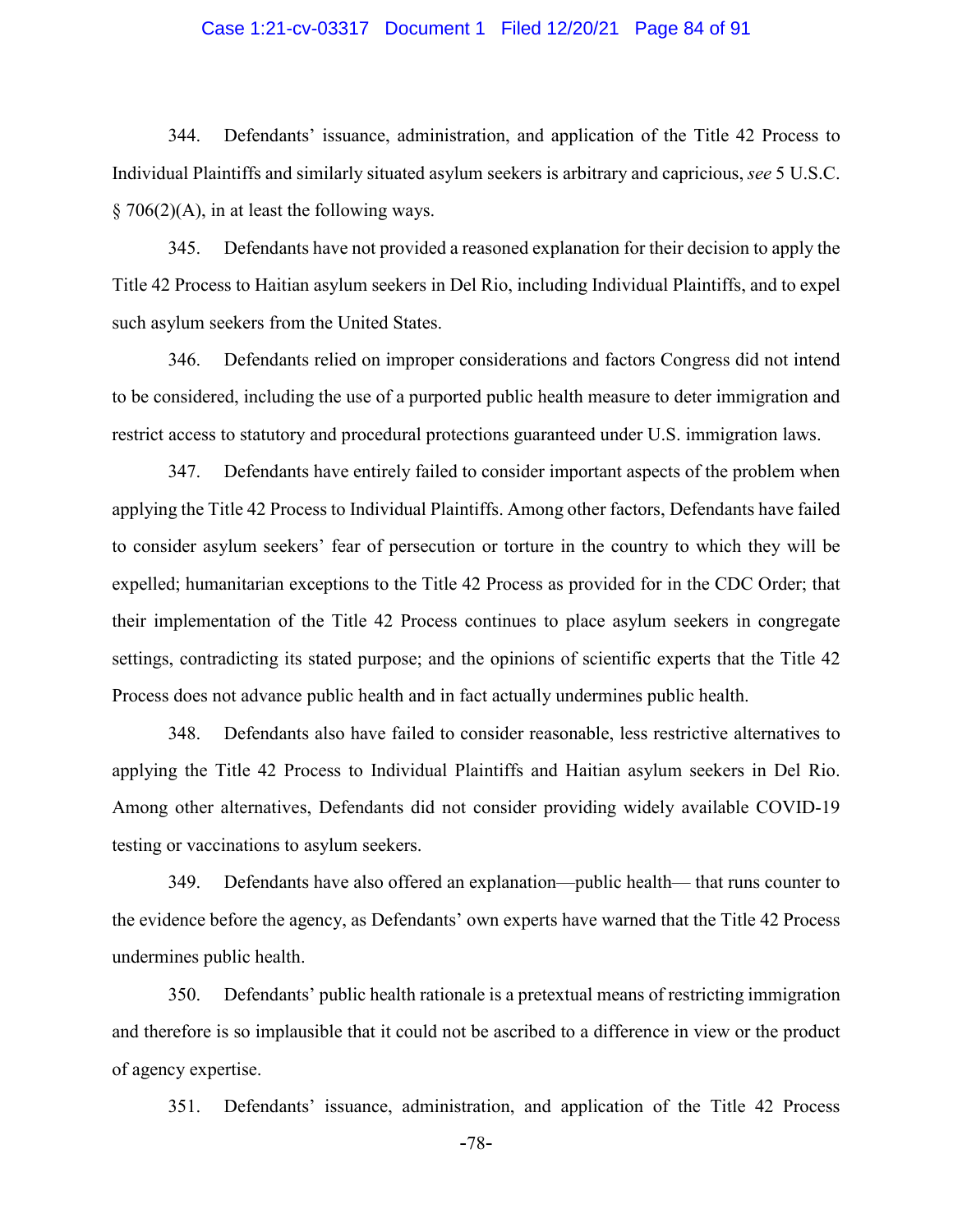344. Defendants' issuance, administration, and application of the Title 42 Process to Individual Plaintiffs and similarly situated asylum seekers is arbitrary and capricious, *see* 5 U.S.C. § 706(2)(A), in at least the following ways.

345. Defendants have not provided a reasoned explanation for their decision to apply the Title 42 Process to Haitian asylum seekers in Del Rio, including Individual Plaintiffs, and to expel such asylum seekers from the United States.

346. Defendants relied on improper considerations and factors Congress did not intend to be considered, including the use of a purported public health measure to deter immigration and restrict access to statutory and procedural protections guaranteed under U.S. immigration laws.

347. Defendants have entirely failed to consider important aspects of the problem when applying the Title 42 Process to Individual Plaintiffs. Among other factors, Defendants have failed to consider asylum seekers' fear of persecution or torture in the country to which they will be expelled; humanitarian exceptions to the Title 42 Process as provided for in the CDC Order; that their implementation of the Title 42 Process continues to place asylum seekers in congregate settings, contradicting its stated purpose; and the opinions of scientific experts that the Title 42 Process does not advance public health and in fact actually undermines public health.

348. Defendants also have failed to consider reasonable, less restrictive alternatives to applying the Title 42 Process to Individual Plaintiffs and Haitian asylum seekers in Del Rio. Among other alternatives, Defendants did not consider providing widely available COVID-19 testing or vaccinations to asylum seekers.

349. Defendants have also offered an explanation—public health— that runs counter to the evidence before the agency, as Defendants' own experts have warned that the Title 42 Process undermines public health.

350. Defendants' public health rationale is a pretextual means of restricting immigration and therefore is so implausible that it could not be ascribed to a difference in view or the product of agency expertise.

351. Defendants' issuance, administration, and application of the Title 42 Process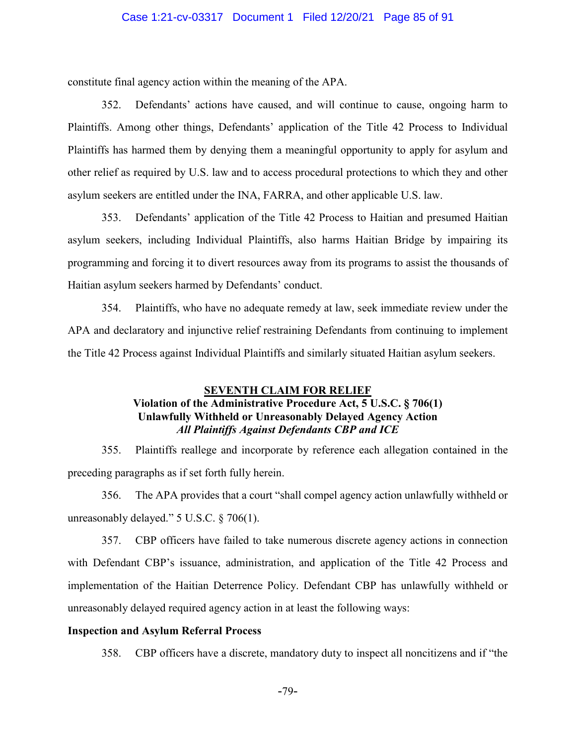constitute final agency action within the meaning of the APA.

352. Defendants' actions have caused, and will continue to cause, ongoing harm to Plaintiffs. Among other things, Defendants' application of the Title 42 Process to Individual Plaintiffs has harmed them by denying them a meaningful opportunity to apply for asylum and other relief as required by U.S. law and to access procedural protections to which they and other asylum seekers are entitled under the INA, FARRA, and other applicable U.S. law.

353. Defendants' application of the Title 42 Process to Haitian and presumed Haitian asylum seekers, including Individual Plaintiffs, also harms Haitian Bridge by impairing its programming and forcing it to divert resources away from its programs to assist the thousands of Haitian asylum seekers harmed by Defendants' conduct.

354. Plaintiffs, who have no adequate remedy at law, seek immediate review under the APA and declaratory and injunctive relief restraining Defendants from continuing to implement the Title 42 Process against Individual Plaintiffs and similarly situated Haitian asylum seekers.

## SEVENTH CLAIM FOR RELIEF

**Violation of the Administrative Procedure Act, 5 U.S.C. § 706(1)**
**Unlawfully Withheld or Unreasonably Delayed Agency Action**
***All Plaintiffs Against Defendants CBP and ICE***

355. Plaintiffs reallege and incorporate by reference each allegation contained in the preceding paragraphs as if set forth fully herein.

356. The APA provides that a court "shall compel agency action unlawfully withheld or unreasonably delayed." 5 U.S.C. § 706(1).

357. CBP officers have failed to take numerous discrete agency actions in connection with Defendant CBP's issuance, administration, and application of the Title 42 Process and implementation of the Haitian Deterrence Policy. Defendant CBP has unlawfully withheld or unreasonably delayed required agency action in at least the following ways:

**Inspection and Asylum Referral Process**

358. CBP officers have a discrete, mandatory duty to inspect all noncitizens and if "the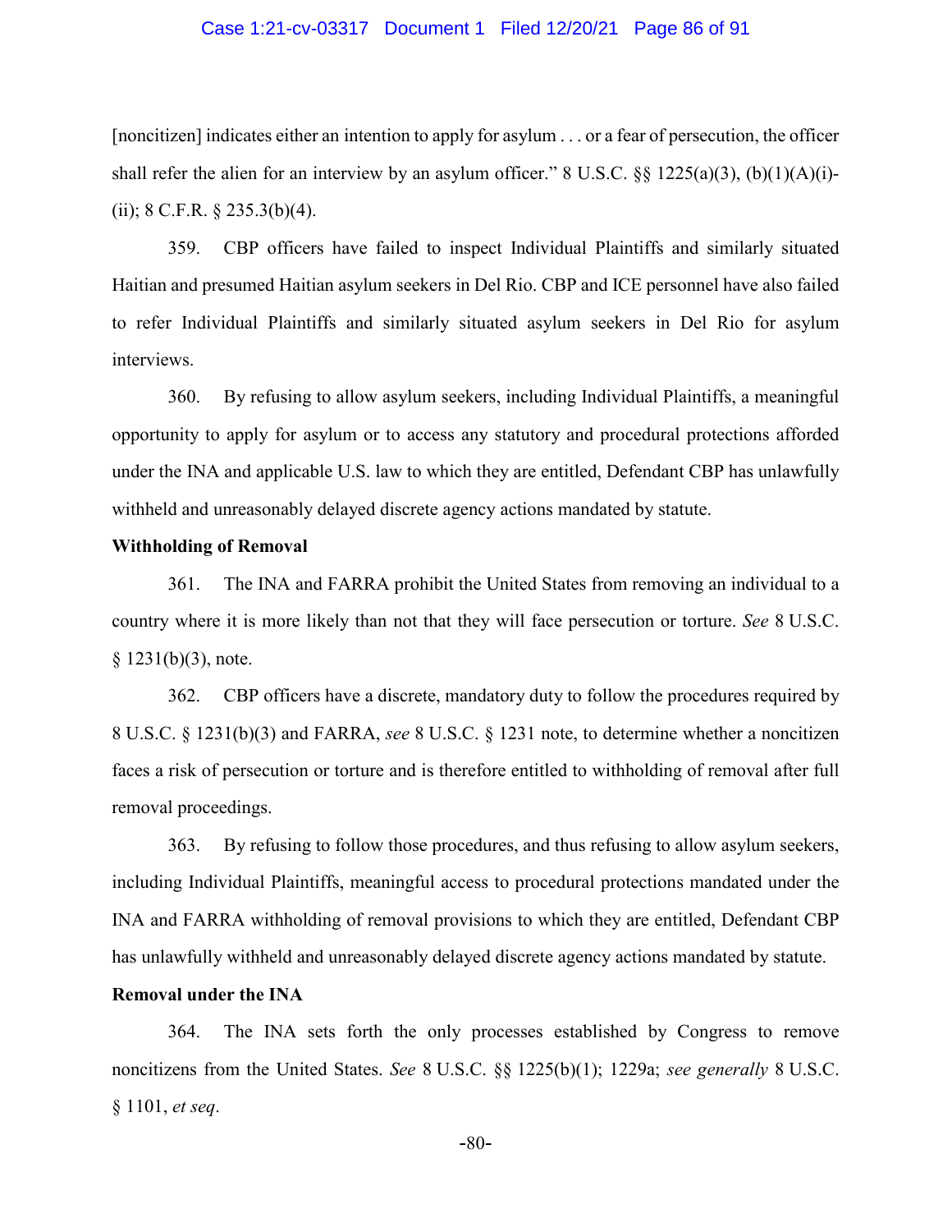[noncitizen] indicates either an intention to apply for asylum . . . or a fear of persecution, the officer shall refer the alien for an interview by an asylum officer." 8 U.S.C. §§ 1225(a)(3), (b)(1)(A)(i)-(ii); 8 C.F.R. § 235.3(b)(4).

359. CBP officers have failed to inspect Individual Plaintiffs and similarly situated Haitian and presumed Haitian asylum seekers in Del Rio. CBP and ICE personnel have also failed to refer Individual Plaintiffs and similarly situated asylum seekers in Del Rio for asylum interviews.

360. By refusing to allow asylum seekers, including Individual Plaintiffs, a meaningful opportunity to apply for asylum or to access any statutory and procedural protections afforded under the INA and applicable U.S. law to which they are entitled, Defendant CBP has unlawfully withheld and unreasonably delayed discrete agency actions mandated by statute.

**Withholding of Removal**

361. The INA and FARRA prohibit the United States from removing an individual to a country where it is more likely than not that they will face persecution or torture. *See* 8 U.S.C. § 1231(b)(3), note.

362. CBP officers have a discrete, mandatory duty to follow the procedures required by 8 U.S.C. § 1231(b)(3) and FARRA, *see* 8 U.S.C. § 1231 note, to determine whether a noncitizen faces a risk of persecution or torture and is therefore entitled to withholding of removal after full removal proceedings.

363. By refusing to follow those procedures, and thus refusing to allow asylum seekers, including Individual Plaintiffs, meaningful access to procedural protections mandated under the INA and FARRA withholding of removal provisions to which they are entitled, Defendant CBP has unlawfully withheld and unreasonably delayed discrete agency actions mandated by statute.

**Removal under the INA**

364. The INA sets forth the only processes established by Congress to remove noncitizens from the United States. *See* 8 U.S.C. §§ 1225(b)(1); 1229a; *see generally* 8 U.S.C. § 1101, *et seq*.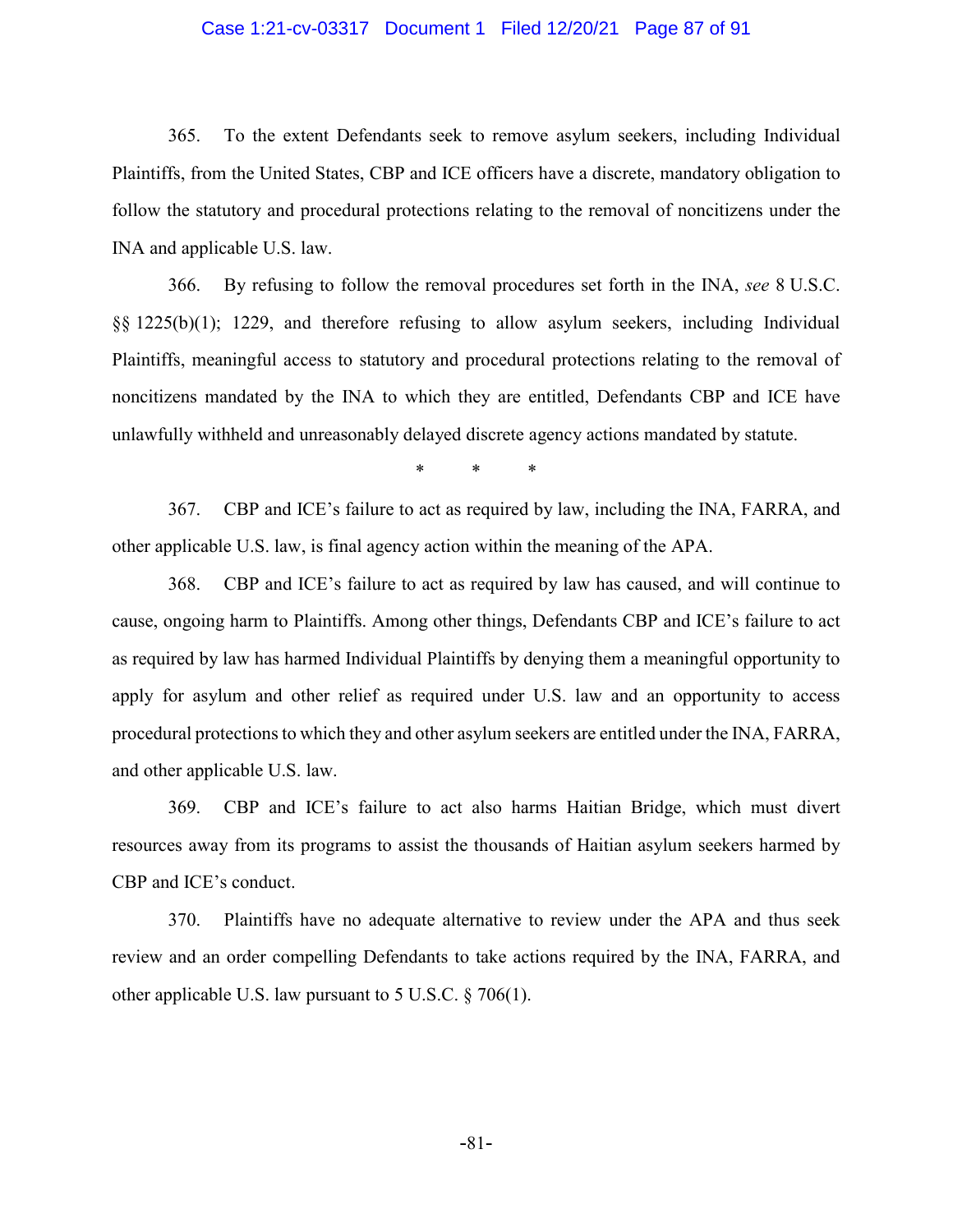365. To the extent Defendants seek to remove asylum seekers, including Individual Plaintiffs, from the United States, CBP and ICE officers have a discrete, mandatory obligation to follow the statutory and procedural protections relating to the removal of noncitizens under the INA and applicable U.S. law.

366. By refusing to follow the removal procedures set forth in the INA, *see* 8 U.S.C. §§ 1225(b)(1); 1229, and therefore refusing to allow asylum seekers, including Individual Plaintiffs, meaningful access to statutory and procedural protections relating to the removal of noncitizens mandated by the INA to which they are entitled, Defendants CBP and ICE have unlawfully withheld and unreasonably delayed discrete agency actions mandated by statute.

\* \* \*

367. CBP and ICE's failure to act as required by law, including the INA, FARRA, and other applicable U.S. law, is final agency action within the meaning of the APA.

368. CBP and ICE's failure to act as required by law has caused, and will continue to cause, ongoing harm to Plaintiffs. Among other things, Defendants CBP and ICE's failure to act as required by law has harmed Individual Plaintiffs by denying them a meaningful opportunity to apply for asylum and other relief as required under U.S. law and an opportunity to access procedural protections to which they and other asylum seekers are entitled under the INA, FARRA, and other applicable U.S. law.

369. CBP and ICE's failure to act also harms Haitian Bridge, which must divert resources away from its programs to assist the thousands of Haitian asylum seekers harmed by CBP and ICE's conduct.

370. Plaintiffs have no adequate alternative to review under the APA and thus seek review and an order compelling Defendants to take actions required by the INA, FARRA, and other applicable U.S. law pursuant to 5 U.S.C. § 706(1).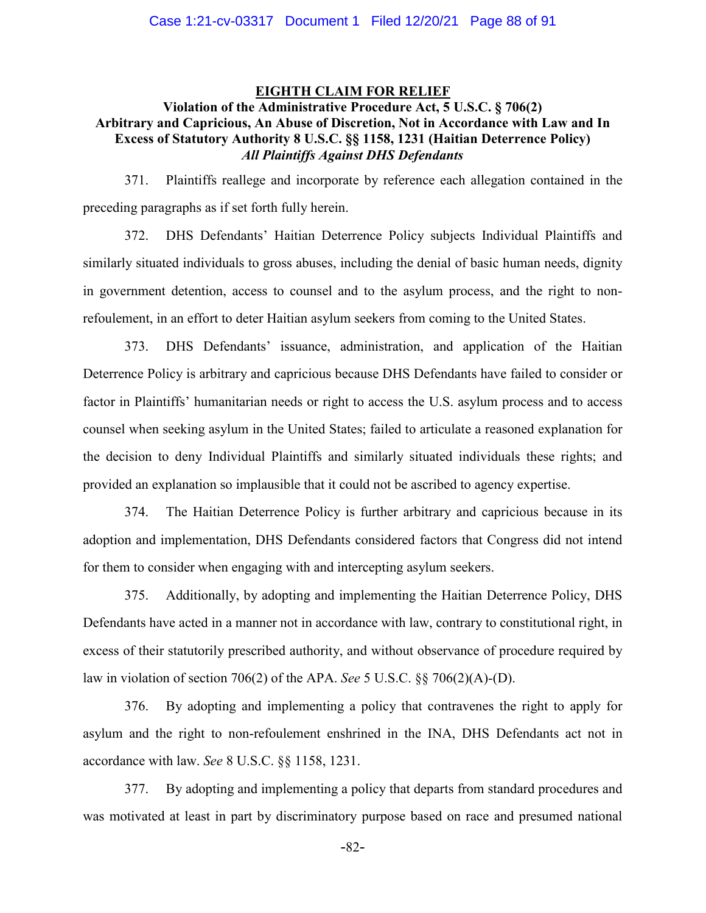## EIGHTH CLAIM FOR RELIEF

### Violation of the Administrative Procedure Act, 5 U.S.C. § 706(2) Arbitrary and Capricious, An Abuse of Discretion, Not in Accordance with Law and In Excess of Statutory Authority 8 U.S.C. §§ 1158, 1231 (Haitian Deterrence Policy)

### *All Plaintiffs Against DHS Defendants*

371. Plaintiffs reallege and incorporate by reference each allegation contained in the preceding paragraphs as if set forth fully herein.

372. DHS Defendants' Haitian Deterrence Policy subjects Individual Plaintiffs and similarly situated individuals to gross abuses, including the denial of basic human needs, dignity in government detention, access to counsel and to the asylum process, and the right to non-refoulement, in an effort to deter Haitian asylum seekers from coming to the United States.

373. DHS Defendants' issuance, administration, and application of the Haitian Deterrence Policy is arbitrary and capricious because DHS Defendants have failed to consider or factor in Plaintiffs' humanitarian needs or right to access the U.S. asylum process and to access counsel when seeking asylum in the United States; failed to articulate a reasoned explanation for the decision to deny Individual Plaintiffs and similarly situated individuals these rights; and provided an explanation so implausible that it could not be ascribed to agency expertise.

374. The Haitian Deterrence Policy is further arbitrary and capricious because in its adoption and implementation, DHS Defendants considered factors that Congress did not intend for them to consider when engaging with and intercepting asylum seekers.

375. Additionally, by adopting and implementing the Haitian Deterrence Policy, DHS Defendants have acted in a manner not in accordance with law, contrary to constitutional right, in excess of their statutorily prescribed authority, and without observance of procedure required by law in violation of section 706(2) of the APA. *See* 5 U.S.C. §§ 706(2)(A)-(D).

376. By adopting and implementing a policy that contravenes the right to apply for asylum and the right to non-refoulement enshrined in the INA, DHS Defendants act not in accordance with law. *See* 8 U.S.C. §§ 1158, 1231.

377. By adopting and implementing a policy that departs from standard procedures and was motivated at least in part by discriminatory purpose based on race and presumed national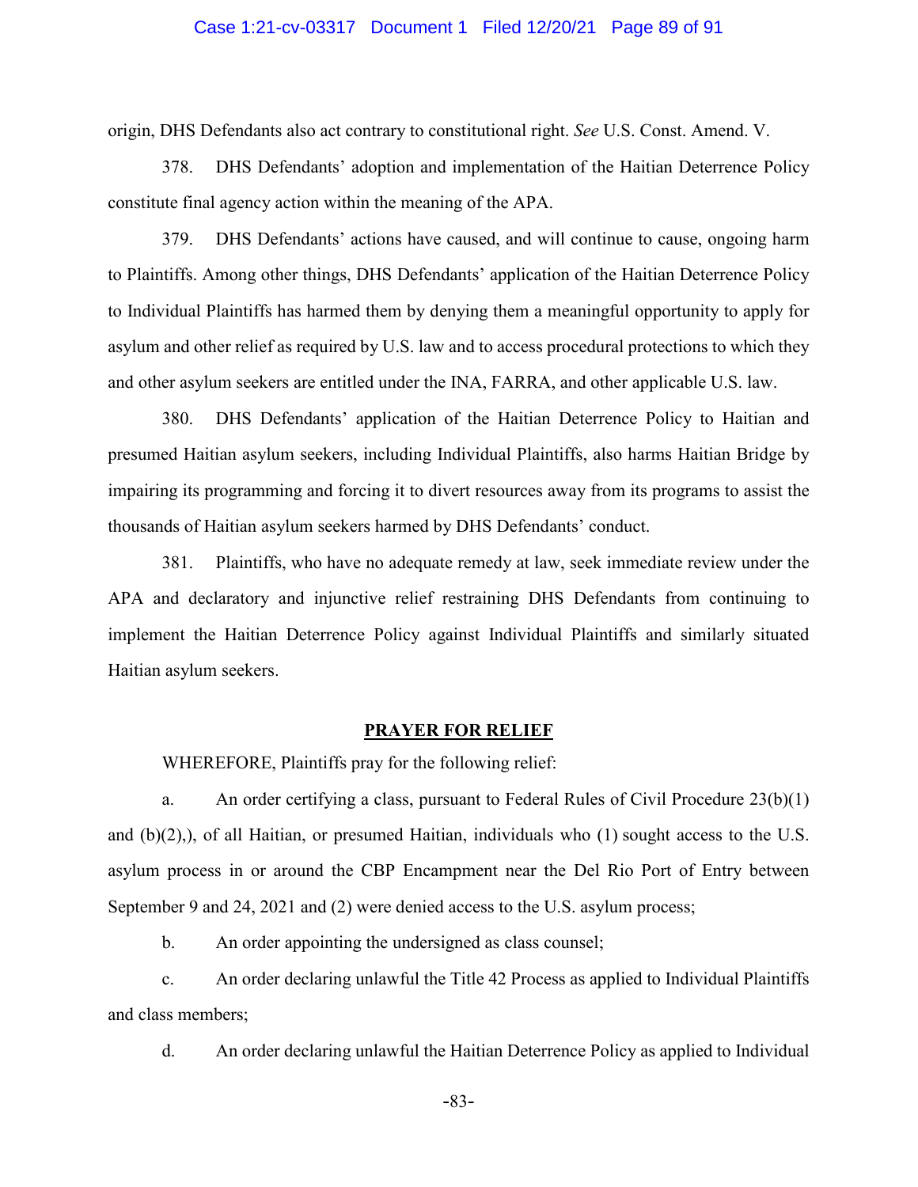origin, DHS Defendants also act contrary to constitutional right. *See* U.S. Const. Amend. V.

378. DHS Defendants' adoption and implementation of the Haitian Deterrence Policy constitute final agency action within the meaning of the APA.

379. DHS Defendants' actions have caused, and will continue to cause, ongoing harm to Plaintiffs. Among other things, DHS Defendants' application of the Haitian Deterrence Policy to Individual Plaintiffs has harmed them by denying them a meaningful opportunity to apply for asylum and other relief as required by U.S. law and to access procedural protections to which they and other asylum seekers are entitled under the INA, FARRA, and other applicable U.S. law.

380. DHS Defendants' application of the Haitian Deterrence Policy to Haitian and presumed Haitian asylum seekers, including Individual Plaintiffs, also harms Haitian Bridge by impairing its programming and forcing it to divert resources away from its programs to assist the thousands of Haitian asylum seekers harmed by DHS Defendants' conduct.

381. Plaintiffs, who have no adequate remedy at law, seek immediate review under the APA and declaratory and injunctive relief restraining DHS Defendants from continuing to implement the Haitian Deterrence Policy against Individual Plaintiffs and similarly situated Haitian asylum seekers.

## PRAYER FOR RELIEF

WHEREFORE, Plaintiffs pray for the following relief:

a. An order certifying a class, pursuant to Federal Rules of Civil Procedure 23(b)(1) and (b)(2),), of all Haitian, or presumed Haitian, individuals who (1) sought access to the U.S. asylum process in or around the CBP Encampment near the Del Rio Port of Entry between September 9 and 24, 2021 and (2) were denied access to the U.S. asylum process;

b. An order appointing the undersigned as class counsel;

c. An order declaring unlawful the Title 42 Process as applied to Individual Plaintiffs and class members;

d. An order declaring unlawful the Haitian Deterrence Policy as applied to Individual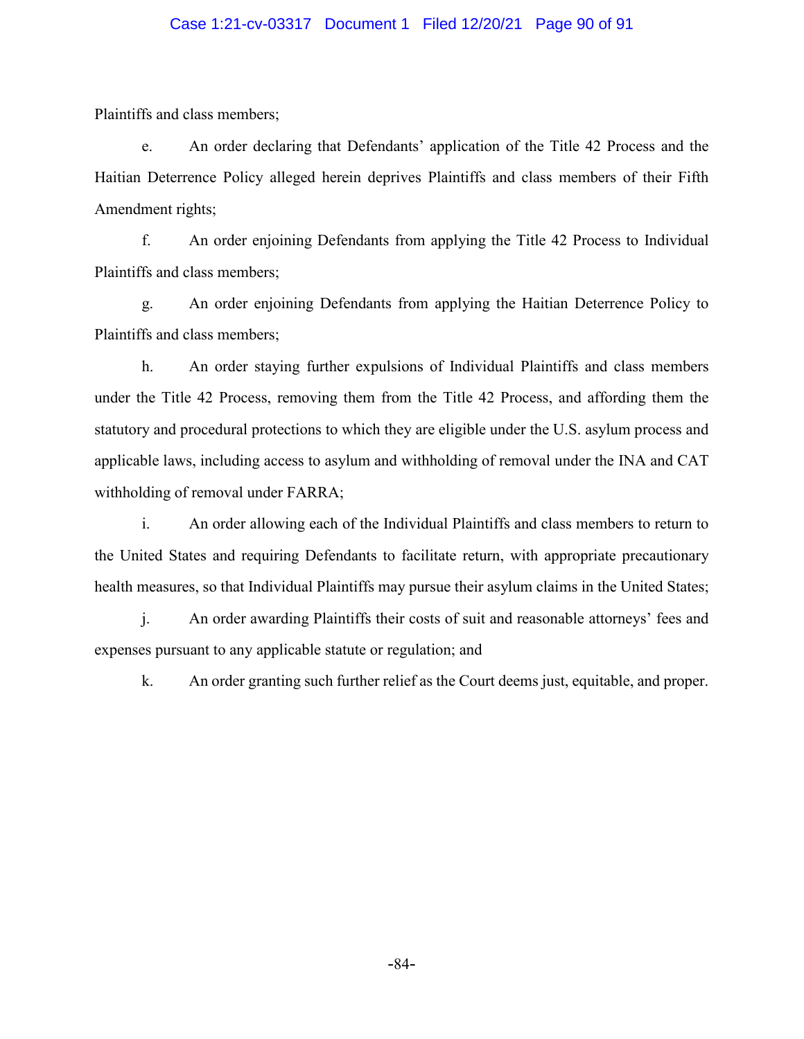Plaintiffs and class members;

e. An order declaring that Defendants' application of the Title 42 Process and the Haitian Deterrence Policy alleged herein deprives Plaintiffs and class members of their Fifth Amendment rights;

f. An order enjoining Defendants from applying the Title 42 Process to Individual Plaintiffs and class members;

g. An order enjoining Defendants from applying the Haitian Deterrence Policy to Plaintiffs and class members;

h. An order staying further expulsions of Individual Plaintiffs and class members under the Title 42 Process, removing them from the Title 42 Process, and affording them the statutory and procedural protections to which they are eligible under the U.S. asylum process and applicable laws, including access to asylum and withholding of removal under the INA and CAT withholding of removal under FARRA;

i. An order allowing each of the Individual Plaintiffs and class members to return to the United States and requiring Defendants to facilitate return, with appropriate precautionary health measures, so that Individual Plaintiffs may pursue their asylum claims in the United States;

j. An order awarding Plaintiffs their costs of suit and reasonable attorneys' fees and expenses pursuant to any applicable statute or regulation; and

k. An order granting such further relief as the Court deems just, equitable, and proper.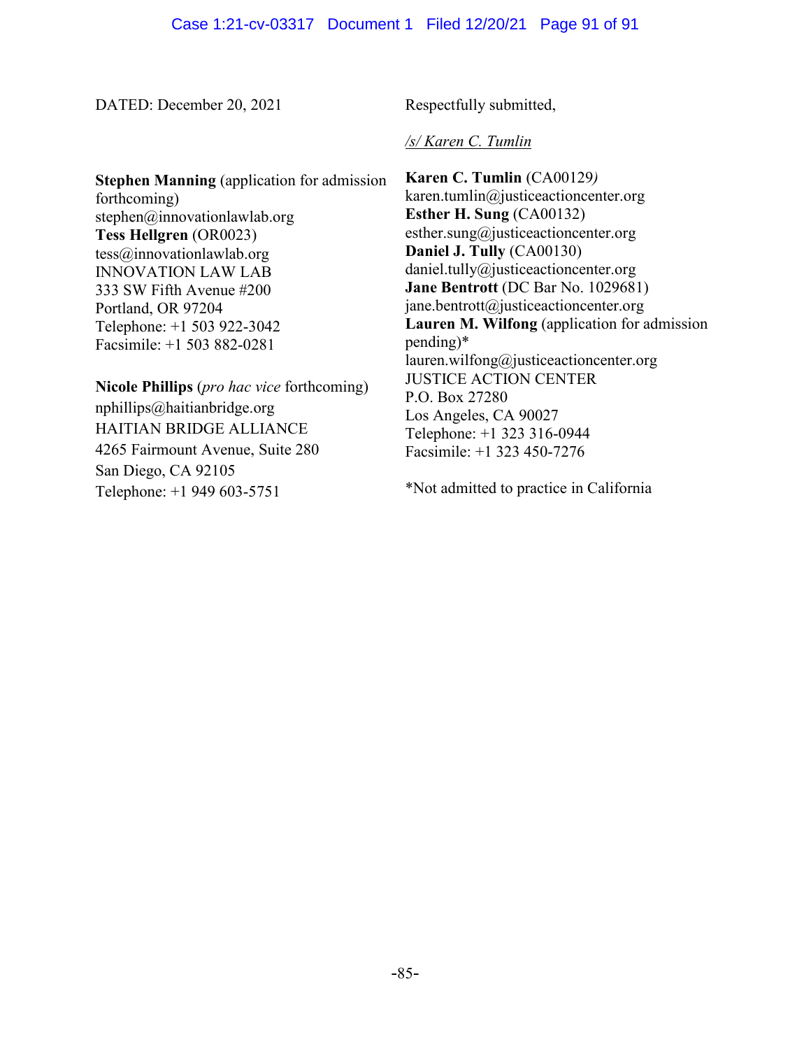DATED: December 20, 2021

Respectfully submitted,

*/s/ Karen C. Tumlin*

**Karen C. Tumlin** (CA00129*)*
karen.tumlin@justiceactioncenter.org
**Esther H. Sung** (CA00132)
esther.sung@justiceactioncenter.org
**Daniel J. Tully** (CA00130)
daniel.tully@justiceactioncenter.org
**Jane Bentrott** (DC Bar No. 1029681)
jane.bentrott@justiceactioncenter.org
**Lauren M. Wilfong** (application for admission pending)*
lauren.wilfong@justiceactioncenter.org
JUSTICE ACTION CENTER
P.O. Box 27280
Los Angeles, CA 90027
Telephone: +1 323 316-0944
Facsimile: +1 323 450-7276

*Not admitted to practice in California

**Stephen Manning** (application for admission forthcoming)
stephen@innovationlawlab.org
**Tess Hellgren** (OR0023)
tess@innovationlawlab.org
INNOVATION LAW LAB
333 SW Fifth Avenue #200
Portland, OR 97204
Telephone: +1 503 922-3042
Facsimile: +1 503 882-0281

**Nicole Phillips** (*pro hac vice* forthcoming)
nphillips@haitianbridge.org
HAITIAN BRIDGE ALLIANCE
4265 Fairmount Avenue, Suite 280
San Diego, CA 92105
Telephone: +1 949 603-5751